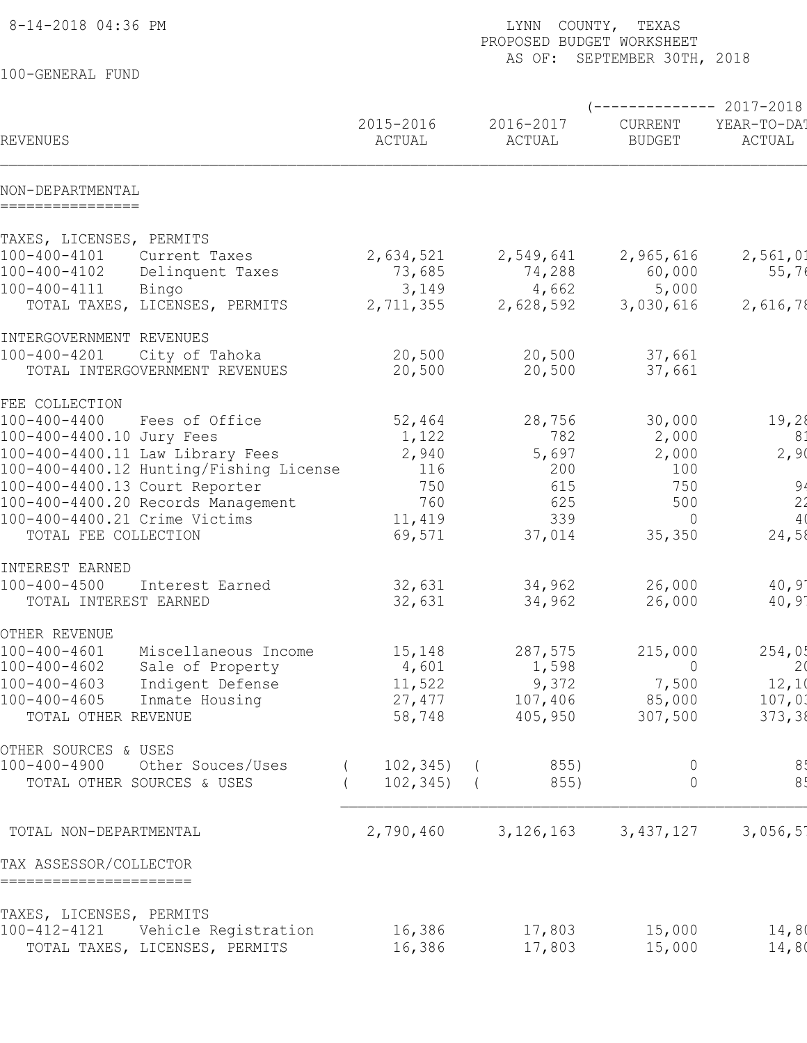8-14-2018 04:36 PM

LYNN COUNTY, TEXAS
PROPOSED BUDGET WORKSHEET
AS OF: SEPTEMBER 30TH, 2018

100-GENERAL FUND

| REVENUES | 2015-2016 ACTUAL | 2016-2017 ACTUAL | 2017-2018 CURRENT BUDGET | 2017-2018 YEAR-TO-DAT ACTUAL |
|---|---|---|---|---|
| **NON-DEPARTMENTAL** | | | | |
| TAXES, LICENSES, PERMITS | | | | |
| 100-400-4101 Current Taxes | 2,634,521 | 2,549,641 | 2,965,616 | 2,561,01 |
| 100-400-4102 Delinquent Taxes | 73,685 | 74,288 | 60,000 | 55,76 |
| 100-400-4111 Bingo | 3,149 | 4,662 | 5,000 | |
| TOTAL TAXES, LICENSES, PERMITS | 2,711,355 | 2,628,592 | 3,030,616 | 2,616,78 |
| INTERGOVERNMENT REVENUES | | | | |
| 100-400-4201 City of Tahoka | 20,500 | 20,500 | 37,661 | |
| TOTAL INTERGOVERNMENT REVENUES | 20,500 | 20,500 | 37,661 | |
| FEE COLLECTION | | | | |
| 100-400-4400 Fees of Office | 52,464 | 28,756 | 30,000 | 19,28 |
| 100-400-4400.10 Jury Fees | 1,122 | 782 | 2,000 | 81 |
| 100-400-4400.11 Law Library Fees | 2,940 | 5,697 | 2,000 | 2,90 |
| 100-400-4400.12 Hunting/Fishing License | 116 | 200 | 100 | |
| 100-400-4400.13 Court Reporter | 750 | 615 | 750 | 94 |
| 100-400-4400.20 Records Management | 760 | 625 | 500 | 22 |
| 100-400-4400.21 Crime Victims | 11,419 | 339 | 0 | 40 |
| TOTAL FEE COLLECTION | 69,571 | 37,014 | 35,350 | 24,58 |
| INTEREST EARNED | | | | |
| 100-400-4500 Interest Earned | 32,631 | 34,962 | 26,000 | 40,97 |
| TOTAL INTEREST EARNED | 32,631 | 34,962 | 26,000 | 40,97 |
| OTHER REVENUE | | | | |
| 100-400-4601 Miscellaneous Income | 15,148 | 287,575 | 215,000 | 254,05 |
| 100-400-4602 Sale of Property | 4,601 | 1,598 | 0 | 20 |
| 100-400-4603 Indigent Defense | 11,522 | 9,372 | 7,500 | 12,10 |
| 100-400-4605 Inmate Housing | 27,477 | 107,406 | 85,000 | 107,03 |
| TOTAL OTHER REVENUE | 58,748 | 405,950 | 307,500 | 373,38 |
| OTHER SOURCES & USES | | | | |
| 100-400-4900 Other Souces/Uses | ( 102,345) | ( 855) | 0 | 85 |
| TOTAL OTHER SOURCES & USES | ( 102,345) | ( 855) | 0 | 85 |
| TOTAL NON-DEPARTMENTAL | 2,790,460 | 3,126,163 | 3,437,127 | 3,056,57 |
| **TAX ASSESSOR/COLLECTOR** | | | | |
| TAXES, LICENSES, PERMITS | | | | |
| 100-412-4121 Vehicle Registration | 16,386 | 17,803 | 15,000 | 14,80 |
| TOTAL TAXES, LICENSES, PERMITS | 16,386 | 17,803 | 15,000 | 14,80 |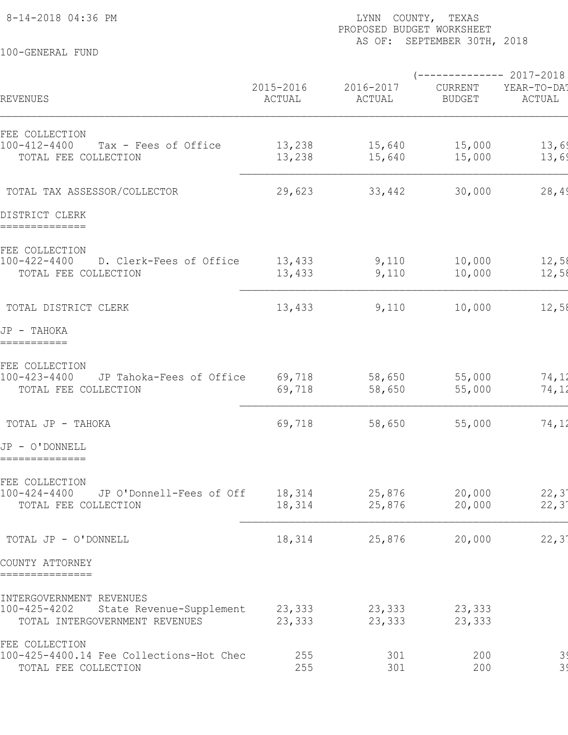8-14-2018 04:36 PM

LYNN COUNTY, TEXAS
PROPOSED BUDGET WORKSHEET
AS OF: SEPTEMBER 30TH, 2018

100-GENERAL FUND

| REVENUES | 2015-2016 ACTUAL | 2016-2017 ACTUAL | (-------------- 2017-2018 CURRENT BUDGET | YEAR-TO-DAT ACTUAL |
|---|---|---|---|---|
| FEE COLLECTION | | | | |
| 100-412-4400 Tax - Fees of Office | 13,238 | 15,640 | 15,000 | 13,69 |
| TOTAL FEE COLLECTION | 13,238 | 15,640 | 15,000 | 13,69 |
| TOTAL TAX ASSESSOR/COLLECTOR | 29,623 | 33,442 | 30,000 | 28,49 |
| **DISTRICT CLERK** | | | | |
| FEE COLLECTION | | | | |
| 100-422-4400 D. Clerk-Fees of Office | 13,433 | 9,110 | 10,000 | 12,58 |
| TOTAL FEE COLLECTION | 13,433 | 9,110 | 10,000 | 12,58 |
| TOTAL DISTRICT CLERK | 13,433 | 9,110 | 10,000 | 12,58 |
| **JP - TAHOKA** | | | | |
| FEE COLLECTION | | | | |
| 100-423-4400 JP Tahoka-Fees of Office | 69,718 | 58,650 | 55,000 | 74,12 |
| TOTAL FEE COLLECTION | 69,718 | 58,650 | 55,000 | 74,12 |
| TOTAL JP - TAHOKA | 69,718 | 58,650 | 55,000 | 74,12 |
| **JP - O'DONNELL** | | | | |
| FEE COLLECTION | | | | |
| 100-424-4400 JP O'Donnell-Fees of Off | 18,314 | 25,876 | 20,000 | 22,37 |
| TOTAL FEE COLLECTION | 18,314 | 25,876 | 20,000 | 22,37 |
| TOTAL JP - O'DONNELL | 18,314 | 25,876 | 20,000 | 22,37 |
| **COUNTY ATTORNEY** | | | | |
| INTERGOVERNMENT REVENUES | | | | |
| 100-425-4202 State Revenue-Supplement | 23,333 | 23,333 | 23,333 | |
| TOTAL INTERGOVERNMENT REVENUES | 23,333 | 23,333 | 23,333 | |
| FEE COLLECTION | | | | |
| 100-425-4400.14 Fee Collections-Hot Chec | 255 | 301 | 200 | 39 |
| TOTAL FEE COLLECTION | 255 | 301 | 200 | 39 |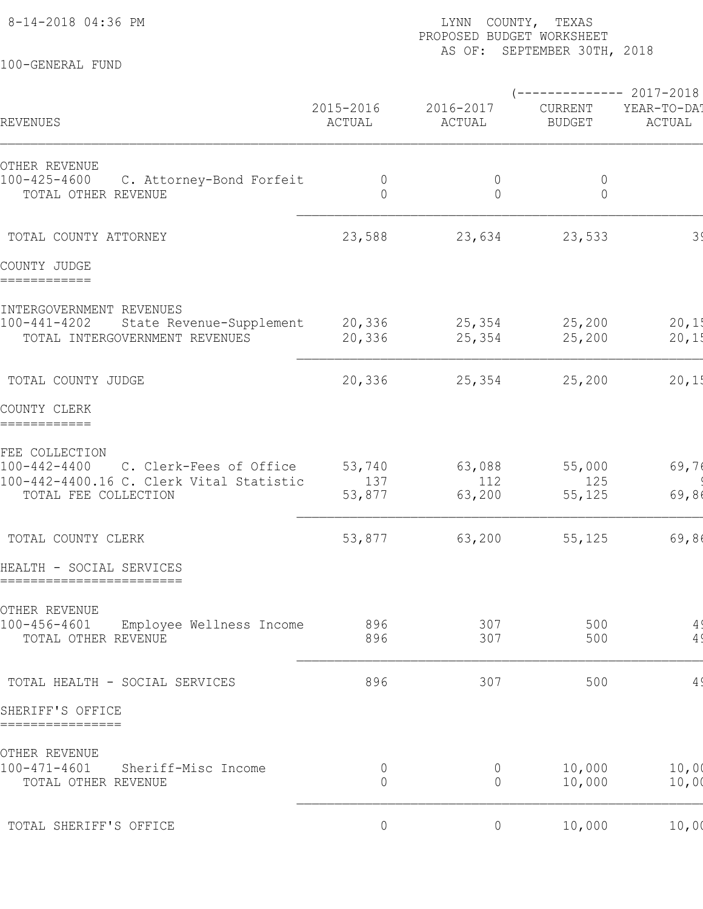LYNN COUNTY, TEXAS
PROPOSED BUDGET WORKSHEET
AS OF: SEPTEMBER 30TH, 2018

100-GENERAL FUND

| REVENUES | 2015-2016 ACTUAL | 2016-2017 ACTUAL | (-------------- 2017-2018 CURRENT BUDGET | YEAR-TO-DAT ACTUAL |
|---|---|---|---|---|
| OTHER REVENUE | | | | |
| 100-425-4600 C. Attorney-Bond Forfeit | 0 | 0 | 0 | |
| TOTAL OTHER REVENUE | 0 | 0 | 0 | |
| TOTAL COUNTY ATTORNEY | 23,588 | 23,634 | 23,533 | 39 |
| **COUNTY JUDGE** | | | | |
| INTERGOVERNMENT REVENUES | | | | |
| 100-441-4202 State Revenue-Supplement | 20,336 | 25,354 | 25,200 | 20,15 |
| TOTAL INTERGOVERNMENT REVENUES | 20,336 | 25,354 | 25,200 | 20,15 |
| TOTAL COUNTY JUDGE | 20,336 | 25,354 | 25,200 | 20,15 |
| **COUNTY CLERK** | | | | |
| FEE COLLECTION | | | | |
| 100-442-4400 C. Clerk-Fees of Office | 53,740 | 63,088 | 55,000 | 69,76 |
| 100-442-4400.16 C. Clerk Vital Statistic | 137 | 112 | 125 | 9 |
| TOTAL FEE COLLECTION | 53,877 | 63,200 | 55,125 | 69,86 |
| TOTAL COUNTY CLERK | 53,877 | 63,200 | 55,125 | 69,86 |
| **HEALTH - SOCIAL SERVICES** | | | | |
| OTHER REVENUE | | | | |
| 100-456-4601 Employee Wellness Income | 896 | 307 | 500 | 49 |
| TOTAL OTHER REVENUE | 896 | 307 | 500 | 49 |
| TOTAL HEALTH - SOCIAL SERVICES | 896 | 307 | 500 | 49 |
| **SHERIFF'S OFFICE** | | | | |
| OTHER REVENUE | | | | |
| 100-471-4601 Sheriff-Misc Income | 0 | 0 | 10,000 | 10,00 |
| TOTAL OTHER REVENUE | 0 | 0 | 10,000 | 10,00 |
| TOTAL SHERIFF'S OFFICE | 0 | 0 | 10,000 | 10,00 |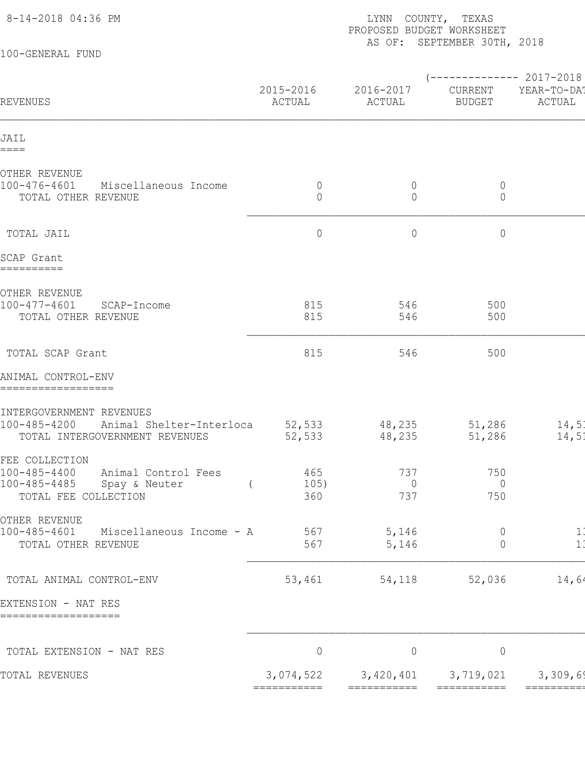8-14-2018 04:36 PM

LYNN COUNTY, TEXAS
PROPOSED BUDGET WORKSHEET
AS OF: SEPTEMBER 30TH, 2018

100-GENERAL FUND

| REVENUES | 2015-2016 ACTUAL | 2016-2017 ACTUAL | (-------------- 2017-2018 CURRENT BUDGET | YEAR-TO-DAT ACTUAL |
|---|---|---|---|---|
| **JAIL** | | | | |
| OTHER REVENUE | | | | |
| 100-476-4601 Miscellaneous Income | 0 | 0 | 0 | |
| TOTAL OTHER REVENUE | 0 | 0 | 0 | |
| TOTAL JAIL | 0 | 0 | 0 | |
| **SCAP Grant** | | | | |
| OTHER REVENUE | | | | |
| 100-477-4601 SCAP-Income | 815 | 546 | 500 | |
| TOTAL OTHER REVENUE | 815 | 546 | 500 | |
| TOTAL SCAP Grant | 815 | 546 | 500 | |
| **ANIMAL CONTROL-ENV** | | | | |
| INTERGOVERNMENT REVENUES | | | | |
| 100-485-4200 Animal Shelter-Interloca | 52,533 | 48,235 | 51,286 | 14,51 |
| TOTAL INTERGOVERNMENT REVENUES | 52,533 | 48,235 | 51,286 | 14,51 |
| FEE COLLECTION | | | | |
| 100-485-4400 Animal Control Fees | 465 | 737 | 750 | |
| 100-485-4485 Spay & Neuter | ( 105) | 0 | 0 | |
| TOTAL FEE COLLECTION | 360 | 737 | 750 | |
| OTHER REVENUE | | | | |
| 100-485-4601 Miscellaneous Income - A | 567 | 5,146 | 0 | 13 |
| TOTAL OTHER REVENUE | 567 | 5,146 | 0 | 13 |
| TOTAL ANIMAL CONTROL-ENV | 53,461 | 54,118 | 52,036 | 14,64 |
| **EXTENSION - NAT RES** | | | | |
| TOTAL EXTENSION - NAT RES | 0 | 0 | 0 | |
| TOTAL REVENUES | 3,074,522 | 3,420,401 | 3,719,021 | 3,309,69 |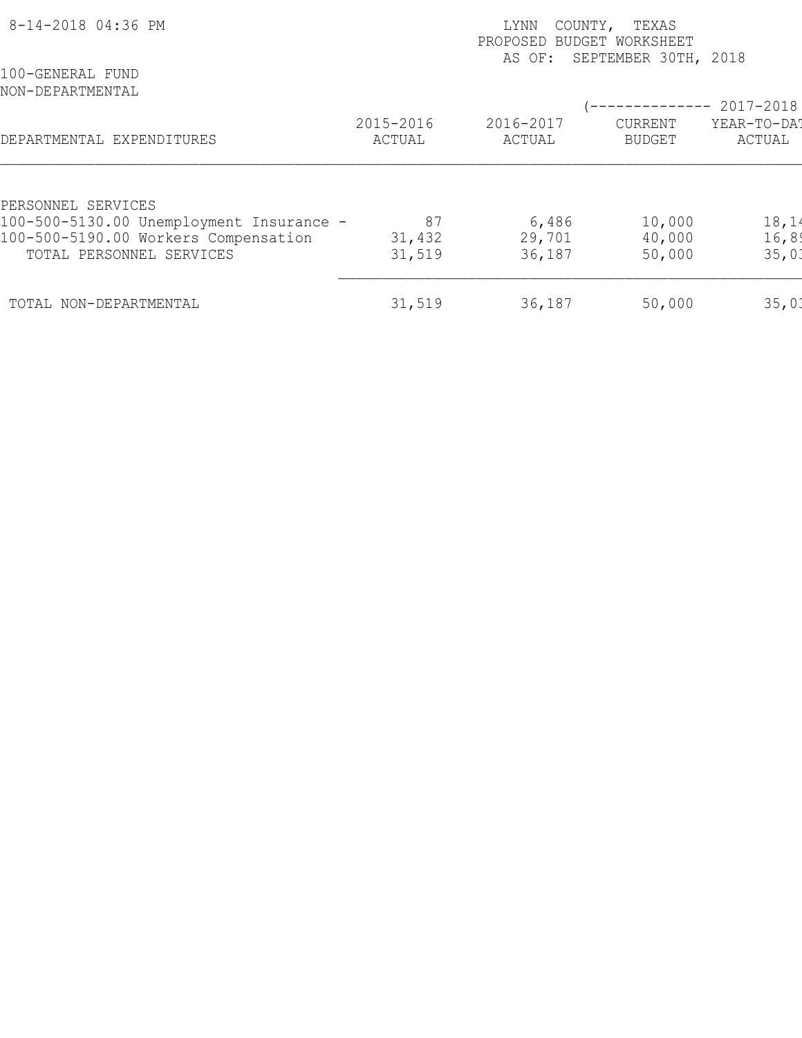8-14-2018 04:36 PM

LYNN COUNTY, TEXAS
PROPOSED BUDGET WORKSHEET
AS OF: SEPTEMBER 30TH, 2018

100-GENERAL FUND
NON-DEPARTMENTAL

| DEPARTMENTAL EXPENDITURES | 2015-2016 ACTUAL | 2016-2017 ACTUAL | (-------------- 2017-2018 CURRENT BUDGET | YEAR-TO-DAT ACTUAL |
|---|---|---|---|---|
| PERSONNEL SERVICES | | | | |
| 100-500-5130.00 Unemployment Insurance - | 87 | 6,486 | 10,000 | 18,14 |
| 100-500-5190.00 Workers Compensation | 31,432 | 29,701 | 40,000 | 16,89 |
| TOTAL PERSONNEL SERVICES | 31,519 | 36,187 | 50,000 | 35,03 |
| TOTAL NON-DEPARTMENTAL | 31,519 | 36,187 | 50,000 | 35,03 |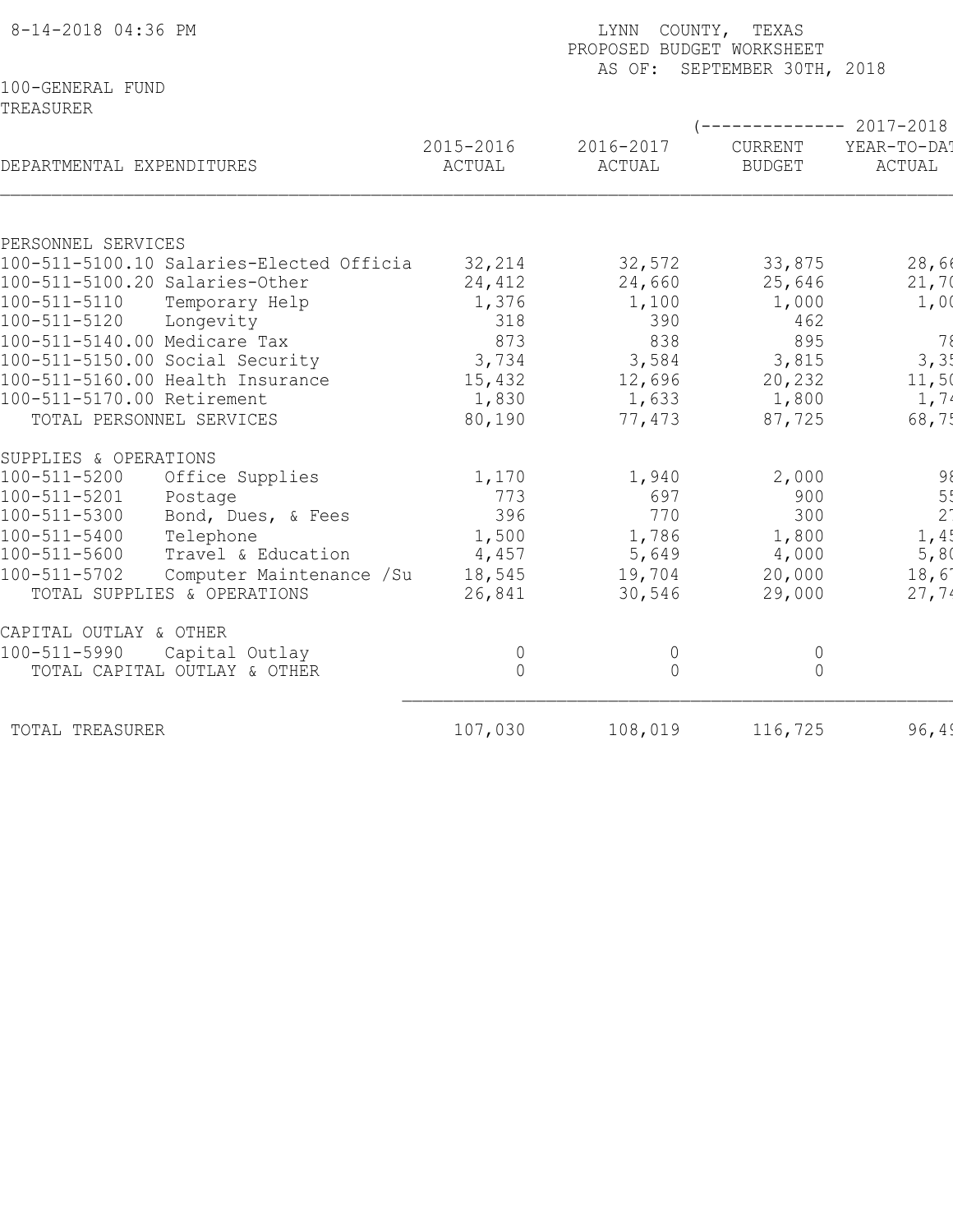8-14-2018 04:36 PM

LYNN COUNTY, TEXAS
PROPOSED BUDGET WORKSHEET
AS OF: SEPTEMBER 30TH, 2018

100-GENERAL FUND
TREASURER

| DEPARTMENTAL EXPENDITURES | 2015-2016 ACTUAL | 2016-2017 ACTUAL | (-------------- 2017-2018 CURRENT BUDGET | YEAR-TO-DAT ACTUAL |
|---|---|---|---|---|
| **PERSONNEL SERVICES** | | | | |
| 100-511-5100.10 Salaries-Elected Officia | 32,214 | 32,572 | 33,875 | 28,66 |
| 100-511-5100.20 Salaries-Other | 24,412 | 24,660 | 25,646 | 21,70 |
| 100-511-5110 Temporary Help | 1,376 | 1,100 | 1,000 | 1,00 |
| 100-511-5120 Longevity | 318 | 390 | 462 | |
| 100-511-5140.00 Medicare Tax | 873 | 838 | 895 | 78 |
| 100-511-5150.00 Social Security | 3,734 | 3,584 | 3,815 | 3,35 |
| 100-511-5160.00 Health Insurance | 15,432 | 12,696 | 20,232 | 11,50 |
| 100-511-5170.00 Retirement | 1,830 | 1,633 | 1,800 | 1,74 |
| TOTAL PERSONNEL SERVICES | 80,190 | 77,473 | 87,725 | 68,75 |
| **SUPPLIES & OPERATIONS** | | | | |
| 100-511-5200 Office Supplies | 1,170 | 1,940 | 2,000 | 98 |
| 100-511-5201 Postage | 773 | 697 | 900 | 55 |
| 100-511-5300 Bond, Dues, & Fees | 396 | 770 | 300 | 27 |
| 100-511-5400 Telephone | 1,500 | 1,786 | 1,800 | 1,45 |
| 100-511-5600 Travel & Education | 4,457 | 5,649 | 4,000 | 5,80 |
| 100-511-5702 Computer Maintenance /Su | 18,545 | 19,704 | 20,000 | 18,67 |
| TOTAL SUPPLIES & OPERATIONS | 26,841 | 30,546 | 29,000 | 27,74 |
| **CAPITAL OUTLAY & OTHER** | | | | |
| 100-511-5990 Capital Outlay | 0 | 0 | 0 | |
| TOTAL CAPITAL OUTLAY & OTHER | 0 | 0 | 0 | |
| TOTAL TREASURER | 107,030 | 108,019 | 116,725 | 96,49 |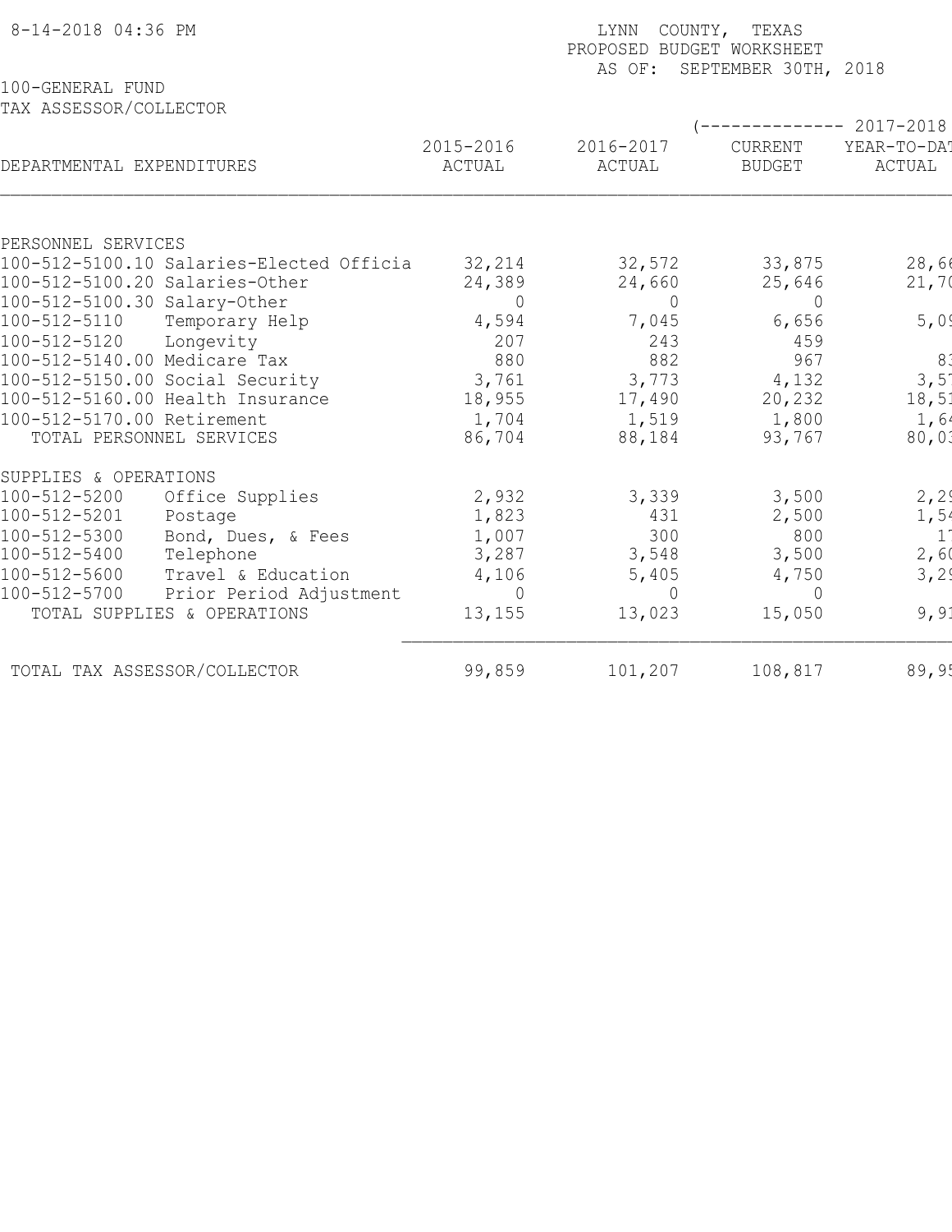8-14-2018 04:36 PM

LYNN COUNTY, TEXAS
PROPOSED BUDGET WORKSHEET
AS OF: SEPTEMBER 30TH, 2018

100-GENERAL FUND
TAX ASSESSOR/COLLECTOR

| DEPARTMENTAL EXPENDITURES | 2015-2016 ACTUAL | 2016-2017 ACTUAL | 2017-2018 CURRENT BUDGET | 2017-2018 YEAR-TO-DAT ACTUAL |
|---|---|---|---|---|
| **PERSONNEL SERVICES** | | | | |
| 100-512-5100.10 Salaries-Elected Officia | 32,214 | 32,572 | 33,875 | 28,66 |
| 100-512-5100.20 Salaries-Other | 24,389 | 24,660 | 25,646 | 21,70 |
| 100-512-5100.30 Salary-Other | 0 | 0 | 0 | |
| 100-512-5110 Temporary Help | 4,594 | 7,045 | 6,656 | 5,09 |
| 100-512-5120 Longevity | 207 | 243 | 459 | |
| 100-512-5140.00 Medicare Tax | 880 | 882 | 967 | 83 |
| 100-512-5150.00 Social Security | 3,761 | 3,773 | 4,132 | 3,57 |
| 100-512-5160.00 Health Insurance | 18,955 | 17,490 | 20,232 | 18,51 |
| 100-512-5170.00 Retirement | 1,704 | 1,519 | 1,800 | 1,64 |
| TOTAL PERSONNEL SERVICES | 86,704 | 88,184 | 93,767 | 80,03 |
| **SUPPLIES & OPERATIONS** | | | | |
| 100-512-5200 Office Supplies | 2,932 | 3,339 | 3,500 | 2,29 |
| 100-512-5201 Postage | 1,823 | 431 | 2,500 | 1,54 |
| 100-512-5300 Bond, Dues, & Fees | 1,007 | 300 | 800 | 17 |
| 100-512-5400 Telephone | 3,287 | 3,548 | 3,500 | 2,60 |
| 100-512-5600 Travel & Education | 4,106 | 5,405 | 4,750 | 3,29 |
| 100-512-5700 Prior Period Adjustment | 0 | 0 | 0 | |
| TOTAL SUPPLIES & OPERATIONS | 13,155 | 13,023 | 15,050 | 9,91 |
| TOTAL TAX ASSESSOR/COLLECTOR | 99,859 | 101,207 | 108,817 | 89,95 |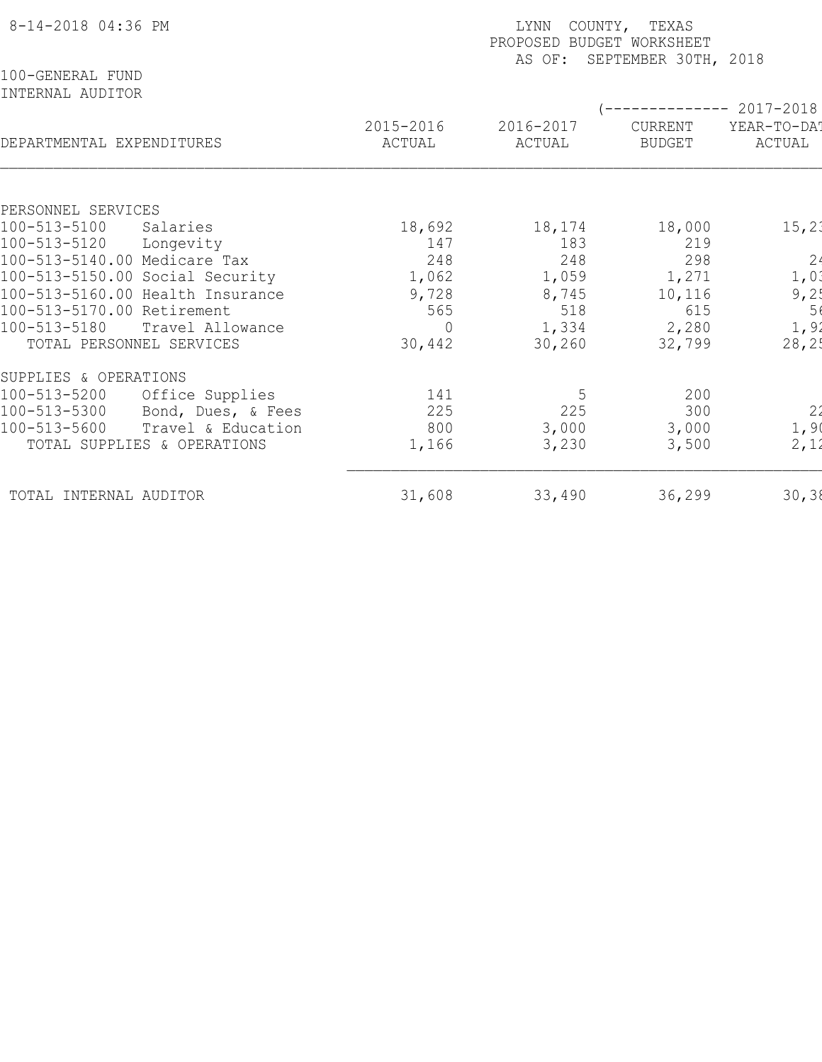8-14-2018 04:36 PM

LYNN COUNTY, TEXAS
PROPOSED BUDGET WORKSHEET
AS OF: SEPTEMBER 30TH, 2018

100-GENERAL FUND
INTERNAL AUDITOR

| DEPARTMENTAL EXPENDITURES | 2015-2016 ACTUAL | 2016-2017 ACTUAL | (-------------- 2017-2018 CURRENT BUDGET | YEAR-TO-DAT ACTUAL |
|---|---|---|---|---|
| PERSONNEL SERVICES | | | | |
| 100-513-5100 Salaries | 18,692 | 18,174 | 18,000 | 15,23 |
| 100-513-5120 Longevity | 147 | 183 | 219 | |
| 100-513-5140.00 Medicare Tax | 248 | 248 | 298 | 24 |
| 100-513-5150.00 Social Security | 1,062 | 1,059 | 1,271 | 1,03 |
| 100-513-5160.00 Health Insurance | 9,728 | 8,745 | 10,116 | 9,25 |
| 100-513-5170.00 Retirement | 565 | 518 | 615 | 56 |
| 100-513-5180 Travel Allowance | 0 | 1,334 | 2,280 | 1,92 |
| TOTAL PERSONNEL SERVICES | 30,442 | 30,260 | 32,799 | 28,25 |
| SUPPLIES & OPERATIONS | | | | |
| 100-513-5200 Office Supplies | 141 | 5 | 200 | |
| 100-513-5300 Bond, Dues, & Fees | 225 | 225 | 300 | 22 |
| 100-513-5600 Travel & Education | 800 | 3,000 | 3,000 | 1,90 |
| TOTAL SUPPLIES & OPERATIONS | 1,166 | 3,230 | 3,500 | 2,12 |
| TOTAL INTERNAL AUDITOR | 31,608 | 33,490 | 36,299 | 30,38 |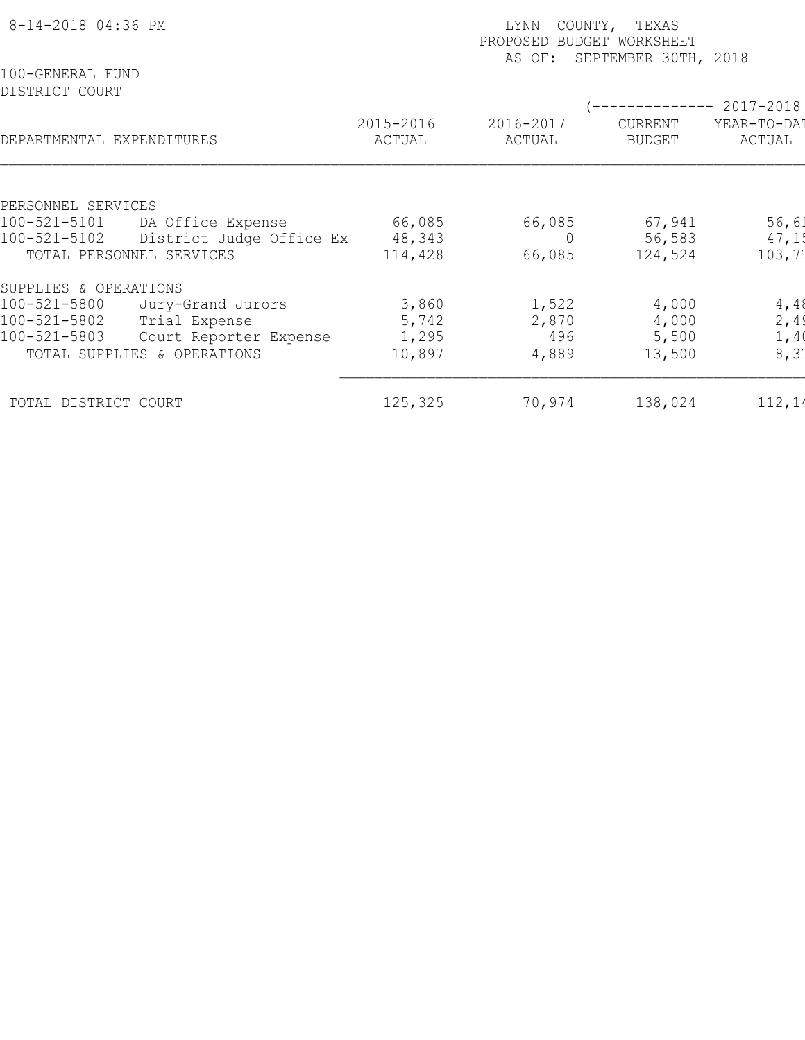8-14-2018 04:36 PM

LYNN COUNTY, TEXAS
PROPOSED BUDGET WORKSHEET
AS OF: SEPTEMBER 30TH, 2018

100-GENERAL FUND
DISTRICT COURT

| DEPARTMENTAL EXPENDITURES | | 2015-2016 ACTUAL | 2016-2017 ACTUAL | (-------------- 2017-2018 CURRENT BUDGET | YEAR-TO-DAT ACTUAL |
|---|---|---|---|---|---|
| PERSONNEL SERVICES | | | | | |
| 100-521-5101 | DA Office Expense | 66,085 | 66,085 | 67,941 | 56,61 |
| 100-521-5102 | District Judge Office Ex | 48,343 | 0 | 56,583 | 47,15 |
| TOTAL PERSONNEL SERVICES | | 114,428 | 66,085 | 124,524 | 103,77 |
| SUPPLIES & OPERATIONS | | | | | |
| 100-521-5800 | Jury-Grand Jurors | 3,860 | 1,522 | 4,000 | 4,48 |
| 100-521-5802 | Trial Expense | 5,742 | 2,870 | 4,000 | 2,49 |
| 100-521-5803 | Court Reporter Expense | 1,295 | 496 | 5,500 | 1,40 |
| TOTAL SUPPLIES & OPERATIONS | | 10,897 | 4,889 | 13,500 | 8,37 |
| TOTAL DISTRICT COURT | | 125,325 | 70,974 | 138,024 | 112,14 |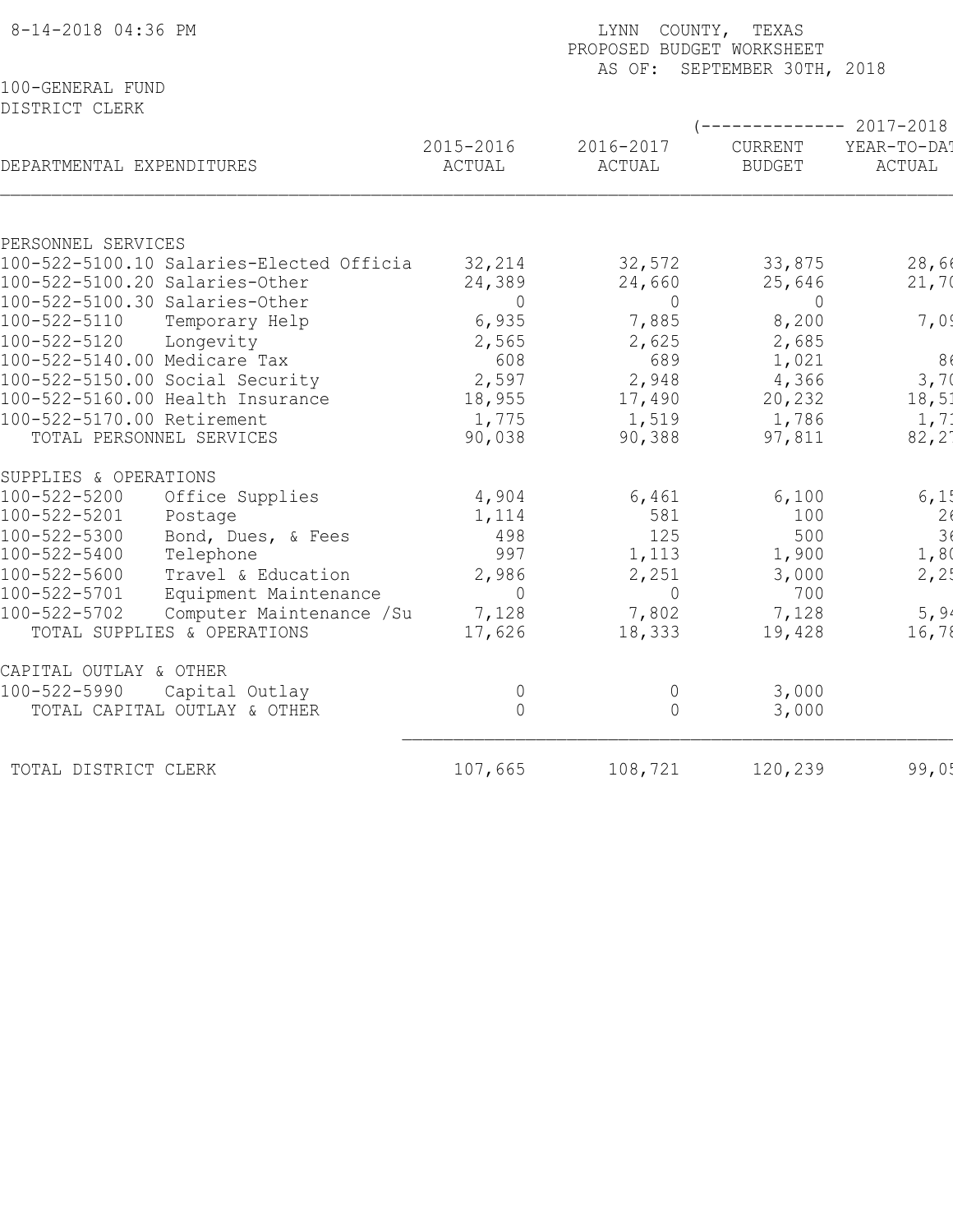8-14-2018 04:36 PM

LYNN COUNTY, TEXAS
PROPOSED BUDGET WORKSHEET
AS OF: SEPTEMBER 30TH, 2018

100-GENERAL FUND
DISTRICT CLERK

| DEPARTMENTAL EXPENDITURES | | 2015-2016 ACTUAL | 2016-2017 ACTUAL | (-------------- 2017-2018 CURRENT BUDGET | YEAR-TO-DAT ACTUAL |
|---|---|---|---|---|---|
| PERSONNEL SERVICES | | | | | |
| 100-522-5100.10 | Salaries-Elected Officia | 32,214 | 32,572 | 33,875 | 28,66 |
| 100-522-5100.20 | Salaries-Other | 24,389 | 24,660 | 25,646 | 21,70 |
| 100-522-5100.30 | Salaries-Other | 0 | 0 | 0 | |
| 100-522-5110 | Temporary Help | 6,935 | 7,885 | 8,200 | 7,09 |
| 100-522-5120 | Longevity | 2,565 | 2,625 | 2,685 | |
| 100-522-5140.00 | Medicare Tax | 608 | 689 | 1,021 | 86 |
| 100-522-5150.00 | Social Security | 2,597 | 2,948 | 4,366 | 3,70 |
| 100-522-5160.00 | Health Insurance | 18,955 | 17,490 | 20,232 | 18,51 |
| 100-522-5170.00 | Retirement | 1,775 | 1,519 | 1,786 | 1,71 |
| TOTAL PERSONNEL SERVICES | | 90,038 | 90,388 | 97,811 | 82,27 |
| SUPPLIES & OPERATIONS | | | | | |
| 100-522-5200 | Office Supplies | 4,904 | 6,461 | 6,100 | 6,15 |
| 100-522-5201 | Postage | 1,114 | 581 | 100 | 26 |
| 100-522-5300 | Bond, Dues, & Fees | 498 | 125 | 500 | 36 |
| 100-522-5400 | Telephone | 997 | 1,113 | 1,900 | 1,80 |
| 100-522-5600 | Travel & Education | 2,986 | 2,251 | 3,000 | 2,25 |
| 100-522-5701 | Equipment Maintenance | 0 | 0 | 700 | |
| 100-522-5702 | Computer Maintenance /Su | 7,128 | 7,802 | 7,128 | 5,94 |
| TOTAL SUPPLIES & OPERATIONS | | 17,626 | 18,333 | 19,428 | 16,78 |
| CAPITAL OUTLAY & OTHER | | | | | |
| 100-522-5990 | Capital Outlay | 0 | 0 | 3,000 | |
| TOTAL CAPITAL OUTLAY & OTHER | | 0 | 0 | 3,000 | |
| TOTAL DISTRICT CLERK | | 107,665 | 108,721 | 120,239 | 99,05 |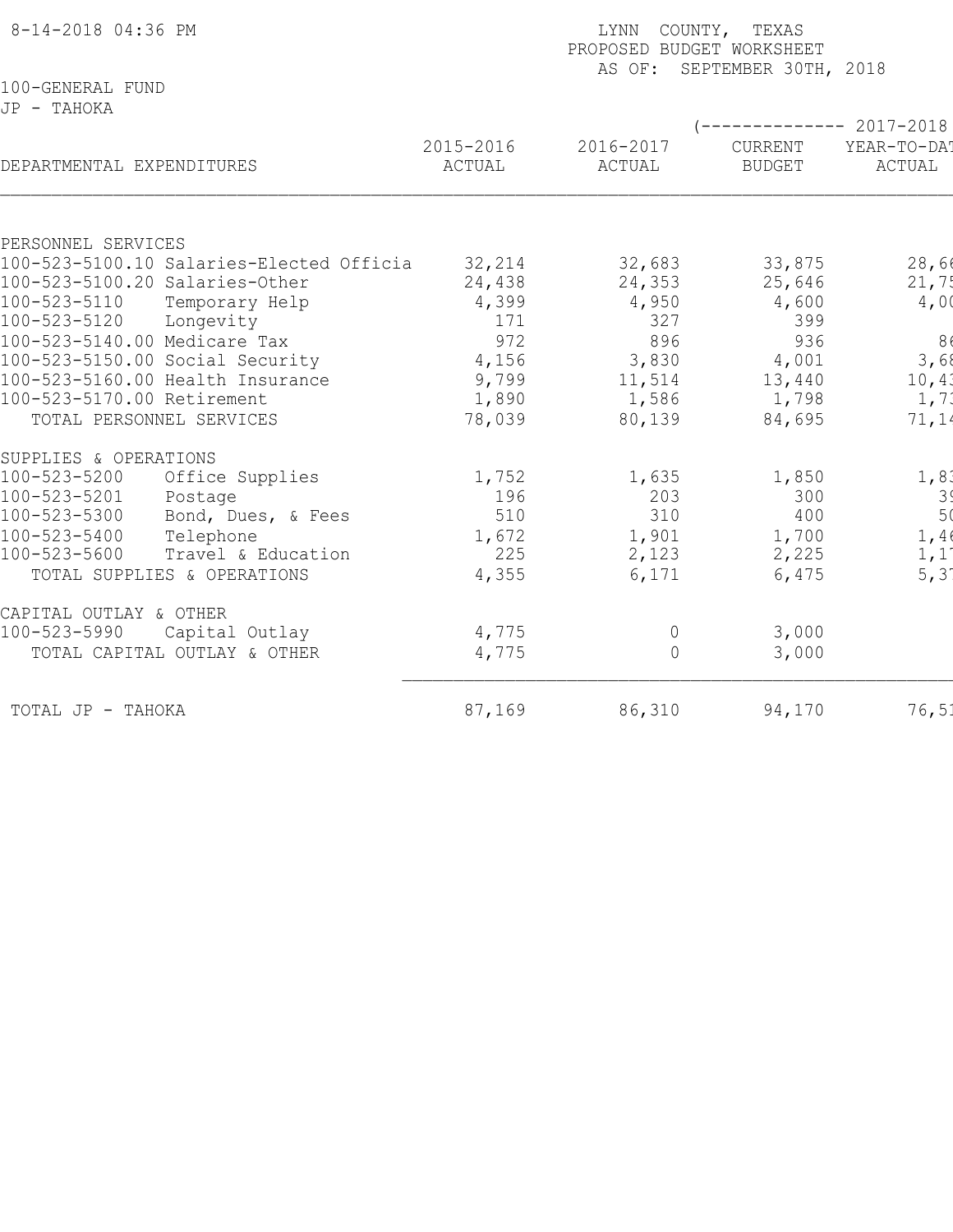8-14-2018 04:36 PM

LYNN COUNTY, TEXAS
PROPOSED BUDGET WORKSHEET
AS OF: SEPTEMBER 30TH, 2018

100-GENERAL FUND
JP - TAHOKA

| DEPARTMENTAL EXPENDITURES | 2015-2016 ACTUAL | 2016-2017 ACTUAL | (-------------- 2017-2018 CURRENT BUDGET | YEAR-TO-DAT ACTUAL |
|---|---|---|---|---|
| PERSONNEL SERVICES | | | | |
| 100-523-5100.10 Salaries-Elected Officia | 32,214 | 32,683 | 33,875 | 28,66 |
| 100-523-5100.20 Salaries-Other | 24,438 | 24,353 | 25,646 | 21,75 |
| 100-523-5110 Temporary Help | 4,399 | 4,950 | 4,600 | 4,00 |
| 100-523-5120 Longevity | 171 | 327 | 399 | |
| 100-523-5140.00 Medicare Tax | 972 | 896 | 936 | 86 |
| 100-523-5150.00 Social Security | 4,156 | 3,830 | 4,001 | 3,68 |
| 100-523-5160.00 Health Insurance | 9,799 | 11,514 | 13,440 | 10,43 |
| 100-523-5170.00 Retirement | 1,890 | 1,586 | 1,798 | 1,73 |
| TOTAL PERSONNEL SERVICES | 78,039 | 80,139 | 84,695 | 71,14 |
| SUPPLIES & OPERATIONS | | | | |
| 100-523-5200 Office Supplies | 1,752 | 1,635 | 1,850 | 1,83 |
| 100-523-5201 Postage | 196 | 203 | 300 | 39 |
| 100-523-5300 Bond, Dues, & Fees | 510 | 310 | 400 | 50 |
| 100-523-5400 Telephone | 1,672 | 1,901 | 1,700 | 1,46 |
| 100-523-5600 Travel & Education | 225 | 2,123 | 2,225 | 1,17 |
| TOTAL SUPPLIES & OPERATIONS | 4,355 | 6,171 | 6,475 | 5,37 |
| CAPITAL OUTLAY & OTHER | | | | |
| 100-523-5990 Capital Outlay | 4,775 | 0 | 3,000 | |
| TOTAL CAPITAL OUTLAY & OTHER | 4,775 | 0 | 3,000 | |
| TOTAL JP - TAHOKA | 87,169 | 86,310 | 94,170 | 76,51 |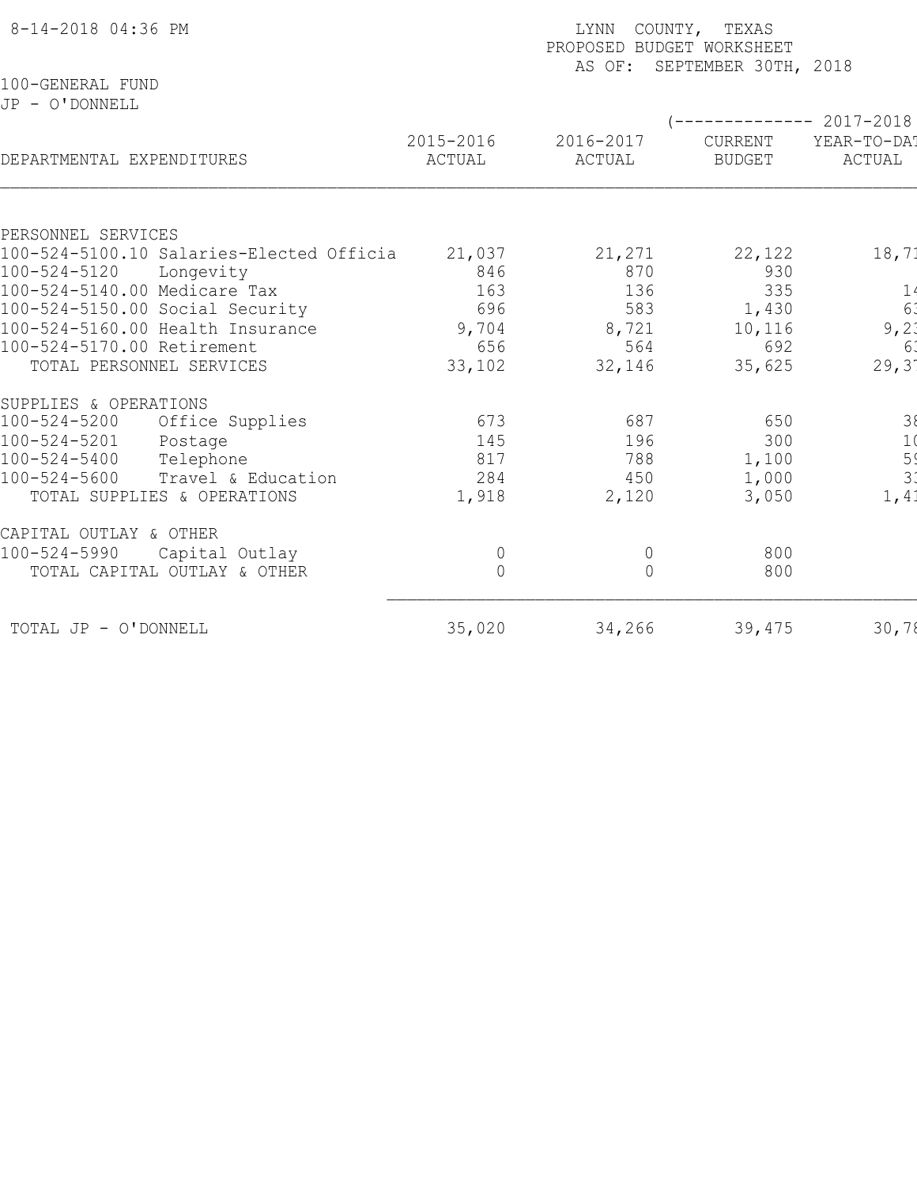8-14-2018 04:36 PM

LYNN COUNTY, TEXAS
PROPOSED BUDGET WORKSHEET
AS OF: SEPTEMBER 30TH, 2018

100-GENERAL FUND
JP - O'DONNELL

| DEPARTMENTAL EXPENDITURES | 2015-2016 ACTUAL | 2016-2017 ACTUAL | (-------------- 2017-2018 CURRENT BUDGET | YEAR-TO-DAT ACTUAL |
|---|---|---|---|---|
| PERSONNEL SERVICES | | | | |
| 100-524-5100.10 Salaries-Elected Officia | 21,037 | 21,271 | 22,122 | 18,71 |
| 100-524-5120 Longevity | 846 | 870 | 930 | |
| 100-524-5140.00 Medicare Tax | 163 | 136 | 335 | 14 |
| 100-524-5150.00 Social Security | 696 | 583 | 1,430 | 63 |
| 100-524-5160.00 Health Insurance | 9,704 | 8,721 | 10,116 | 9,23 |
| 100-524-5170.00 Retirement | 656 | 564 | 692 | 63 |
| TOTAL PERSONNEL SERVICES | 33,102 | 32,146 | 35,625 | 29,37 |
| SUPPLIES & OPERATIONS | | | | |
| 100-524-5200 Office Supplies | 673 | 687 | 650 | 38 |
| 100-524-5201 Postage | 145 | 196 | 300 | 10 |
| 100-524-5400 Telephone | 817 | 788 | 1,100 | 59 |
| 100-524-5600 Travel & Education | 284 | 450 | 1,000 | 33 |
| TOTAL SUPPLIES & OPERATIONS | 1,918 | 2,120 | 3,050 | 1,41 |
| CAPITAL OUTLAY & OTHER | | | | |
| 100-524-5990 Capital Outlay | 0 | 0 | 800 | |
| TOTAL CAPITAL OUTLAY & OTHER | 0 | 0 | 800 | |
| TOTAL JP - O'DONNELL | 35,020 | 34,266 | 39,475 | 30,78 |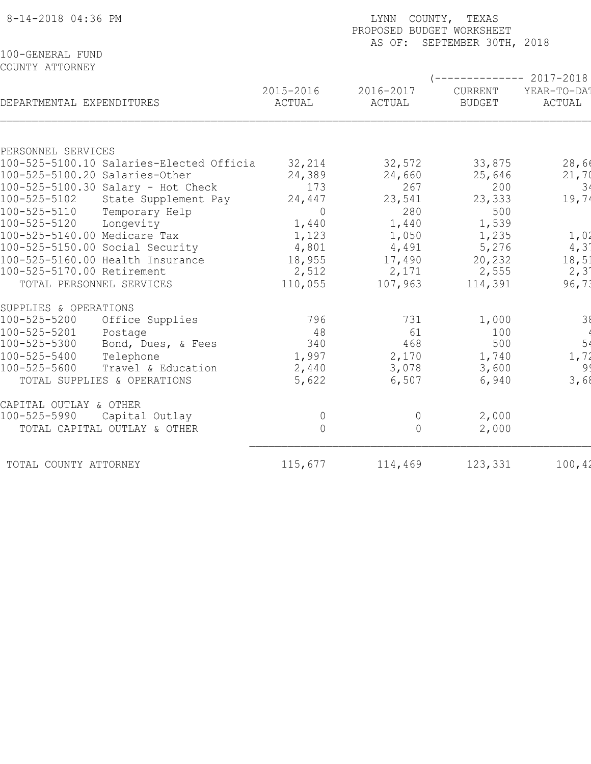8-14-2018 04:36 PM

LYNN COUNTY, TEXAS
PROPOSED BUDGET WORKSHEET
AS OF: SEPTEMBER 30TH, 2018

100-GENERAL FUND
COUNTY ATTORNEY

| DEPARTMENTAL EXPENDITURES | 2015-2016 ACTUAL | 2016-2017 ACTUAL | (-------------- 2017-2018 CURRENT BUDGET | YEAR-TO-DAT ACTUAL |
|---|---|---|---|---|
| **PERSONNEL SERVICES** | | | | |
| 100-525-5100.10 Salaries-Elected Officia | 32,214 | 32,572 | 33,875 | 28,66 |
| 100-525-5100.20 Salaries-Other | 24,389 | 24,660 | 25,646 | 21,70 |
| 100-525-5100.30 Salary - Hot Check | 173 | 267 | 200 | 34 |
| 100-525-5102 State Supplement Pay | 24,447 | 23,541 | 23,333 | 19,74 |
| 100-525-5110 Temporary Help | 0 | 280 | 500 | |
| 100-525-5120 Longevity | 1,440 | 1,440 | 1,539 | |
| 100-525-5140.00 Medicare Tax | 1,123 | 1,050 | 1,235 | 1,02 |
| 100-525-5150.00 Social Security | 4,801 | 4,491 | 5,276 | 4,37 |
| 100-525-5160.00 Health Insurance | 18,955 | 17,490 | 20,232 | 18,51 |
| 100-525-5170.00 Retirement | 2,512 | 2,171 | 2,555 | 2,37 |
| TOTAL PERSONNEL SERVICES | 110,055 | 107,963 | 114,391 | 96,73 |
| **SUPPLIES & OPERATIONS** | | | | |
| 100-525-5200 Office Supplies | 796 | 731 | 1,000 | 38 |
| 100-525-5201 Postage | 48 | 61 | 100 | 4 |
| 100-525-5300 Bond, Dues, & Fees | 340 | 468 | 500 | 54 |
| 100-525-5400 Telephone | 1,997 | 2,170 | 1,740 | 1,72 |
| 100-525-5600 Travel & Education | 2,440 | 3,078 | 3,600 | 99 |
| TOTAL SUPPLIES & OPERATIONS | 5,622 | 6,507 | 6,940 | 3,68 |
| **CAPITAL OUTLAY & OTHER** | | | | |
| 100-525-5990 Capital Outlay | 0 | 0 | 2,000 | |
| TOTAL CAPITAL OUTLAY & OTHER | 0 | 0 | 2,000 | |
| TOTAL COUNTY ATTORNEY | 115,677 | 114,469 | 123,331 | 100,42 |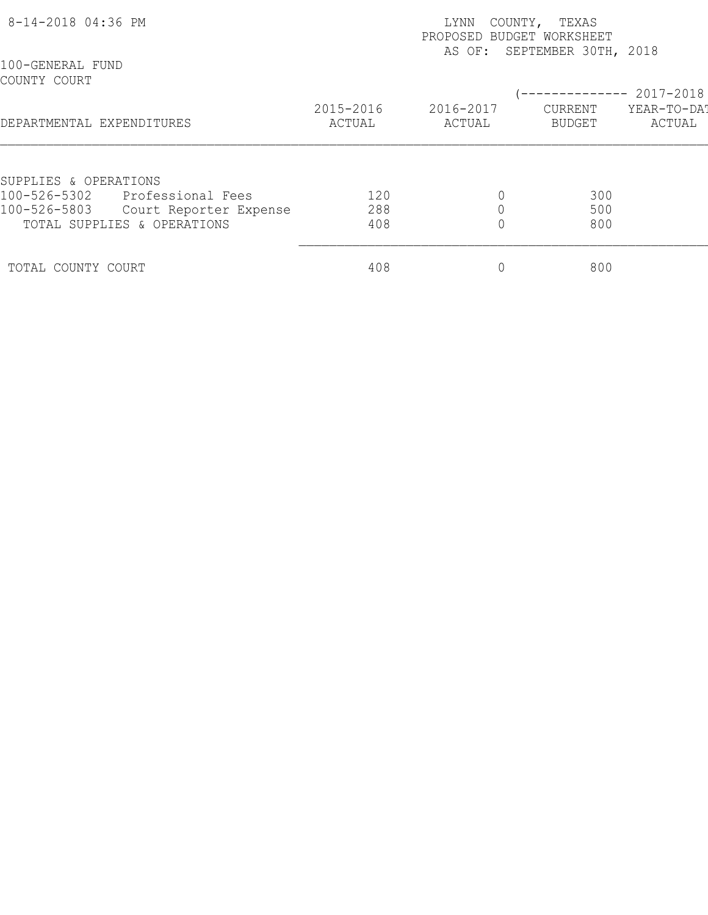8-14-2018 04:36 PM

LYNN COUNTY, TEXAS
PROPOSED BUDGET WORKSHEET
AS OF: SEPTEMBER 30TH, 2018

100-GENERAL FUND
COUNTY COURT

| DEPARTMENTAL EXPENDITURES | 2015-2016 ACTUAL | 2016-2017 ACTUAL | (-------------- 2017-2018 CURRENT BUDGET | YEAR-TO-DAT ACTUAL |
|---|---|---|---|---|
| SUPPLIES & OPERATIONS | | | | |
| 100-526-5302 Professional Fees | 120 | 0 | 300 | |
| 100-526-5803 Court Reporter Expense | 288 | 0 | 500 | |
| TOTAL SUPPLIES & OPERATIONS | 408 | 0 | 800 | |
| TOTAL COUNTY COURT | 408 | 0 | 800 | |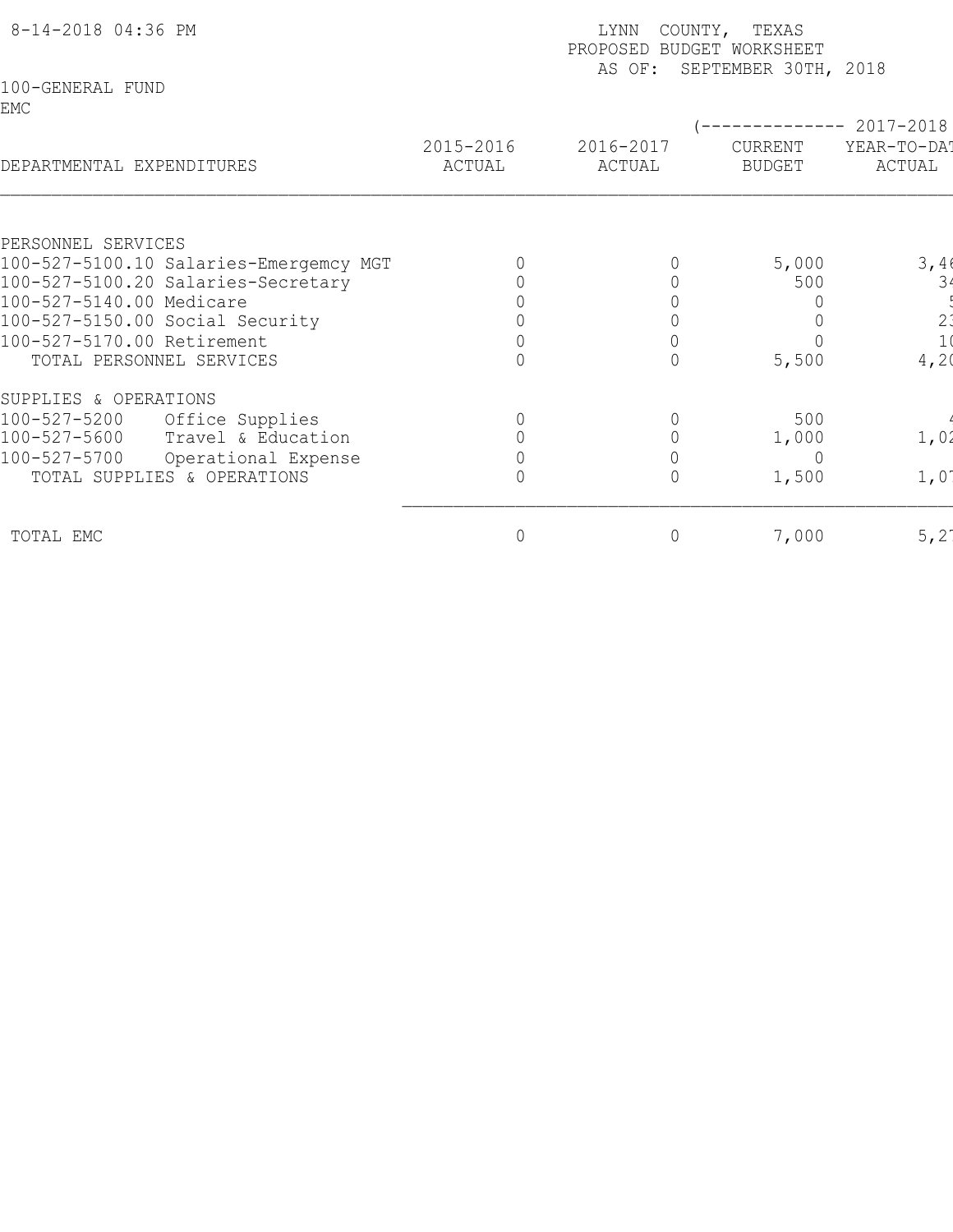8-14-2018 04:36 PM

LYNN COUNTY, TEXAS
PROPOSED BUDGET WORKSHEET
AS OF: SEPTEMBER 30TH, 2018

100-GENERAL FUND
EMC

| DEPARTMENTAL EXPENDITURES | 2015-2016 ACTUAL | 2016-2017 ACTUAL | (-------------- 2017-2018 CURRENT BUDGET | YEAR-TO-DAT ACTUAL |
|---|---|---|---|---|
| PERSONNEL SERVICES | | | | |
| 100-527-5100.10 Salaries-Emergemcy MGT | 0 | 0 | 5,000 | 3,46 |
| 100-527-5100.20 Salaries-Secretary | 0 | 0 | 500 | 34 |
| 100-527-5140.00 Medicare | 0 | 0 | 0 | 5 |
| 100-527-5150.00 Social Security | 0 | 0 | 0 | 23 |
| 100-527-5170.00 Retirement | 0 | 0 | 0 | 10 |
| TOTAL PERSONNEL SERVICES | 0 | 0 | 5,500 | 4,20 |
| SUPPLIES & OPERATIONS | | | | |
| 100-527-5200 Office Supplies | 0 | 0 | 500 | 4 |
| 100-527-5600 Travel & Education | 0 | 0 | 1,000 | 1,02 |
| 100-527-5700 Operational Expense | 0 | 0 | 0 | |
| TOTAL SUPPLIES & OPERATIONS | 0 | 0 | 1,500 | 1,07 |
| TOTAL EMC | 0 | 0 | 7,000 | 5,27 |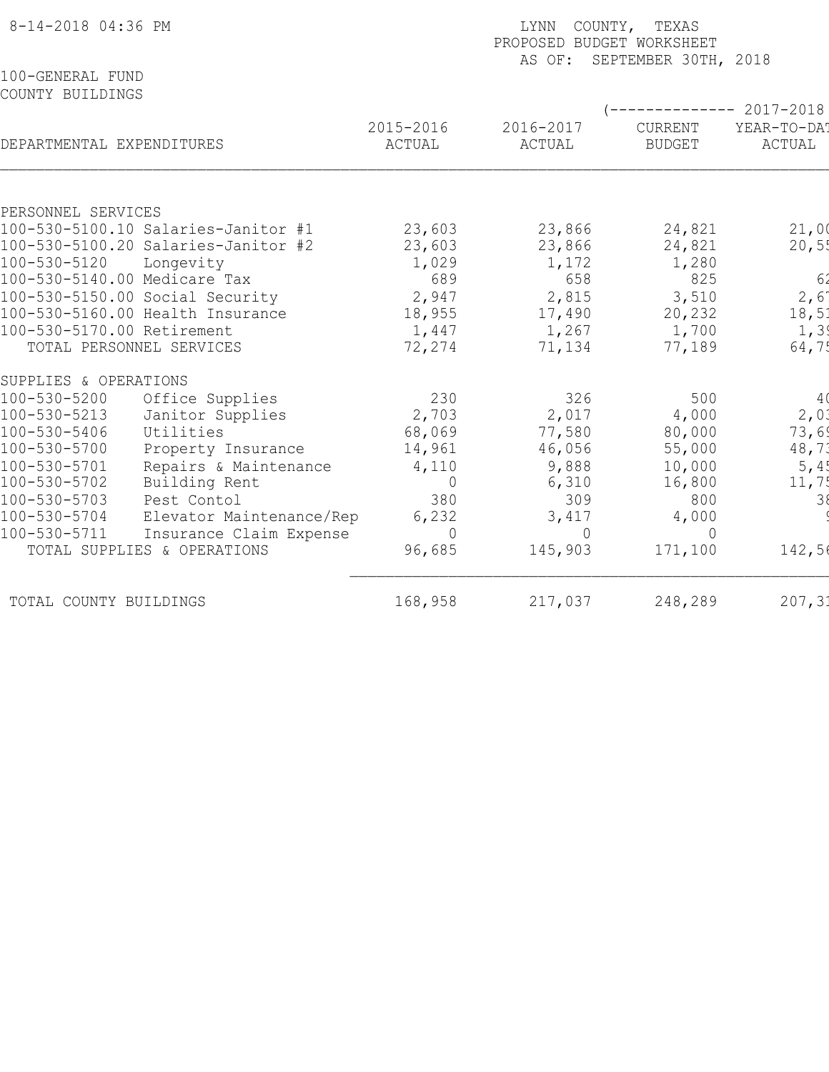8-14-2018 04:36 PM

LYNN COUNTY, TEXAS
PROPOSED BUDGET WORKSHEET
AS OF: SEPTEMBER 30TH, 2018

100-GENERAL FUND
COUNTY BUILDINGS

| DEPARTMENTAL EXPENDITURES | 2015-2016 ACTUAL | 2016-2017 ACTUAL | 2017-2018 CURRENT BUDGET | 2017-2018 YEAR-TO-DAT ACTUAL |
|---|---|---|---|---|
| PERSONNEL SERVICES | | | | |
| 100-530-5100.10 Salaries-Janitor #1 | 23,603 | 23,866 | 24,821 | 21,0( |
| 100-530-5100.20 Salaries-Janitor #2 | 23,603 | 23,866 | 24,821 | 20,5! |
| 100-530-5120 Longevity | 1,029 | 1,172 | 1,280 | |
| 100-530-5140.00 Medicare Tax | 689 | 658 | 825 | 6: |
| 100-530-5150.00 Social Security | 2,947 | 2,815 | 3,510 | 2,6 |
| 100-530-5160.00 Health Insurance | 18,955 | 17,490 | 20,232 | 18,5 |
| 100-530-5170.00 Retirement | 1,447 | 1,267 | 1,700 | 1,3 |
| TOTAL PERSONNEL SERVICES | 72,274 | 71,134 | 77,189 | 64,7 |
| SUPPLIES & OPERATIONS | | | | |
| 100-530-5200 Office Supplies | 230 | 326 | 500 | 4( |
| 100-530-5213 Janitor Supplies | 2,703 | 2,017 | 4,000 | 2,0 |
| 100-530-5406 Utilities | 68,069 | 77,580 | 80,000 | 73,6 |
| 100-530-5700 Property Insurance | 14,961 | 46,056 | 55,000 | 48,7 |
| 100-530-5701 Repairs & Maintenance | 4,110 | 9,888 | 10,000 | 5,4 |
| 100-530-5702 Building Rent | 0 | 6,310 | 16,800 | 11,7 |
| 100-530-5703 Pest Contol | 380 | 309 | 800 | 3 |
| 100-530-5704 Elevator Maintenance/Rep | 6,232 | 3,417 | 4,000 | |
| 100-530-5711 Insurance Claim Expense | 0 | 0 | 0 | |
| TOTAL SUPPLIES & OPERATIONS | 96,685 | 145,903 | 171,100 | 142,5 |
| TOTAL COUNTY BUILDINGS | 168,958 | 217,037 | 248,289 | 207,3 |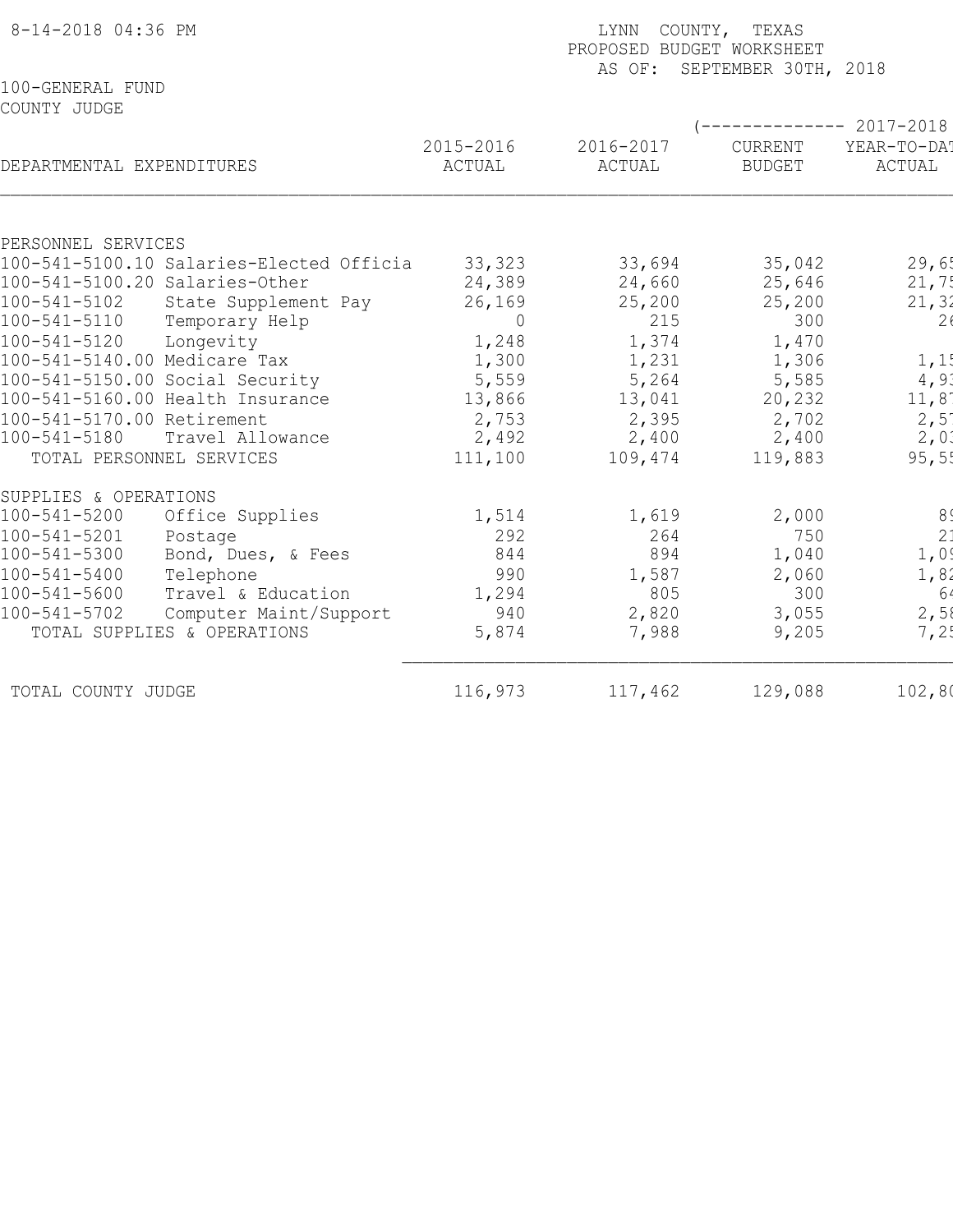8-14-2018 04:36 PM

LYNN COUNTY, TEXAS
PROPOSED BUDGET WORKSHEET
AS OF: SEPTEMBER 30TH, 2018

100-GENERAL FUND
COUNTY JUDGE

| DEPARTMENTAL EXPENDITURES | 2015-2016 ACTUAL | 2016-2017 ACTUAL | (-------------- 2017-2018 CURRENT BUDGET | YEAR-TO-DAT ACTUAL |
|---|---|---|---|---|
| PERSONNEL SERVICES | | | | |
| 100-541-5100.10 Salaries-Elected Officia | 33,323 | 33,694 | 35,042 | 29,65 |
| 100-541-5100.20 Salaries-Other | 24,389 | 24,660 | 25,646 | 21,75 |
| 100-541-5102 State Supplement Pay | 26,169 | 25,200 | 25,200 | 21,32 |
| 100-541-5110 Temporary Help | 0 | 215 | 300 | 26 |
| 100-541-5120 Longevity | 1,248 | 1,374 | 1,470 | |
| 100-541-5140.00 Medicare Tax | 1,300 | 1,231 | 1,306 | 1,15 |
| 100-541-5150.00 Social Security | 5,559 | 5,264 | 5,585 | 4,93 |
| 100-541-5160.00 Health Insurance | 13,866 | 13,041 | 20,232 | 11,87 |
| 100-541-5170.00 Retirement | 2,753 | 2,395 | 2,702 | 2,57 |
| 100-541-5180 Travel Allowance | 2,492 | 2,400 | 2,400 | 2,03 |
| TOTAL PERSONNEL SERVICES | 111,100 | 109,474 | 119,883 | 95,55 |
| SUPPLIES & OPERATIONS | | | | |
| 100-541-5200 Office Supplies | 1,514 | 1,619 | 2,000 | 89 |
| 100-541-5201 Postage | 292 | 264 | 750 | 21 |
| 100-541-5300 Bond, Dues, & Fees | 844 | 894 | 1,040 | 1,09 |
| 100-541-5400 Telephone | 990 | 1,587 | 2,060 | 1,82 |
| 100-541-5600 Travel & Education | 1,294 | 805 | 300 | 64 |
| 100-541-5702 Computer Maint/Support | 940 | 2,820 | 3,055 | 2,58 |
| TOTAL SUPPLIES & OPERATIONS | 5,874 | 7,988 | 9,205 | 7,25 |
| TOTAL COUNTY JUDGE | 116,973 | 117,462 | 129,088 | 102,80 |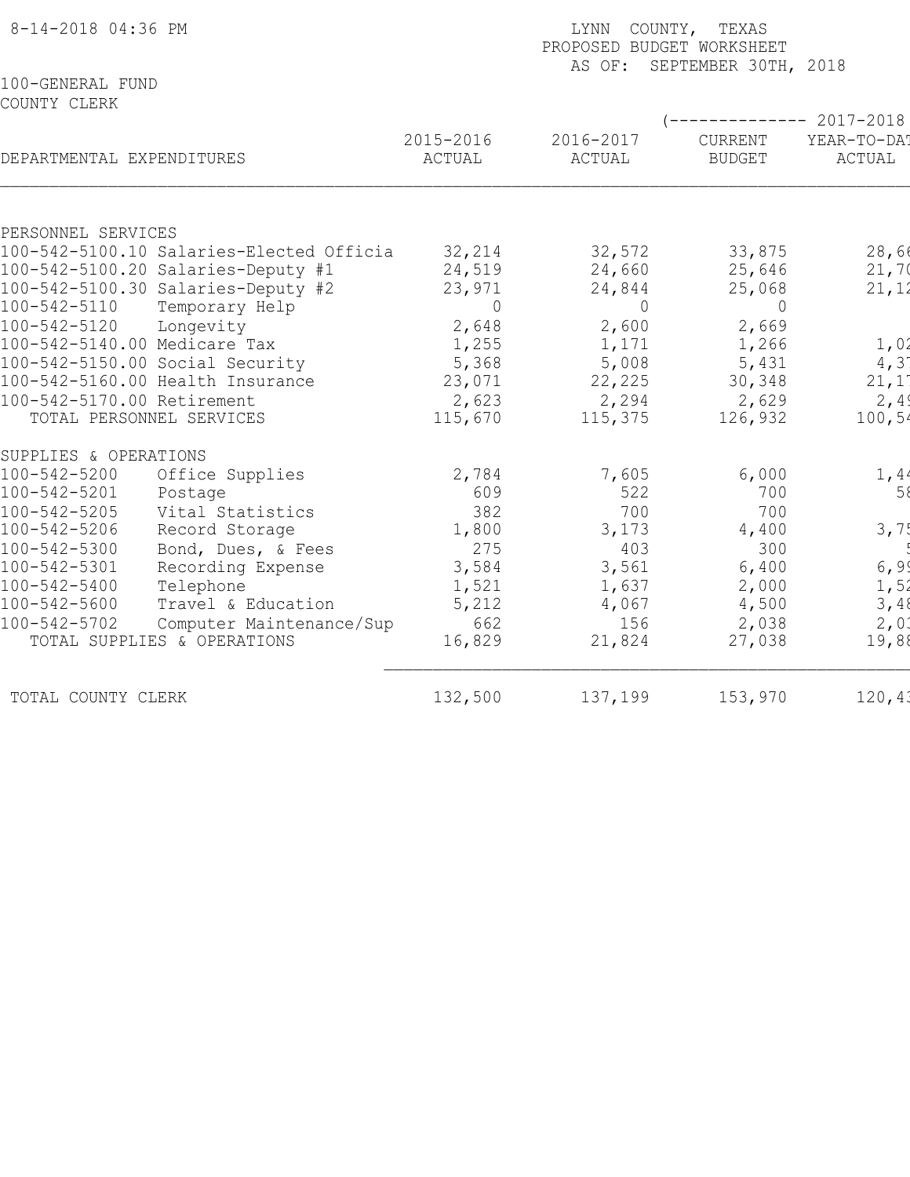8-14-2018 04:36 PM

LYNN COUNTY, TEXAS
PROPOSED BUDGET WORKSHEET
AS OF: SEPTEMBER 30TH, 2018

100-GENERAL FUND
COUNTY CLERK

| DEPARTMENTAL EXPENDITURES | 2015-2016 ACTUAL | 2016-2017 ACTUAL | (-------------- 2017-2018 CURRENT BUDGET | YEAR-TO-DAT ACTUAL |
|---|---|---|---|---|
| **PERSONNEL SERVICES** | | | | |
| 100-542-5100.10 Salaries-Elected Officia | 32,214 | 32,572 | 33,875 | 28,66 |
| 100-542-5100.20 Salaries-Deputy #1 | 24,519 | 24,660 | 25,646 | 21,70 |
| 100-542-5100.30 Salaries-Deputy #2 | 23,971 | 24,844 | 25,068 | 21,12 |
| 100-542-5110 Temporary Help | 0 | 0 | 0 | |
| 100-542-5120 Longevity | 2,648 | 2,600 | 2,669 | |
| 100-542-5140.00 Medicare Tax | 1,255 | 1,171 | 1,266 | 1,02 |
| 100-542-5150.00 Social Security | 5,368 | 5,008 | 5,431 | 4,37 |
| 100-542-5160.00 Health Insurance | 23,071 | 22,225 | 30,348 | 21,17 |
| 100-542-5170.00 Retirement | 2,623 | 2,294 | 2,629 | 2,49 |
| TOTAL PERSONNEL SERVICES | 115,670 | 115,375 | 126,932 | 100,54 |
| **SUPPLIES & OPERATIONS** | | | | |
| 100-542-5200 Office Supplies | 2,784 | 7,605 | 6,000 | 1,44 |
| 100-542-5201 Postage | 609 | 522 | 700 | 58 |
| 100-542-5205 Vital Statistics | 382 | 700 | 700 | |
| 100-542-5206 Record Storage | 1,800 | 3,173 | 4,400 | 3,75 |
| 100-542-5300 Bond, Dues, & Fees | 275 | 403 | 300 | 5 |
| 100-542-5301 Recording Expense | 3,584 | 3,561 | 6,400 | 6,99 |
| 100-542-5400 Telephone | 1,521 | 1,637 | 2,000 | 1,52 |
| 100-542-5600 Travel & Education | 5,212 | 4,067 | 4,500 | 3,48 |
| 100-542-5702 Computer Maintenance/Sup | 662 | 156 | 2,038 | 2,03 |
| TOTAL SUPPLIES & OPERATIONS | 16,829 | 21,824 | 27,038 | 19,88 |
| TOTAL COUNTY CLERK | 132,500 | 137,199 | 153,970 | 120,43 |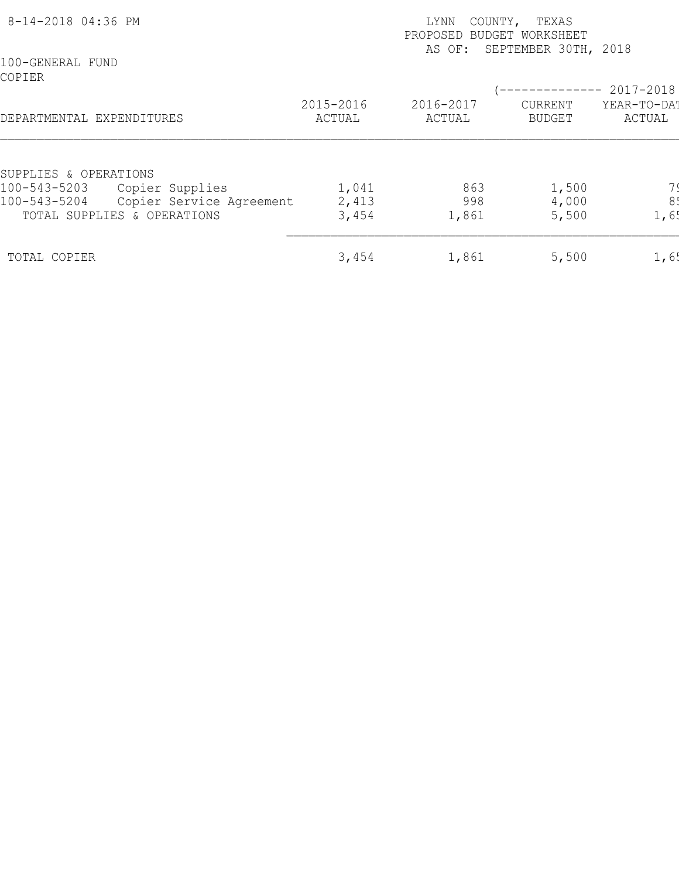LYNN COUNTY, TEXAS
PROPOSED BUDGET WORKSHEET
AS OF: SEPTEMBER 30TH, 2018

8-14-2018 04:36 PM

100-GENERAL FUND
COPIER

| DEPARTMENTAL EXPENDITURES | | 2015-2016 ACTUAL | 2016-2017 ACTUAL | (-------------- 2017-2018 CURRENT BUDGET | YEAR-TO-DAT ACTUAL |
|---|---|---|---|---|---|
| SUPPLIES & OPERATIONS | | | | | |
| 100-543-5203 | Copier Supplies | 1,041 | 863 | 1,500 | 79 |
| 100-543-5204 | Copier Service Agreement | 2,413 | 998 | 4,000 | 85 |
| TOTAL SUPPLIES & OPERATIONS | | 3,454 | 1,861 | 5,500 | 1,65 |
| TOTAL COPIER | | 3,454 | 1,861 | 5,500 | 1,65 |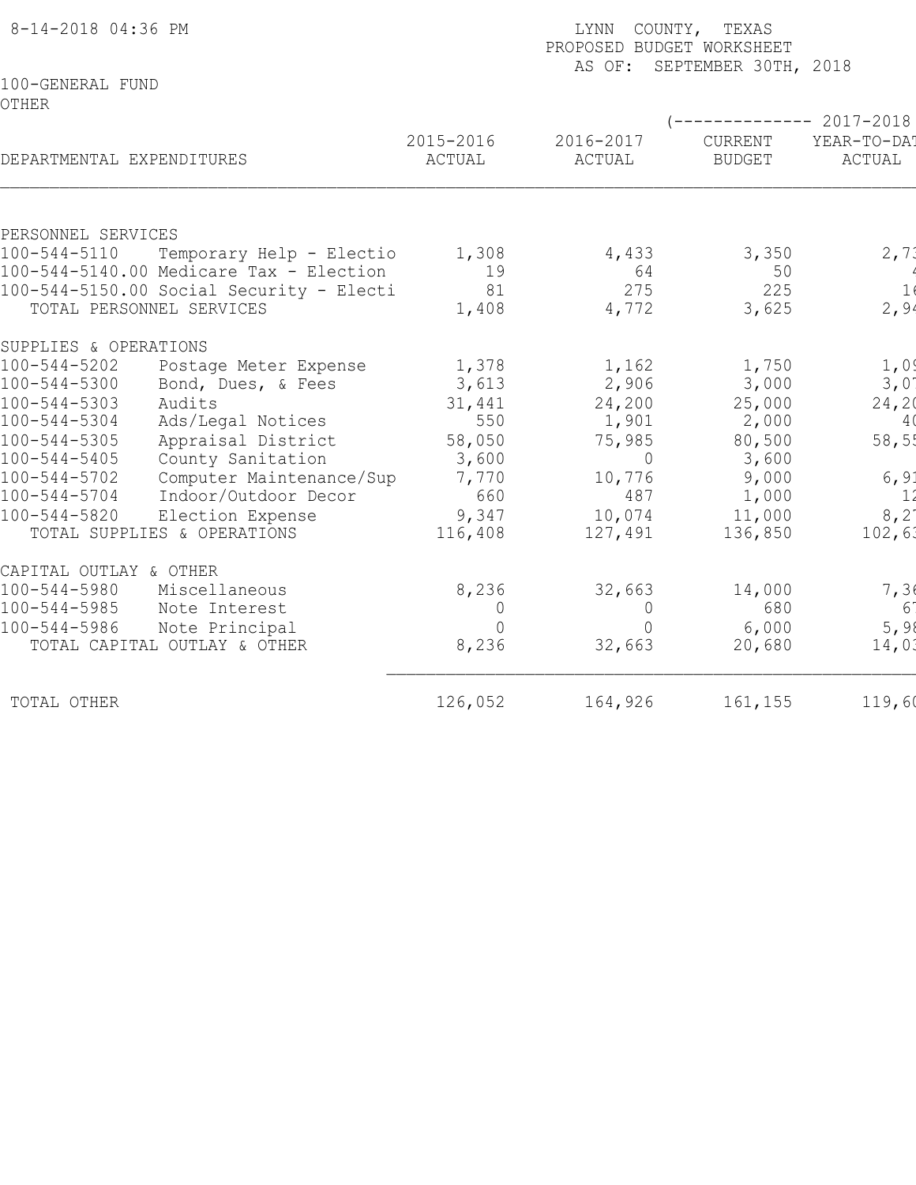8-14-2018 04:36 PM

LYNN COUNTY, TEXAS
PROPOSED BUDGET WORKSHEET
AS OF: SEPTEMBER 30TH, 2018

100-GENERAL FUND
OTHER

| DEPARTMENTAL EXPENDITURES | 2015-2016 ACTUAL | 2016-2017 ACTUAL | (-------------- 2017-2018 CURRENT BUDGET | YEAR-TO-DAT ACTUAL |
|---|---|---|---|---|
| PERSONNEL SERVICES | | | | |
| 100-544-5110 Temporary Help - Electio | 1,308 | 4,433 | 3,350 | 2,73 |
| 100-544-5140.00 Medicare Tax - Election | 19 | 64 | 50 | 4 |
| 100-544-5150.00 Social Security - Electi | 81 | 275 | 225 | 16 |
| TOTAL PERSONNEL SERVICES | 1,408 | 4,772 | 3,625 | 2,94 |
| SUPPLIES & OPERATIONS | | | | |
| 100-544-5202 Postage Meter Expense | 1,378 | 1,162 | 1,750 | 1,09 |
| 100-544-5300 Bond, Dues, & Fees | 3,613 | 2,906 | 3,000 | 3,07 |
| 100-544-5303 Audits | 31,441 | 24,200 | 25,000 | 24,20 |
| 100-544-5304 Ads/Legal Notices | 550 | 1,901 | 2,000 | 40 |
| 100-544-5305 Appraisal District | 58,050 | 75,985 | 80,500 | 58,55 |
| 100-544-5405 County Sanitation | 3,600 | 0 | 3,600 | |
| 100-544-5702 Computer Maintenance/Sup | 7,770 | 10,776 | 9,000 | 6,91 |
| 100-544-5704 Indoor/Outdoor Decor | 660 | 487 | 1,000 | 12 |
| 100-544-5820 Election Expense | 9,347 | 10,074 | 11,000 | 8,27 |
| TOTAL SUPPLIES & OPERATIONS | 116,408 | 127,491 | 136,850 | 102,63 |
| CAPITAL OUTLAY & OTHER | | | | |
| 100-544-5980 Miscellaneous | 8,236 | 32,663 | 14,000 | 7,36 |
| 100-544-5985 Note Interest | 0 | 0 | 680 | 67 |
| 100-544-5986 Note Principal | 0 | 0 | 6,000 | 5,98 |
| TOTAL CAPITAL OUTLAY & OTHER | 8,236 | 32,663 | 20,680 | 14,03 |
| TOTAL OTHER | 126,052 | 164,926 | 161,155 | 119,60 |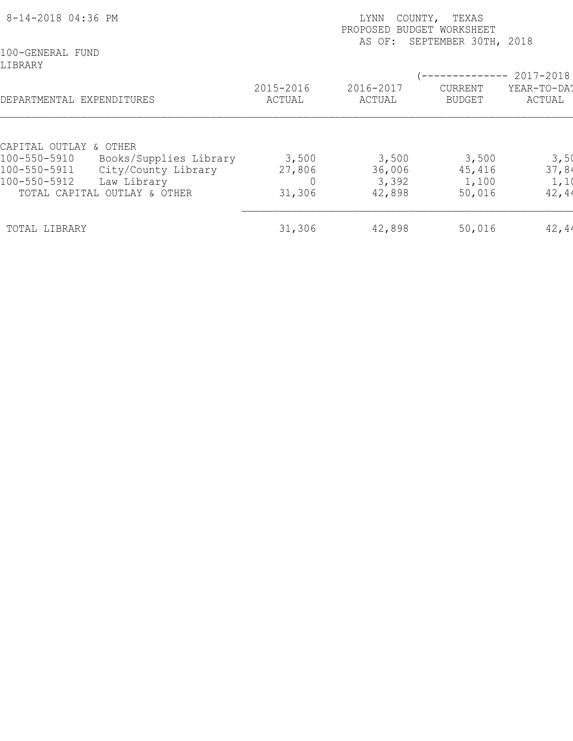LYNN COUNTY, TEXAS
PROPOSED BUDGET WORKSHEET
AS OF: SEPTEMBER 30TH, 2018

100-GENERAL FUND
LIBRARY

| DEPARTMENTAL EXPENDITURES | | 2015-2016 ACTUAL | 2016-2017 ACTUAL | (-------------- 2017-2018 CURRENT BUDGET | YEAR-TO-DAT ACTUAL |
|---|---|---|---|---|---|
| CAPITAL OUTLAY & OTHER | | | | | |
| 100-550-5910 | Books/Supplies Library | 3,500 | 3,500 | 3,500 | 3,50 |
| 100-550-5911 | City/County Library | 27,806 | 36,006 | 45,416 | 37,84 |
| 100-550-5912 | Law Library | 0 | 3,392 | 1,100 | 1,10 |
| TOTAL CAPITAL OUTLAY & OTHER | | 31,306 | 42,898 | 50,016 | 42,44 |
| TOTAL LIBRARY | | 31,306 | 42,898 | 50,016 | 42,44 |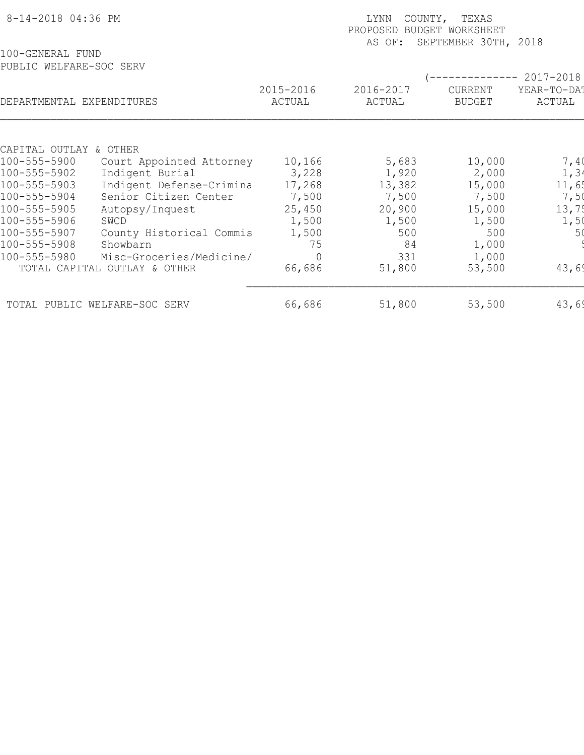8-14-2018 04:36 PM

LYNN COUNTY, TEXAS
PROPOSED BUDGET WORKSHEET
AS OF: SEPTEMBER 30TH, 2018

100-GENERAL FUND
PUBLIC WELFARE-SOC SERV

| DEPARTMENTAL EXPENDITURES | | 2015-2016 ACTUAL | 2016-2017 ACTUAL | (-------------- 2017-2018 CURRENT BUDGET | YEAR-TO-DAT ACTUAL |
|---|---|---|---|---|---|
| CAPITAL OUTLAY & OTHER | | | | | |
| 100-555-5900 | Court Appointed Attorney | 10,166 | 5,683 | 10,000 | 7,40 |
| 100-555-5902 | Indigent Burial | 3,228 | 1,920 | 2,000 | 1,34 |
| 100-555-5903 | Indigent Defense-Crimina | 17,268 | 13,382 | 15,000 | 11,65 |
| 100-555-5904 | Senior Citizen Center | 7,500 | 7,500 | 7,500 | 7,50 |
| 100-555-5905 | Autopsy/Inquest | 25,450 | 20,900 | 15,000 | 13,75 |
| 100-555-5906 | SWCD | 1,500 | 1,500 | 1,500 | 1,50 |
| 100-555-5907 | County Historical Commis | 1,500 | 500 | 500 | 50 |
| 100-555-5908 | Showbarn | 75 | 84 | 1,000 | 5 |
| 100-555-5980 | Misc-Groceries/Medicine/ | 0 | 331 | 1,000 | |
| TOTAL CAPITAL OUTLAY & OTHER | | 66,686 | 51,800 | 53,500 | 43,69 |
| TOTAL PUBLIC WELFARE-SOC SERV | | 66,686 | 51,800 | 53,500 | 43,69 |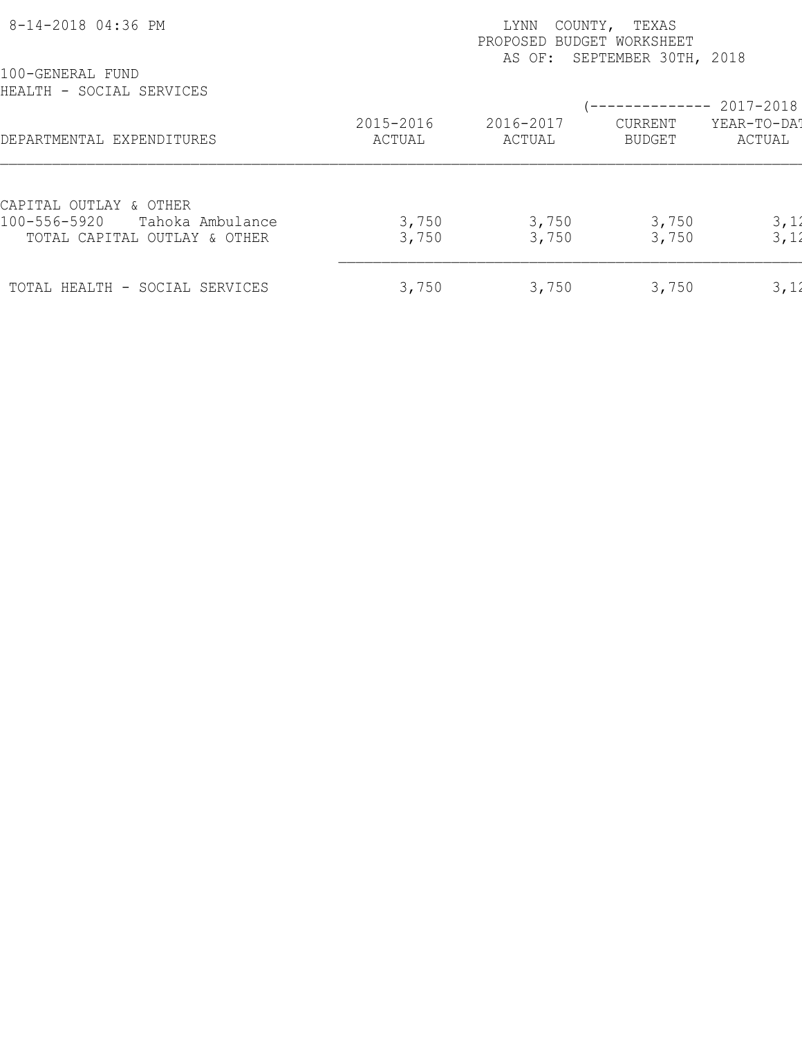8-14-2018 04:36 PM

LYNN COUNTY, TEXAS
PROPOSED BUDGET WORKSHEET
AS OF: SEPTEMBER 30TH, 2018

100-GENERAL FUND
HEALTH - SOCIAL SERVICES

| DEPARTMENTAL EXPENDITURES | 2015-2016 ACTUAL | 2016-2017 ACTUAL | (-------------- 2017-2018 CURRENT BUDGET | YEAR-TO-DAT ACTUAL |
|---|---|---|---|---|
| CAPITAL OUTLAY & OTHER | | | | |
| 100-556-5920 Tahoka Ambulance | 3,750 | 3,750 | 3,750 | 3,12 |
| TOTAL CAPITAL OUTLAY & OTHER | 3,750 | 3,750 | 3,750 | 3,12 |
| TOTAL HEALTH - SOCIAL SERVICES | 3,750 | 3,750 | 3,750 | 3,12 |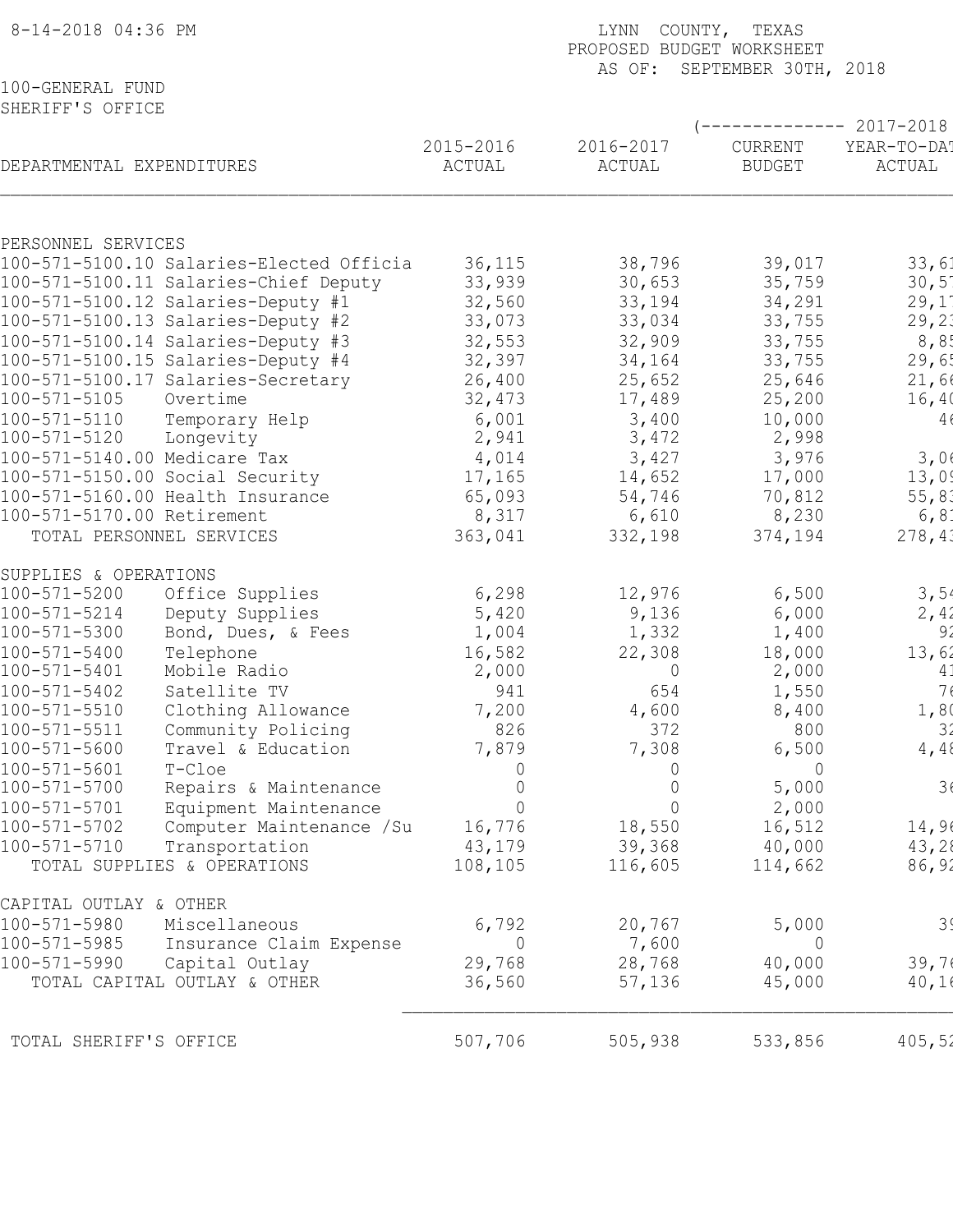8-14-2018 04:36 PM

LYNN COUNTY, TEXAS
PROPOSED BUDGET WORKSHEET
AS OF: SEPTEMBER 30TH, 2018

100-GENERAL FUND
SHERIFF'S OFFICE

| DEPARTMENTAL EXPENDITURES | | 2015-2016 ACTUAL | 2016-2017 ACTUAL | 2017-2018 CURRENT BUDGET | 2017-2018 YEAR-TO-DAT ACTUAL |
|---|---|---|---|---|---|
| PERSONNEL SERVICES | | | | | |
| 100-571-5100.10 | Salaries-Elected Officia | 36,115 | 38,796 | 39,017 | 33,61 |
| 100-571-5100.11 | Salaries-Chief Deputy | 33,939 | 30,653 | 35,759 | 30,57 |
| 100-571-5100.12 | Salaries-Deputy #1 | 32,560 | 33,194 | 34,291 | 29,17 |
| 100-571-5100.13 | Salaries-Deputy #2 | 33,073 | 33,034 | 33,755 | 29,23 |
| 100-571-5100.14 | Salaries-Deputy #3 | 32,553 | 32,909 | 33,755 | 8,85 |
| 100-571-5100.15 | Salaries-Deputy #4 | 32,397 | 34,164 | 33,755 | 29,65 |
| 100-571-5100.17 | Salaries-Secretary | 26,400 | 25,652 | 25,646 | 21,66 |
| 100-571-5105 | Overtime | 32,473 | 17,489 | 25,200 | 16,40 |
| 100-571-5110 | Temporary Help | 6,001 | 3,400 | 10,000 | 46 |
| 100-571-5120 | Longevity | 2,941 | 3,472 | 2,998 | |
| 100-571-5140.00 | Medicare Tax | 4,014 | 3,427 | 3,976 | 3,06 |
| 100-571-5150.00 | Social Security | 17,165 | 14,652 | 17,000 | 13,09 |
| 100-571-5160.00 | Health Insurance | 65,093 | 54,746 | 70,812 | 55,83 |
| 100-571-5170.00 | Retirement | 8,317 | 6,610 | 8,230 | 6,81 |
| TOTAL PERSONNEL SERVICES | | 363,041 | 332,198 | 374,194 | 278,43 |
| SUPPLIES & OPERATIONS | | | | | |
| 100-571-5200 | Office Supplies | 6,298 | 12,976 | 6,500 | 3,54 |
| 100-571-5214 | Deputy Supplies | 5,420 | 9,136 | 6,000 | 2,42 |
| 100-571-5300 | Bond, Dues, & Fees | 1,004 | 1,332 | 1,400 | 92 |
| 100-571-5400 | Telephone | 16,582 | 22,308 | 18,000 | 13,62 |
| 100-571-5401 | Mobile Radio | 2,000 | 0 | 2,000 | 41 |
| 100-571-5402 | Satellite TV | 941 | 654 | 1,550 | 76 |
| 100-571-5510 | Clothing Allowance | 7,200 | 4,600 | 8,400 | 1,80 |
| 100-571-5511 | Community Policing | 826 | 372 | 800 | 32 |
| 100-571-5600 | Travel & Education | 7,879 | 7,308 | 6,500 | 4,48 |
| 100-571-5601 | T-Cloe | 0 | 0 | 0 | |
| 100-571-5700 | Repairs & Maintenance | 0 | 0 | 5,000 | 36 |
| 100-571-5701 | Equipment Maintenance | 0 | 0 | 2,000 | |
| 100-571-5702 | Computer Maintenance /Su | 16,776 | 18,550 | 16,512 | 14,96 |
| 100-571-5710 | Transportation | 43,179 | 39,368 | 40,000 | 43,28 |
| TOTAL SUPPLIES & OPERATIONS | | 108,105 | 116,605 | 114,662 | 86,92 |
| CAPITAL OUTLAY & OTHER | | | | | |
| 100-571-5980 | Miscellaneous | 6,792 | 20,767 | 5,000 | 39 |
| 100-571-5985 | Insurance Claim Expense | 0 | 7,600 | 0 | |
| 100-571-5990 | Capital Outlay | 29,768 | 28,768 | 40,000 | 39,76 |
| TOTAL CAPITAL OUTLAY & OTHER | | 36,560 | 57,136 | 45,000 | 40,16 |
| TOTAL SHERIFF'S OFFICE | | 507,706 | 505,938 | 533,856 | 405,52 |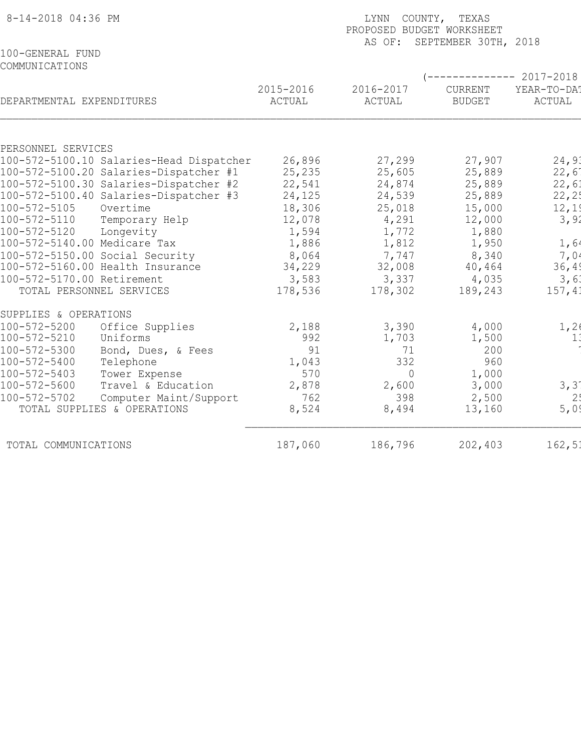8-14-2018 04:36 PM

LYNN COUNTY, TEXAS
PROPOSED BUDGET WORKSHEET
AS OF: SEPTEMBER 30TH, 2018

100-GENERAL FUND
COMMUNICATIONS

| DEPARTMENTAL EXPENDITURES | 2015-2016 ACTUAL | 2016-2017 ACTUAL | (-------------- 2017-2018 CURRENT BUDGET | YEAR-TO-DAT ACTUAL |
|---|---|---|---|---|
| PERSONNEL SERVICES | | | | |
| 100-572-5100.10 Salaries-Head Dispatcher | 26,896 | 27,299 | 27,907 | 24,9 |
| 100-572-5100.20 Salaries-Dispatcher #1 | 25,235 | 25,605 | 25,889 | 22,6 |
| 100-572-5100.30 Salaries-Dispatcher #2 | 22,541 | 24,874 | 25,889 | 22,6 |
| 100-572-5100.40 Salaries-Dispatcher #3 | 24,125 | 24,539 | 25,889 | 22,2 |
| 100-572-5105 Overtime | 18,306 | 25,018 | 15,000 | 12,1 |
| 100-572-5110 Temporary Help | 12,078 | 4,291 | 12,000 | 3,9 |
| 100-572-5120 Longevity | 1,594 | 1,772 | 1,880 | |
| 100-572-5140.00 Medicare Tax | 1,886 | 1,812 | 1,950 | 1,6 |
| 100-572-5150.00 Social Security | 8,064 | 7,747 | 8,340 | 7,0 |
| 100-572-5160.00 Health Insurance | 34,229 | 32,008 | 40,464 | 36,4 |
| 100-572-5170.00 Retirement | 3,583 | 3,337 | 4,035 | 3,6 |
| TOTAL PERSONNEL SERVICES | 178,536 | 178,302 | 189,243 | 157,4 |
| SUPPLIES & OPERATIONS | | | | |
| 100-572-5200 Office Supplies | 2,188 | 3,390 | 4,000 | 1,2 |
| 100-572-5210 Uniforms | 992 | 1,703 | 1,500 | 1 |
| 100-572-5300 Bond, Dues, & Fees | 91 | 71 | 200 | |
| 100-572-5400 Telephone | 1,043 | 332 | 960 | |
| 100-572-5403 Tower Expense | 570 | 0 | 1,000 | |
| 100-572-5600 Travel & Education | 2,878 | 2,600 | 3,000 | 3,3 |
| 100-572-5702 Computer Maint/Support | 762 | 398 | 2,500 | 2 |
| TOTAL SUPPLIES & OPERATIONS | 8,524 | 8,494 | 13,160 | 5,0 |
| TOTAL COMMUNICATIONS | 187,060 | 186,796 | 202,403 | 162,5 |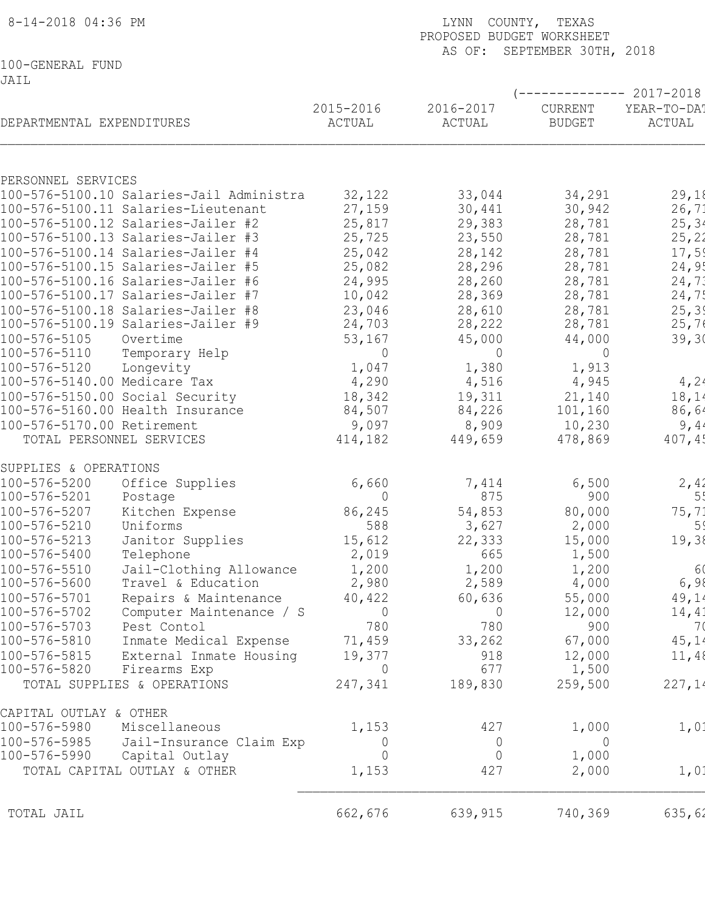8-14-2018 04:36 PM

LYNN COUNTY, TEXAS
PROPOSED BUDGET WORKSHEET
AS OF: SEPTEMBER 30TH, 2018

100-GENERAL FUND
JAIL

| DEPARTMENTAL EXPENDITURES | 2015-2016 ACTUAL | 2016-2017 ACTUAL | (-------------- 2017-2018 CURRENT BUDGET | YEAR-TO-DAT ACTUAL |
|---|---|---|---|---|
| **PERSONNEL SERVICES** | | | | |
| 100-576-5100.10 Salaries-Jail Administra | 32,122 | 33,044 | 34,291 | 29,18 |
| 100-576-5100.11 Salaries-Lieutenant | 27,159 | 30,441 | 30,942 | 26,71 |
| 100-576-5100.12 Salaries-Jailer #2 | 25,817 | 29,383 | 28,781 | 25,34 |
| 100-576-5100.13 Salaries-Jailer #3 | 25,725 | 23,550 | 28,781 | 25,22 |
| 100-576-5100.14 Salaries-Jailer #4 | 25,042 | 28,142 | 28,781 | 17,59 |
| 100-576-5100.15 Salaries-Jailer #5 | 25,082 | 28,296 | 28,781 | 24,95 |
| 100-576-5100.16 Salaries-Jailer #6 | 24,995 | 28,260 | 28,781 | 24,73 |
| 100-576-5100.17 Salaries-Jailer #7 | 10,042 | 28,369 | 28,781 | 24,75 |
| 100-576-5100.18 Salaries-Jailer #8 | 23,046 | 28,610 | 28,781 | 25,39 |
| 100-576-5100.19 Salaries-Jailer #9 | 24,703 | 28,222 | 28,781 | 25,76 |
| 100-576-5105 Overtime | 53,167 | 45,000 | 44,000 | 39,30 |
| 100-576-5110 Temporary Help | 0 | 0 | 0 | |
| 100-576-5120 Longevity | 1,047 | 1,380 | 1,913 | |
| 100-576-5140.00 Medicare Tax | 4,290 | 4,516 | 4,945 | 4,24 |
| 100-576-5150.00 Social Security | 18,342 | 19,311 | 21,140 | 18,14 |
| 100-576-5160.00 Health Insurance | 84,507 | 84,226 | 101,160 | 86,64 |
| 100-576-5170.00 Retirement | 9,097 | 8,909 | 10,230 | 9,44 |
| TOTAL PERSONNEL SERVICES | 414,182 | 449,659 | 478,869 | 407,45 |
| **SUPPLIES & OPERATIONS** | | | | |
| 100-576-5200 Office Supplies | 6,660 | 7,414 | 6,500 | 2,42 |
| 100-576-5201 Postage | 0 | 875 | 900 | 55 |
| 100-576-5207 Kitchen Expense | 86,245 | 54,853 | 80,000 | 75,71 |
| 100-576-5210 Uniforms | 588 | 3,627 | 2,000 | 59 |
| 100-576-5213 Janitor Supplies | 15,612 | 22,333 | 15,000 | 19,38 |
| 100-576-5400 Telephone | 2,019 | 665 | 1,500 | |
| 100-576-5510 Jail-Clothing Allowance | 1,200 | 1,200 | 1,200 | 60 |
| 100-576-5600 Travel & Education | 2,980 | 2,589 | 4,000 | 6,98 |
| 100-576-5701 Repairs & Maintenance | 40,422 | 60,636 | 55,000 | 49,14 |
| 100-576-5702 Computer Maintenance / S | 0 | 0 | 12,000 | 14,41 |
| 100-576-5703 Pest Contol | 780 | 780 | 900 | 70 |
| 100-576-5810 Inmate Medical Expense | 71,459 | 33,262 | 67,000 | 45,14 |
| 100-576-5815 External Inmate Housing | 19,377 | 918 | 12,000 | 11,48 |
| 100-576-5820 Firearms Exp | 0 | 677 | 1,500 | |
| TOTAL SUPPLIES & OPERATIONS | 247,341 | 189,830 | 259,500 | 227,14 |
| **CAPITAL OUTLAY & OTHER** | | | | |
| 100-576-5980 Miscellaneous | 1,153 | 427 | 1,000 | 1,01 |
| 100-576-5985 Jail-Insurance Claim Exp | 0 | 0 | 0 | |
| 100-576-5990 Capital Outlay | 0 | 0 | 1,000 | |
| TOTAL CAPITAL OUTLAY & OTHER | 1,153 | 427 | 2,000 | 1,01 |
| TOTAL JAIL | 662,676 | 639,915 | 740,369 | 635,62 |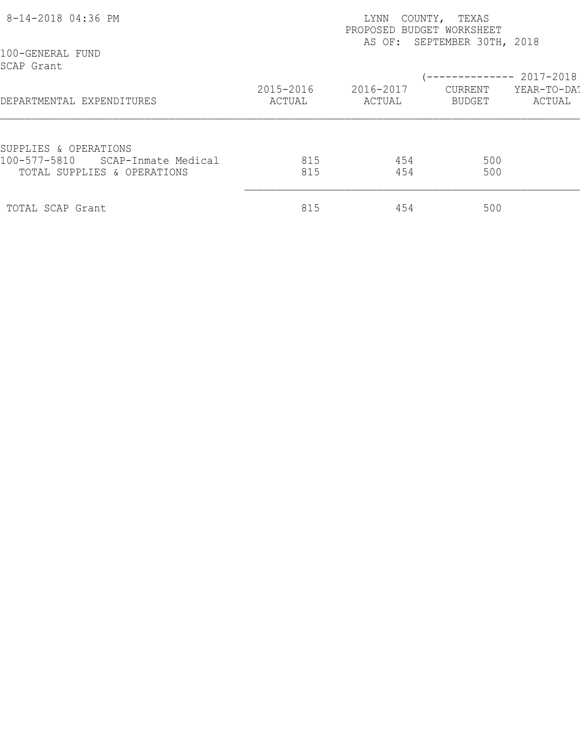8-14-2018 04:36 PM

LYNN COUNTY, TEXAS
PROPOSED BUDGET WORKSHEET
AS OF: SEPTEMBER 30TH, 2018

100-GENERAL FUND
SCAP Grant

| DEPARTMENTAL EXPENDITURES | 2015-2016 ACTUAL | 2016-2017 ACTUAL | (-------------- 2017-2018 CURRENT BUDGET | YEAR-TO-DAT ACTUAL |
|---|---|---|---|---|
| SUPPLIES & OPERATIONS | | | | |
| 100-577-5810 SCAP-Inmate Medical | 815 | 454 | 500 | |
| TOTAL SUPPLIES & OPERATIONS | 815 | 454 | 500 | |
| TOTAL SCAP Grant | 815 | 454 | 500 | |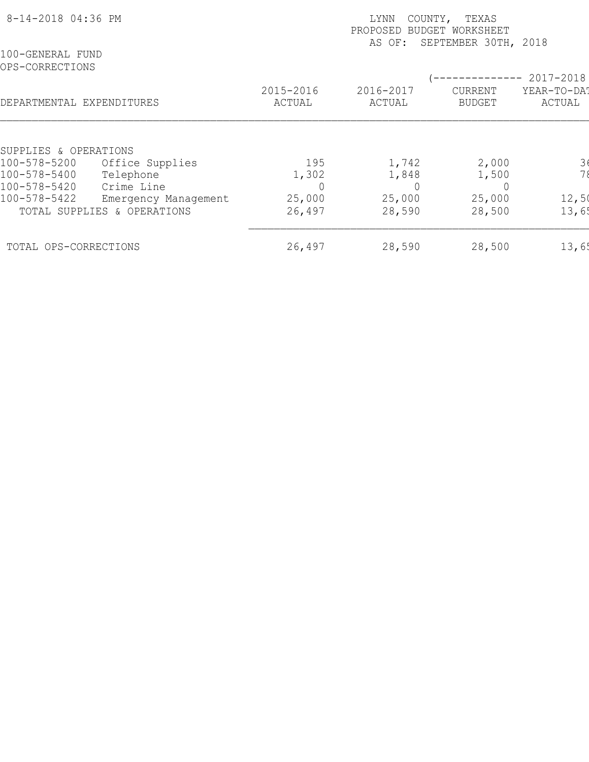8-14-2018 04:36 PM

LYNN COUNTY, TEXAS
PROPOSED BUDGET WORKSHEET
AS OF: SEPTEMBER 30TH, 2018

100-GENERAL FUND
OPS-CORRECTIONS

| DEPARTMENTAL EXPENDITURES | | 2015-2016 ACTUAL | 2016-2017 ACTUAL | (-------------- 2017-2018 CURRENT BUDGET | YEAR-TO-DAT ACTUAL |
|---|---|---|---|---|---|
| SUPPLIES & OPERATIONS | | | | | |
| 100-578-5200 | Office Supplies | 195 | 1,742 | 2,000 | 36 |
| 100-578-5400 | Telephone | 1,302 | 1,848 | 1,500 | 78 |
| 100-578-5420 | Crime Line | 0 | 0 | 0 | |
| 100-578-5422 | Emergency Management | 25,000 | 25,000 | 25,000 | 12,50 |
| TOTAL SUPPLIES & OPERATIONS | | 26,497 | 28,590 | 28,500 | 13,65 |
| TOTAL OPS-CORRECTIONS | | 26,497 | 28,590 | 28,500 | 13,65 |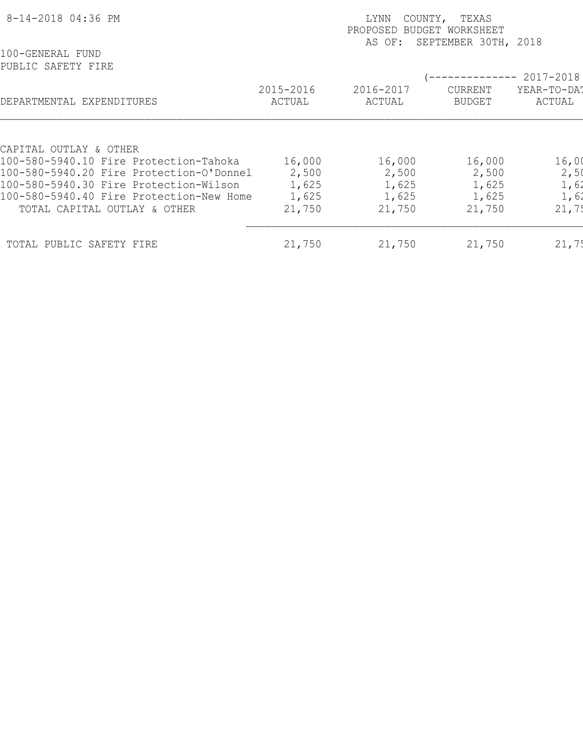8-14-2018 04:36 PM

LYNN COUNTY, TEXAS
PROPOSED BUDGET WORKSHEET
AS OF: SEPTEMBER 30TH, 2018

100-GENERAL FUND
PUBLIC SAFETY FIRE

| DEPARTMENTAL EXPENDITURES | 2015-2016 ACTUAL | 2016-2017 ACTUAL | (-------------- 2017-2018 CURRENT BUDGET | YEAR-TO-DAT ACTUAL |
|---|---|---|---|---|
| CAPITAL OUTLAY & OTHER | | | | |
| 100-580-5940.10 Fire Protection-Tahoka | 16,000 | 16,000 | 16,000 | 16,00 |
| 100-580-5940.20 Fire Protection-O'Donnel | 2,500 | 2,500 | 2,500 | 2,50 |
| 100-580-5940.30 Fire Protection-Wilson | 1,625 | 1,625 | 1,625 | 1,62 |
| 100-580-5940.40 Fire Protection-New Home | 1,625 | 1,625 | 1,625 | 1,62 |
| TOTAL CAPITAL OUTLAY & OTHER | 21,750 | 21,750 | 21,750 | 21,75 |
| TOTAL PUBLIC SAFETY FIRE | 21,750 | 21,750 | 21,750 | 21,75 |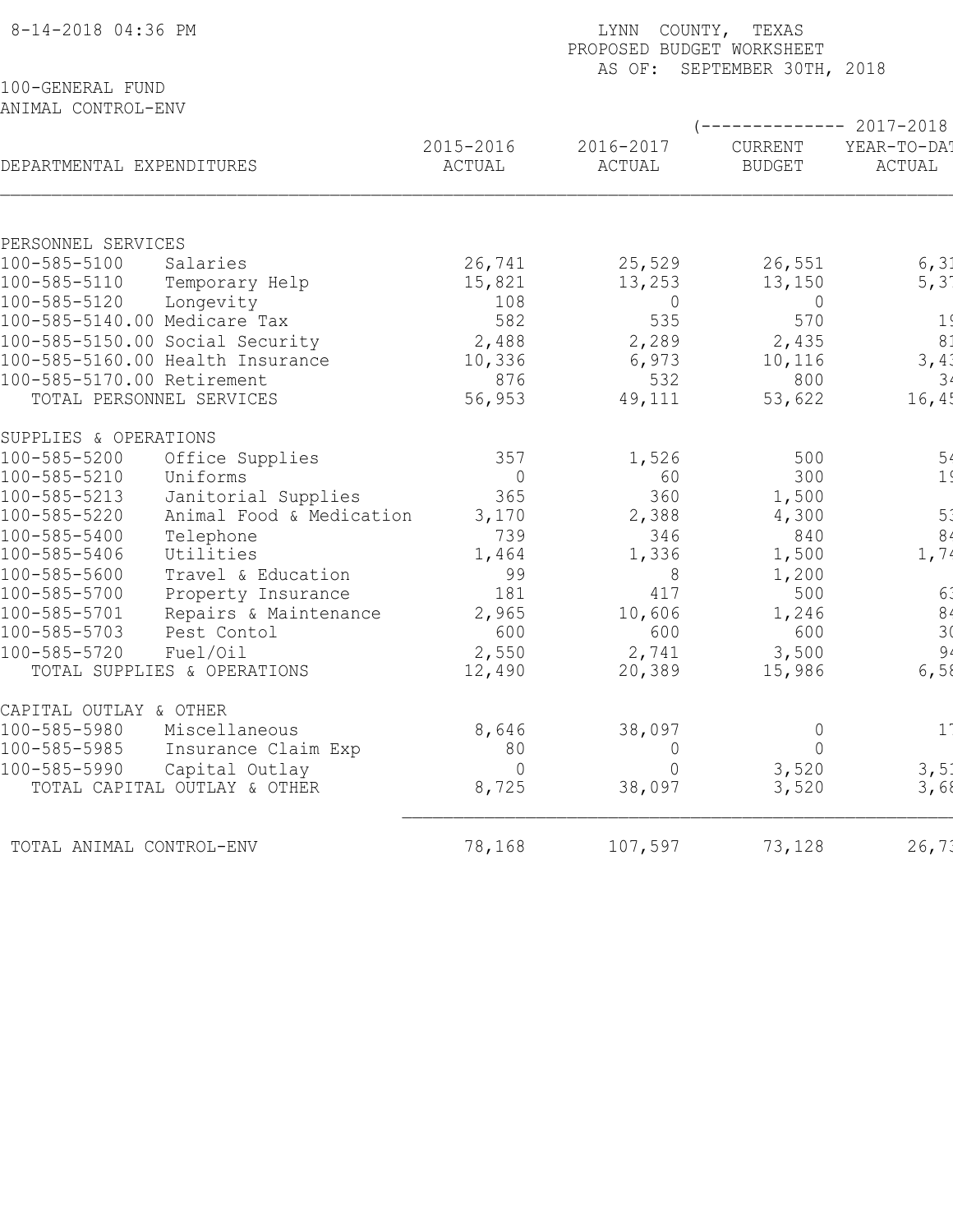8-14-2018 04:36 PM

LYNN COUNTY, TEXAS
PROPOSED BUDGET WORKSHEET
AS OF: SEPTEMBER 30TH, 2018

100-GENERAL FUND
ANIMAL CONTROL-ENV

| DEPARTMENTAL EXPENDITURES | | 2015-2016 ACTUAL | 2016-2017 ACTUAL | 2017-2018 CURRENT BUDGET | 2017-2018 YEAR-TO-DAT ACTUAL |
|---|---|---|---|---|---|
| PERSONNEL SERVICES | | | | | |
| 100-585-5100 | Salaries | 26,741 | 25,529 | 26,551 | 6,31 |
| 100-585-5110 | Temporary Help | 15,821 | 13,253 | 13,150 | 5,37 |
| 100-585-5120 | Longevity | 108 | 0 | 0 | |
| 100-585-5140.00 | Medicare Tax | 582 | 535 | 570 | 19 |
| 100-585-5150.00 | Social Security | 2,488 | 2,289 | 2,435 | 81 |
| 100-585-5160.00 | Health Insurance | 10,336 | 6,973 | 10,116 | 3,43 |
| 100-585-5170.00 | Retirement | 876 | 532 | 800 | 34 |
| TOTAL PERSONNEL SERVICES | | 56,953 | 49,111 | 53,622 | 16,45 |
| SUPPLIES & OPERATIONS | | | | | |
| 100-585-5200 | Office Supplies | 357 | 1,526 | 500 | 54 |
| 100-585-5210 | Uniforms | 0 | 60 | 300 | 19 |
| 100-585-5213 | Janitorial Supplies | 365 | 360 | 1,500 | |
| 100-585-5220 | Animal Food & Medication | 3,170 | 2,388 | 4,300 | 53 |
| 100-585-5400 | Telephone | 739 | 346 | 840 | 84 |
| 100-585-5406 | Utilities | 1,464 | 1,336 | 1,500 | 1,74 |
| 100-585-5600 | Travel & Education | 99 | 8 | 1,200 | |
| 100-585-5700 | Property Insurance | 181 | 417 | 500 | 63 |
| 100-585-5701 | Repairs & Maintenance | 2,965 | 10,606 | 1,246 | 84 |
| 100-585-5703 | Pest Contol | 600 | 600 | 600 | 30 |
| 100-585-5720 | Fuel/Oil | 2,550 | 2,741 | 3,500 | 94 |
| TOTAL SUPPLIES & OPERATIONS | | 12,490 | 20,389 | 15,986 | 6,58 |
| CAPITAL OUTLAY & OTHER | | | | | |
| 100-585-5980 | Miscellaneous | 8,646 | 38,097 | 0 | 17 |
| 100-585-5985 | Insurance Claim Exp | 80 | 0 | 0 | |
| 100-585-5990 | Capital Outlay | 0 | 0 | 3,520 | 3,51 |
| TOTAL CAPITAL OUTLAY & OTHER | | 8,725 | 38,097 | 3,520 | 3,68 |
| TOTAL ANIMAL CONTROL-ENV | | 78,168 | 107,597 | 73,128 | 26,73 |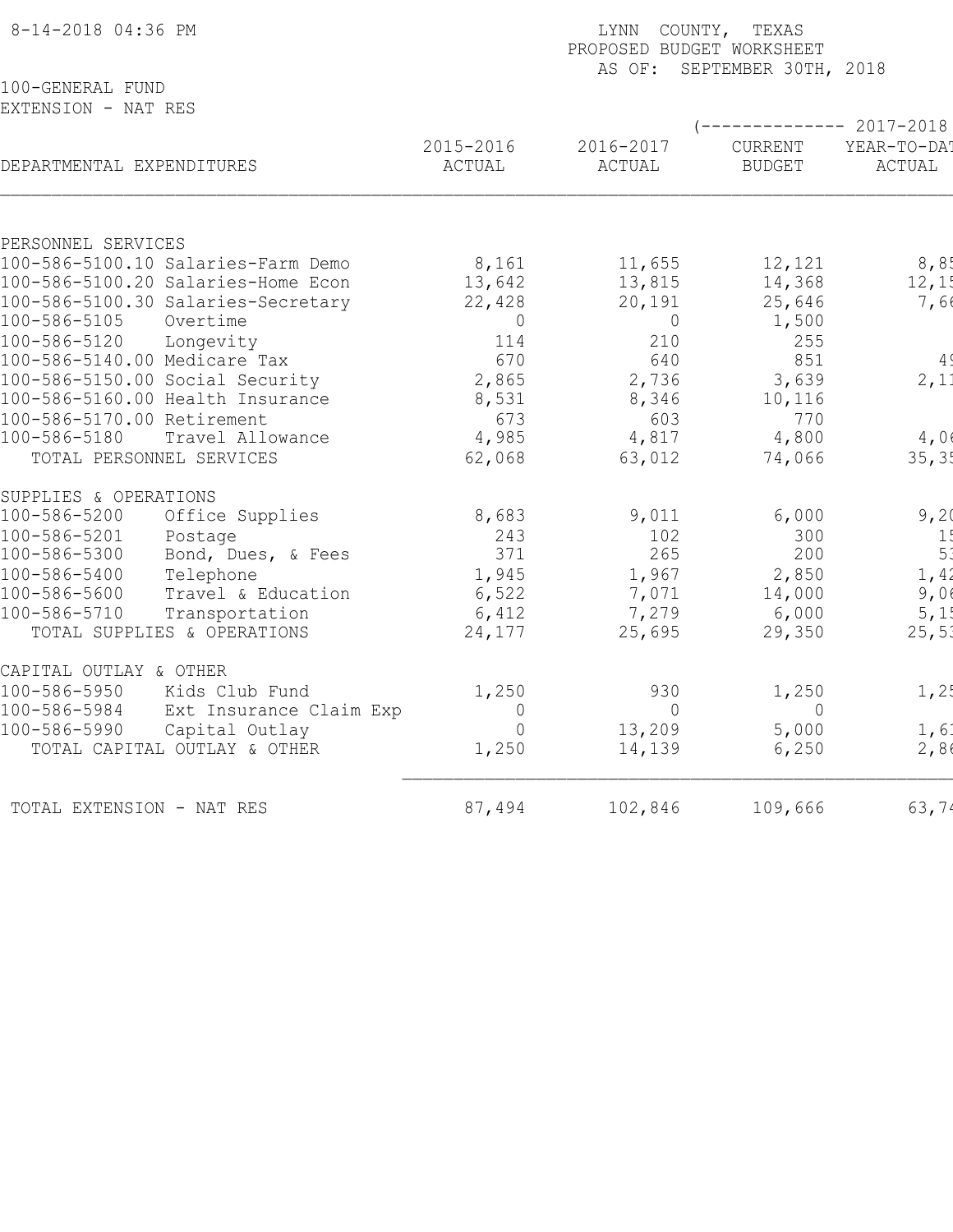8-14-2018 04:36 PM

LYNN COUNTY, TEXAS
PROPOSED BUDGET WORKSHEET
AS OF: SEPTEMBER 30TH, 2018

100-GENERAL FUND
EXTENSION - NAT RES

| DEPARTMENTAL EXPENDITURES | 2015-2016 ACTUAL | 2016-2017 ACTUAL | (-------------- 2017-2018 CURRENT BUDGET | YEAR-TO-DAT ACTUAL |
|---|---|---|---|---|
| PERSONNEL SERVICES | | | | |
| 100-586-5100.10 Salaries-Farm Demo | 8,161 | 11,655 | 12,121 | 8,85 |
| 100-586-5100.20 Salaries-Home Econ | 13,642 | 13,815 | 14,368 | 12,15 |
| 100-586-5100.30 Salaries-Secretary | 22,428 | 20,191 | 25,646 | 7,66 |
| 100-586-5105 Overtime | 0 | 0 | 1,500 | |
| 100-586-5120 Longevity | 114 | 210 | 255 | |
| 100-586-5140.00 Medicare Tax | 670 | 640 | 851 | 49 |
| 100-586-5150.00 Social Security | 2,865 | 2,736 | 3,639 | 2,11 |
| 100-586-5160.00 Health Insurance | 8,531 | 8,346 | 10,116 | |
| 100-586-5170.00 Retirement | 673 | 603 | 770 | |
| 100-586-5180 Travel Allowance | 4,985 | 4,817 | 4,800 | 4,06 |
| TOTAL PERSONNEL SERVICES | 62,068 | 63,012 | 74,066 | 35,35 |
| SUPPLIES & OPERATIONS | | | | |
| 100-586-5200 Office Supplies | 8,683 | 9,011 | 6,000 | 9,20 |
| 100-586-5201 Postage | 243 | 102 | 300 | 15 |
| 100-586-5300 Bond, Dues, & Fees | 371 | 265 | 200 | 53 |
| 100-586-5400 Telephone | 1,945 | 1,967 | 2,850 | 1,42 |
| 100-586-5600 Travel & Education | 6,522 | 7,071 | 14,000 | 9,06 |
| 100-586-5710 Transportation | 6,412 | 7,279 | 6,000 | 5,15 |
| TOTAL SUPPLIES & OPERATIONS | 24,177 | 25,695 | 29,350 | 25,53 |
| CAPITAL OUTLAY & OTHER | | | | |
| 100-586-5950 Kids Club Fund | 1,250 | 930 | 1,250 | 1,25 |
| 100-586-5984 Ext Insurance Claim Exp | 0 | 0 | 0 | |
| 100-586-5990 Capital Outlay | 0 | 13,209 | 5,000 | 1,61 |
| TOTAL CAPITAL OUTLAY & OTHER | 1,250 | 14,139 | 6,250 | 2,86 |
| TOTAL EXTENSION - NAT RES | 87,494 | 102,846 | 109,666 | 63,74 |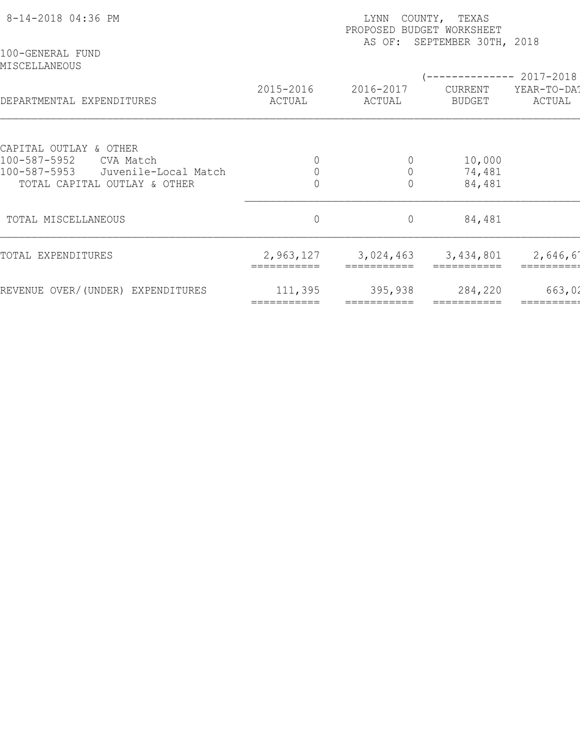LYNN COUNTY, TEXAS
PROPOSED BUDGET WORKSHEET
AS OF: SEPTEMBER 30TH, 2018

100-GENERAL FUND
MISCELLANEOUS

| DEPARTMENTAL EXPENDITURES | 2015-2016 ACTUAL | 2016-2017 ACTUAL | (-------------- 2017-2018 CURRENT BUDGET | YEAR-TO-DAT ACTUAL |
|---|---|---|---|---|
| CAPITAL OUTLAY & OTHER | | | | |
| 100-587-5952 CVA Match | 0 | 0 | 10,000 | |
| 100-587-5953 Juvenile-Local Match | 0 | 0 | 74,481 | |
| TOTAL CAPITAL OUTLAY & OTHER | 0 | 0 | 84,481 | |
| TOTAL MISCELLANEOUS | 0 | 0 | 84,481 | |
| TOTAL EXPENDITURES | 2,963,127 | 3,024,463 | 3,434,801 | 2,646,6 |
| REVENUE OVER/(UNDER) EXPENDITURES | 111,395 | 395,938 | 284,220 | 663,0 |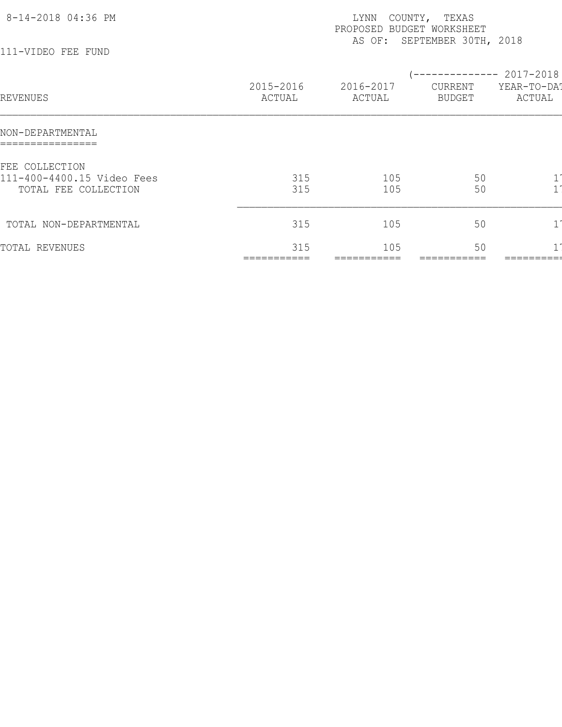LYNN COUNTY, TEXAS
PROPOSED BUDGET WORKSHEET
AS OF: SEPTEMBER 30TH, 2018

8-14-2018 04:36 PM

111-VIDEO FEE FUND

| REVENUES | 2015-2016 ACTUAL | 2016-2017 ACTUAL | (-------------- 2017-2018 CURRENT BUDGET | YEAR-TO-DAT ACTUAL |
|---|---|---|---|---|
| **NON-DEPARTMENTAL** | | | | |
| FEE COLLECTION | | | | |
| 111-400-4400.15 Video Fees | 315 | 105 | 50 | 1 |
| TOTAL FEE COLLECTION | 315 | 105 | 50 | 1 |
| TOTAL NON-DEPARTMENTAL | 315 | 105 | 50 | 1 |
| TOTAL REVENUES | 315 | 105 | 50 | 1 |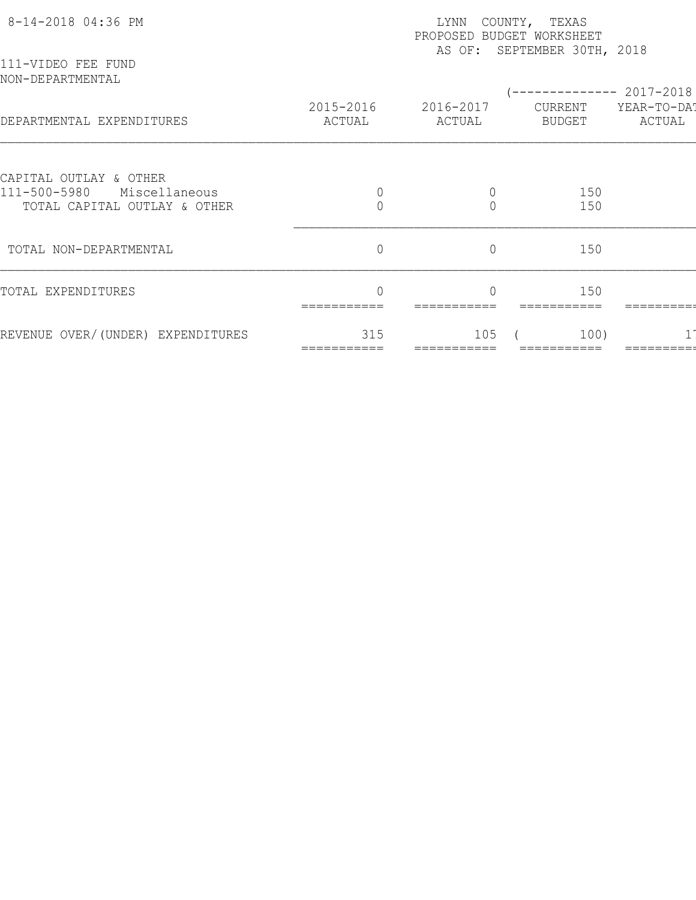LYNN COUNTY, TEXAS
PROPOSED BUDGET WORKSHEET
AS OF: SEPTEMBER 30TH, 2018

111-VIDEO FEE FUND
NON-DEPARTMENTAL

| DEPARTMENTAL EXPENDITURES | 2015-2016 ACTUAL | 2016-2017 ACTUAL | (-------------- 2017-2018 CURRENT BUDGET | YEAR-TO-DAT ACTUAL |
|---|---|---|---|---|
| CAPITAL OUTLAY & OTHER | | | | |
| 111-500-5980 Miscellaneous | 0 | 0 | 150 | |
| TOTAL CAPITAL OUTLAY & OTHER | 0 | 0 | 150 | |
| TOTAL NON-DEPARTMENTAL | 0 | 0 | 150 | |
| TOTAL EXPENDITURES | 0 | 0 | 150 | |
| REVENUE OVER/(UNDER) EXPENDITURES | 315 | 105 | ( 100) | 1 |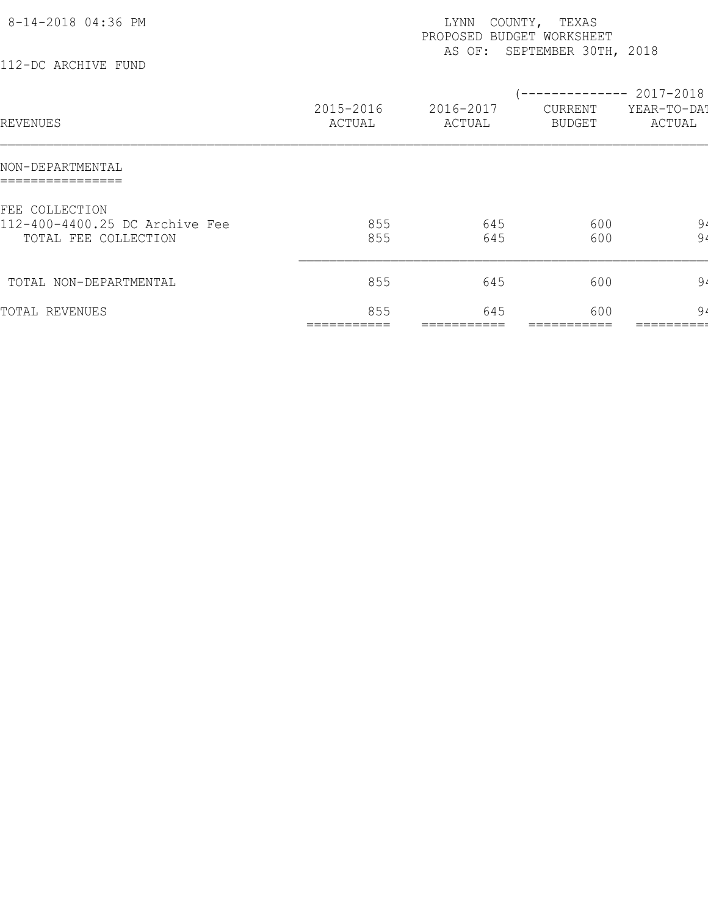8-14-2018 04:36 PM

LYNN COUNTY, TEXAS
PROPOSED BUDGET WORKSHEET
AS OF: SEPTEMBER 30TH, 2018

112-DC ARCHIVE FUND

| REVENUES | 2015-2016 ACTUAL | 2016-2017 ACTUAL | (-------------- 2017-2018 CURRENT BUDGET | YEAR-TO-DAT ACTUAL |
|---|---|---|---|---|
| **NON-DEPARTMENTAL** | | | | |
| FEE COLLECTION | | | | |
| 112-400-4400.25 DC Archive Fee | 855 | 645 | 600 | 94 |
| TOTAL FEE COLLECTION | 855 | 645 | 600 | 94 |
| TOTAL NON-DEPARTMENTAL | 855 | 645 | 600 | 94 |
| TOTAL REVENUES | 855 | 645 | 600 | 94 |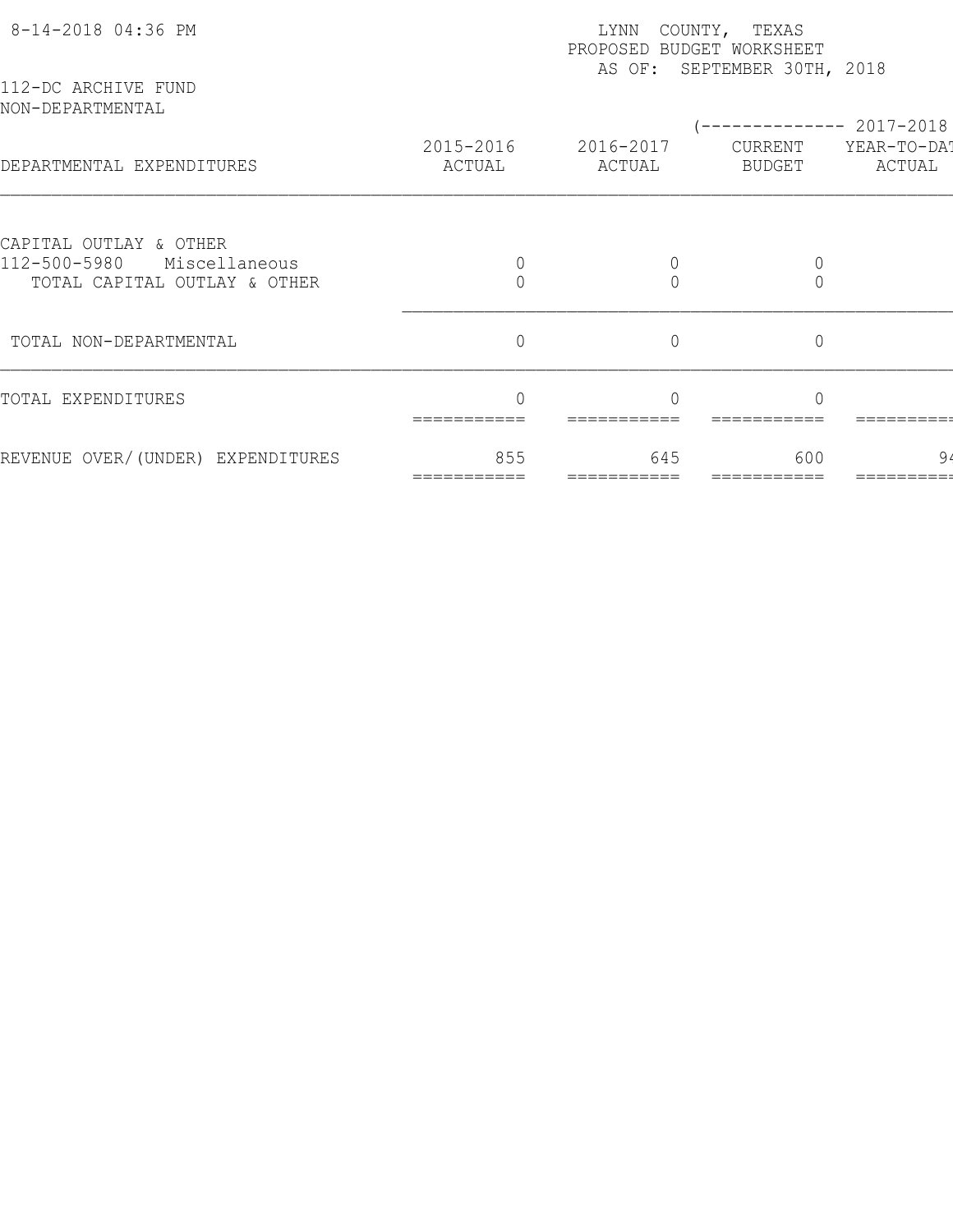8-14-2018 04:36 PM

LYNN COUNTY, TEXAS
PROPOSED BUDGET WORKSHEET
AS OF: SEPTEMBER 30TH, 2018

112-DC ARCHIVE FUND
NON-DEPARTMENTAL

| DEPARTMENTAL EXPENDITURES | 2015-2016 ACTUAL | 2016-2017 ACTUAL | (-------------- 2017-2018 CURRENT BUDGET | YEAR-TO-DAT ACTUAL |
|---|---|---|---|---|
| CAPITAL OUTLAY & OTHER | | | | |
| 112-500-5980 Miscellaneous | 0 | 0 | 0 | |
| TOTAL CAPITAL OUTLAY & OTHER | 0 | 0 | 0 | |
| TOTAL NON-DEPARTMENTAL | 0 | 0 | 0 | |
| TOTAL EXPENDITURES | 0 | 0 | 0 | |
| REVENUE OVER/(UNDER) EXPENDITURES | 855 | 645 | 600 | 94 |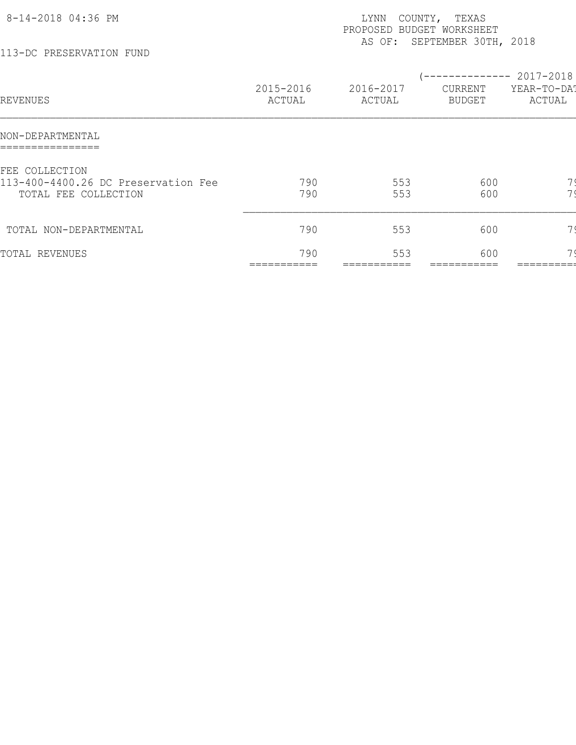8-14-2018 04:36 PM

LYNN COUNTY, TEXAS
PROPOSED BUDGET WORKSHEET
AS OF: SEPTEMBER 30TH, 2018

113-DC PRESERVATION FUND

| REVENUES | 2015-2016 ACTUAL | 2016-2017 ACTUAL | (-------------- 2017-2018 CURRENT BUDGET | YEAR-TO-DAT ACTUAL |
|---|---|---|---|---|
| **NON-DEPARTMENTAL** | | | | |
| FEE COLLECTION | | | | |
| 113-400-4400.26 DC Preservation Fee | 790 | 553 | 600 | 7 |
| TOTAL FEE COLLECTION | 790 | 553 | 600 | 7 |
| TOTAL NON-DEPARTMENTAL | 790 | 553 | 600 | 7 |
| TOTAL REVENUES | 790 | 553 | 600 | 7 |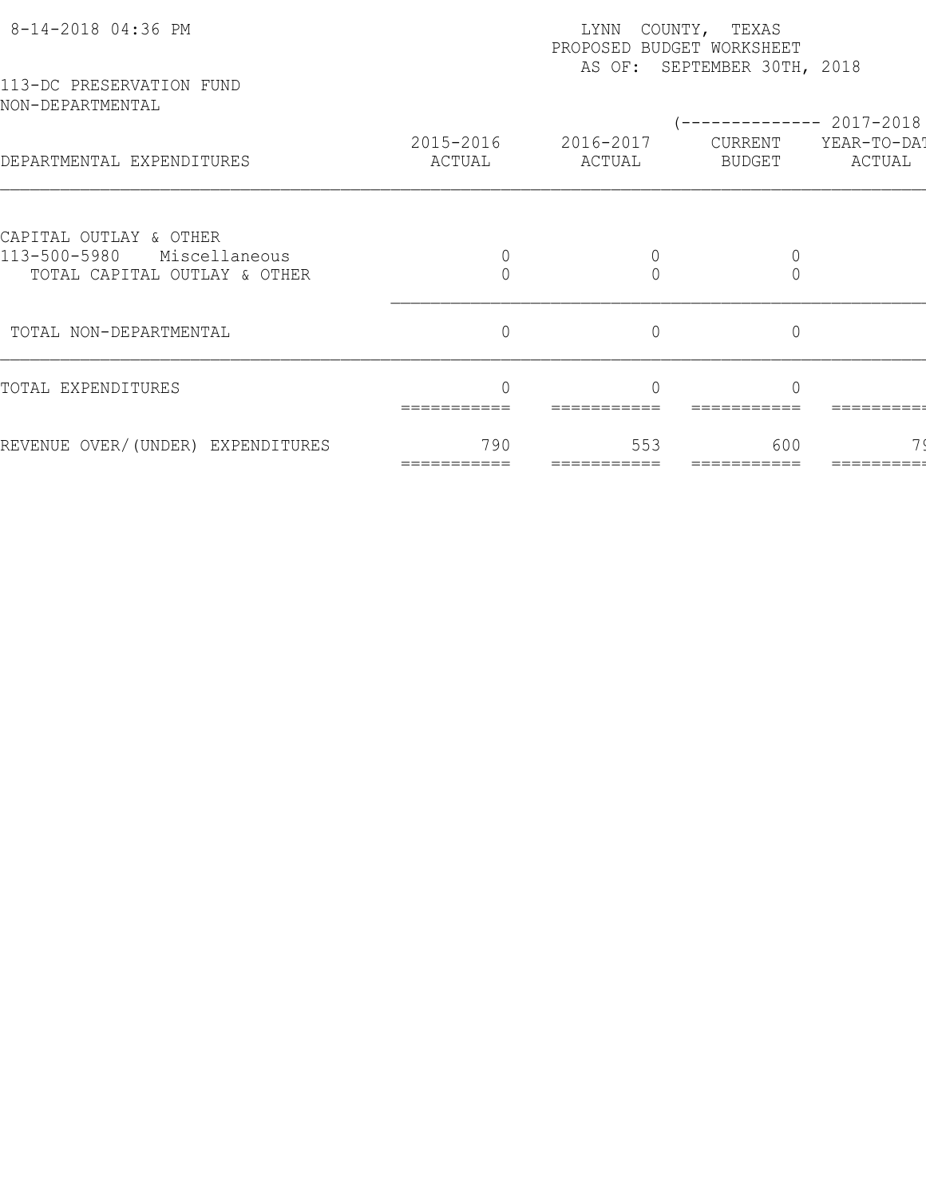8-14-2018 04:36 PM

LYNN COUNTY, TEXAS
PROPOSED BUDGET WORKSHEET
AS OF: SEPTEMBER 30TH, 2018

113-DC PRESERVATION FUND
NON-DEPARTMENTAL

| DEPARTMENTAL EXPENDITURES | 2015-2016 ACTUAL | 2016-2017 ACTUAL | (-------------- 2017-2018 CURRENT BUDGET | YEAR-TO-DAT ACTUAL |
|---|---|---|---|---|
| CAPITAL OUTLAY & OTHER | | | | |
| 113-500-5980 Miscellaneous | 0 | 0 | 0 | |
| TOTAL CAPITAL OUTLAY & OTHER | 0 | 0 | 0 | |
| TOTAL NON-DEPARTMENTAL | 0 | 0 | 0 | |
| TOTAL EXPENDITURES | 0 | 0 | 0 | |
| REVENUE OVER/(UNDER) EXPENDITURES | 790 | 553 | 600 | 7 |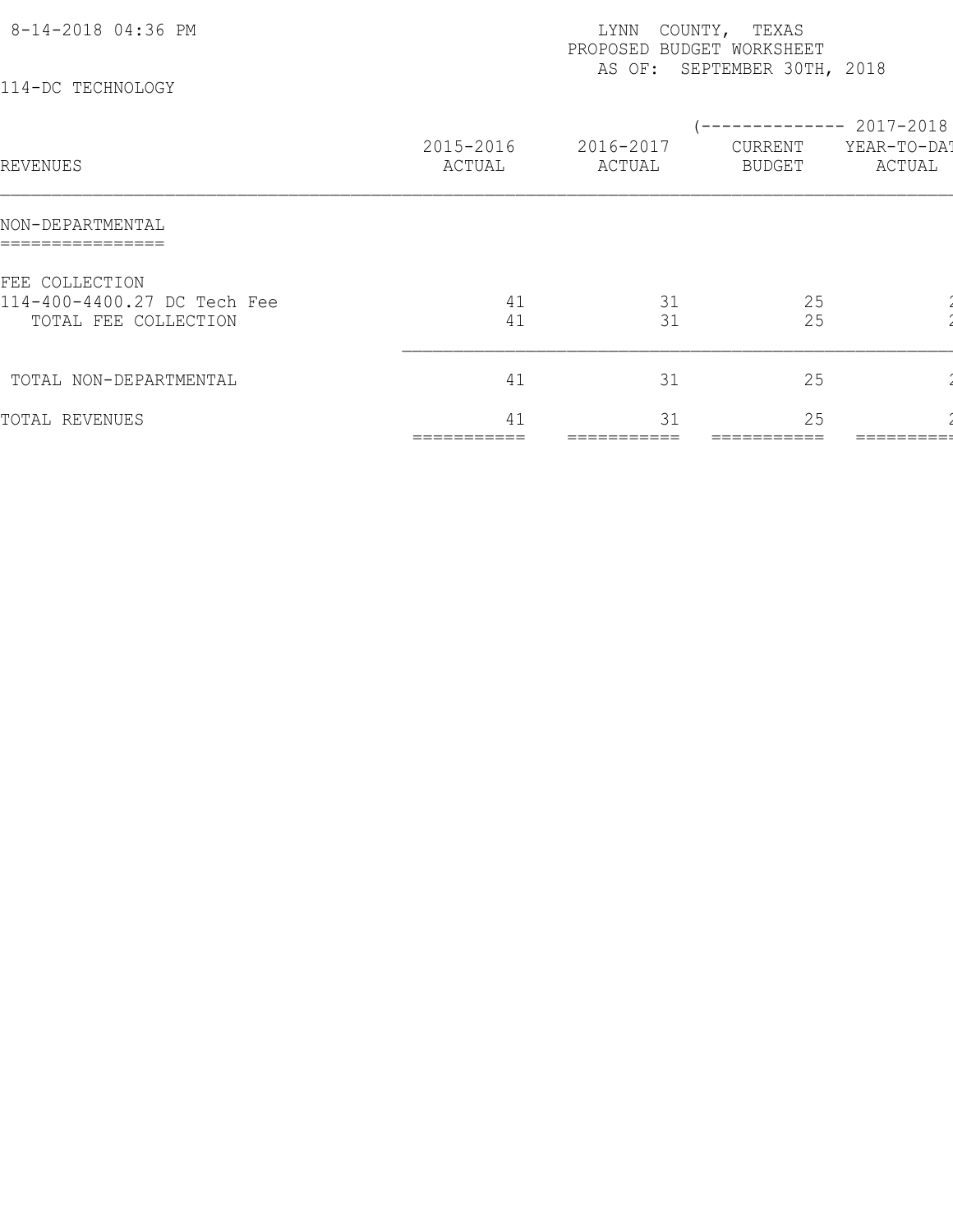LYNN COUNTY, TEXAS
PROPOSED BUDGET WORKSHEET
AS OF: SEPTEMBER 30TH, 2018

8-14-2018 04:36 PM

114-DC TECHNOLOGY

| REVENUES | 2015-2016 ACTUAL | 2016-2017 ACTUAL | (-------------- 2017-2018 CURRENT BUDGET | YEAR-TO-DAT ACTUAL |
|---|---|---|---|---|
| NON-DEPARTMENTAL | | | | |
| FEE COLLECTION | | | | |
| 114-400-4400.27 DC Tech Fee | 41 | 31 | 25 | 2 |
| TOTAL FEE COLLECTION | 41 | 31 | 25 | 2 |
| TOTAL NON-DEPARTMENTAL | 41 | 31 | 25 | 2 |
| TOTAL REVENUES | 41 | 31 | 25 | 2 |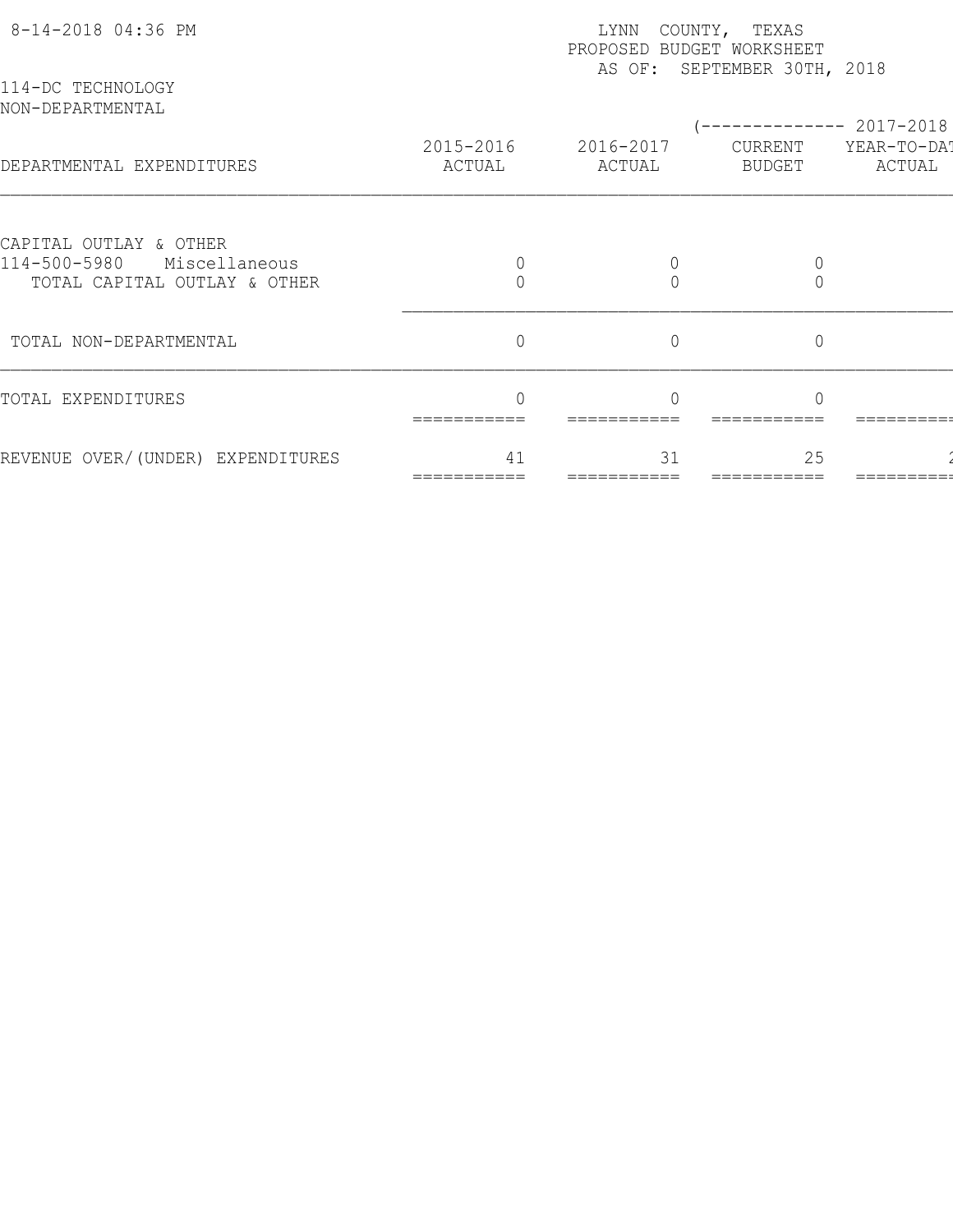LYNN COUNTY, TEXAS
PROPOSED BUDGET WORKSHEET
AS OF: SEPTEMBER 30TH, 2018

8-14-2018 04:36 PM

114-DC TECHNOLOGY
NON-DEPARTMENTAL

| DEPARTMENTAL EXPENDITURES | 2015-2016 ACTUAL | 2016-2017 ACTUAL | (-------------- 2017-2018 CURRENT BUDGET | YEAR-TO-DAT ACTUAL |
|---|---|---|---|---|
| CAPITAL OUTLAY & OTHER | | | | |
| 114-500-5980 Miscellaneous | 0 | 0 | 0 | |
| TOTAL CAPITAL OUTLAY & OTHER | 0 | 0 | 0 | |
| TOTAL NON-DEPARTMENTAL | 0 | 0 | 0 | |
| TOTAL EXPENDITURES | 0 | 0 | 0 | |
| REVENUE OVER/(UNDER) EXPENDITURES | 41 | 31 | 25 | 2 |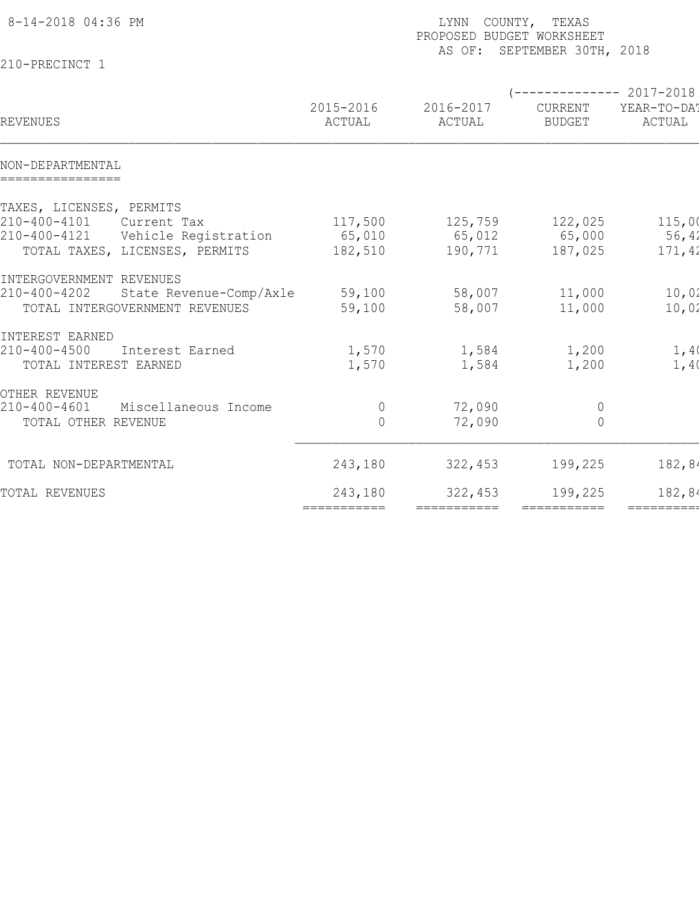8-14-2018 04:36 PM

LYNN COUNTY, TEXAS
PROPOSED BUDGET WORKSHEET
AS OF: SEPTEMBER 30TH, 2018

210-PRECINCT 1

| REVENUES | 2015-2016 ACTUAL | 2016-2017 ACTUAL | (-------------- 2017-2018 CURRENT BUDGET | YEAR-TO-DAT ACTUAL |
|---|---|---|---|---|
| NON-DEPARTMENTAL | | | | |
| TAXES, LICENSES, PERMITS | | | | |
| 210-400-4101 Current Tax | 117,500 | 125,759 | 122,025 | 115,00 |
| 210-400-4121 Vehicle Registration | 65,010 | 65,012 | 65,000 | 56,42 |
| TOTAL TAXES, LICENSES, PERMITS | 182,510 | 190,771 | 187,025 | 171,42 |
| INTERGOVERNMENT REVENUES | | | | |
| 210-400-4202 State Revenue-Comp/Axle | 59,100 | 58,007 | 11,000 | 10,02 |
| TOTAL INTERGOVERNMENT REVENUES | 59,100 | 58,007 | 11,000 | 10,02 |
| INTEREST EARNED | | | | |
| 210-400-4500 Interest Earned | 1,570 | 1,584 | 1,200 | 1,40 |
| TOTAL INTEREST EARNED | 1,570 | 1,584 | 1,200 | 1,40 |
| OTHER REVENUE | | | | |
| 210-400-4601 Miscellaneous Income | 0 | 72,090 | 0 | |
| TOTAL OTHER REVENUE | 0 | 72,090 | 0 | |
| TOTAL NON-DEPARTMENTAL | 243,180 | 322,453 | 199,225 | 182,84 |
| TOTAL REVENUES | 243,180 | 322,453 | 199,225 | 182,84 |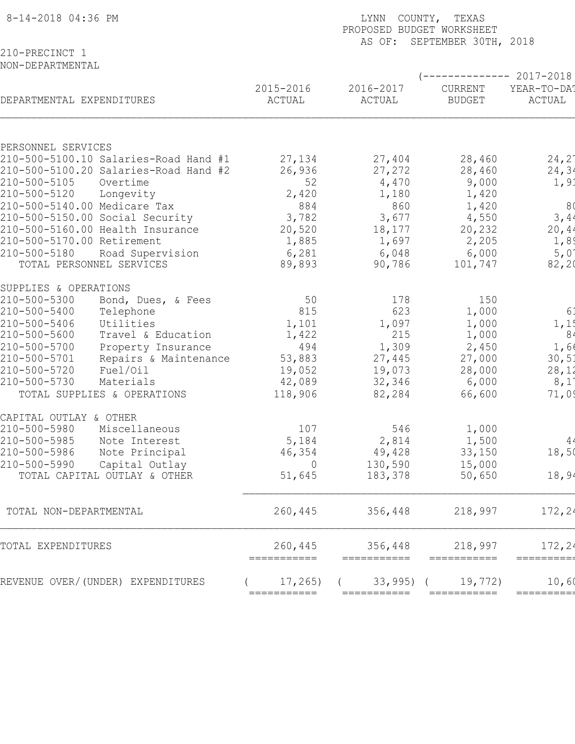8-14-2018 04:36 PM

LYNN COUNTY, TEXAS
PROPOSED BUDGET WORKSHEET
AS OF: SEPTEMBER 30TH, 2018

210-PRECINCT 1
NON-DEPARTMENTAL

| DEPARTMENTAL EXPENDITURES | 2015-2016 ACTUAL | 2016-2017 ACTUAL | (-------------- 2017-2018 CURRENT BUDGET | YEAR-TO-DAT ACTUAL |
|---|---|---|---|---|
| **PERSONNEL SERVICES** | | | | |
| 210-500-5100.10 Salaries-Road Hand #1 | 27,134 | 27,404 | 28,460 | 24,2 |
| 210-500-5100.20 Salaries-Road Hand #2 | 26,936 | 27,272 | 28,460 | 24,3 |
| 210-500-5105 Overtime | 52 | 4,470 | 9,000 | 1,9 |
| 210-500-5120 Longevity | 2,420 | 1,180 | 1,420 | |
| 210-500-5140.00 Medicare Tax | 884 | 860 | 1,420 | 8 |
| 210-500-5150.00 Social Security | 3,782 | 3,677 | 4,550 | 3,4 |
| 210-500-5160.00 Health Insurance | 20,520 | 18,177 | 20,232 | 20,4 |
| 210-500-5170.00 Retirement | 1,885 | 1,697 | 2,205 | 1,8 |
| 210-500-5180 Road Supervision | 6,281 | 6,048 | 6,000 | 5,0 |
| TOTAL PERSONNEL SERVICES | 89,893 | 90,786 | 101,747 | 82,2 |
| **SUPPLIES & OPERATIONS** | | | | |
| 210-500-5300 Bond, Dues, & Fees | 50 | 178 | 150 | |
| 210-500-5400 Telephone | 815 | 623 | 1,000 | 6 |
| 210-500-5406 Utilities | 1,101 | 1,097 | 1,000 | 1,1 |
| 210-500-5600 Travel & Education | 1,422 | 215 | 1,000 | 8 |
| 210-500-5700 Property Insurance | 494 | 1,309 | 2,450 | 1,6 |
| 210-500-5701 Repairs & Maintenance | 53,883 | 27,445 | 27,000 | 30,5 |
| 210-500-5720 Fuel/Oil | 19,052 | 19,073 | 28,000 | 28,1 |
| 210-500-5730 Materials | 42,089 | 32,346 | 6,000 | 8,1 |
| TOTAL SUPPLIES & OPERATIONS | 118,906 | 82,284 | 66,600 | 71,0 |
| **CAPITAL OUTLAY & OTHER** | | | | |
| 210-500-5980 Miscellaneous | 107 | 546 | 1,000 | |
| 210-500-5985 Note Interest | 5,184 | 2,814 | 1,500 | 4 |
| 210-500-5986 Note Principal | 46,354 | 49,428 | 33,150 | 18,5 |
| 210-500-5990 Capital Outlay | 0 | 130,590 | 15,000 | |
| TOTAL CAPITAL OUTLAY & OTHER | 51,645 | 183,378 | 50,650 | 18,9 |
| TOTAL NON-DEPARTMENTAL | 260,445 | 356,448 | 218,997 | 172,2 |
| TOTAL EXPENDITURES | 260,445 | 356,448 | 218,997 | 172,2 |
| REVENUE OVER/(UNDER) EXPENDITURES | ( 17,265) | ( 33,995) | ( 19,772) | 10,6 |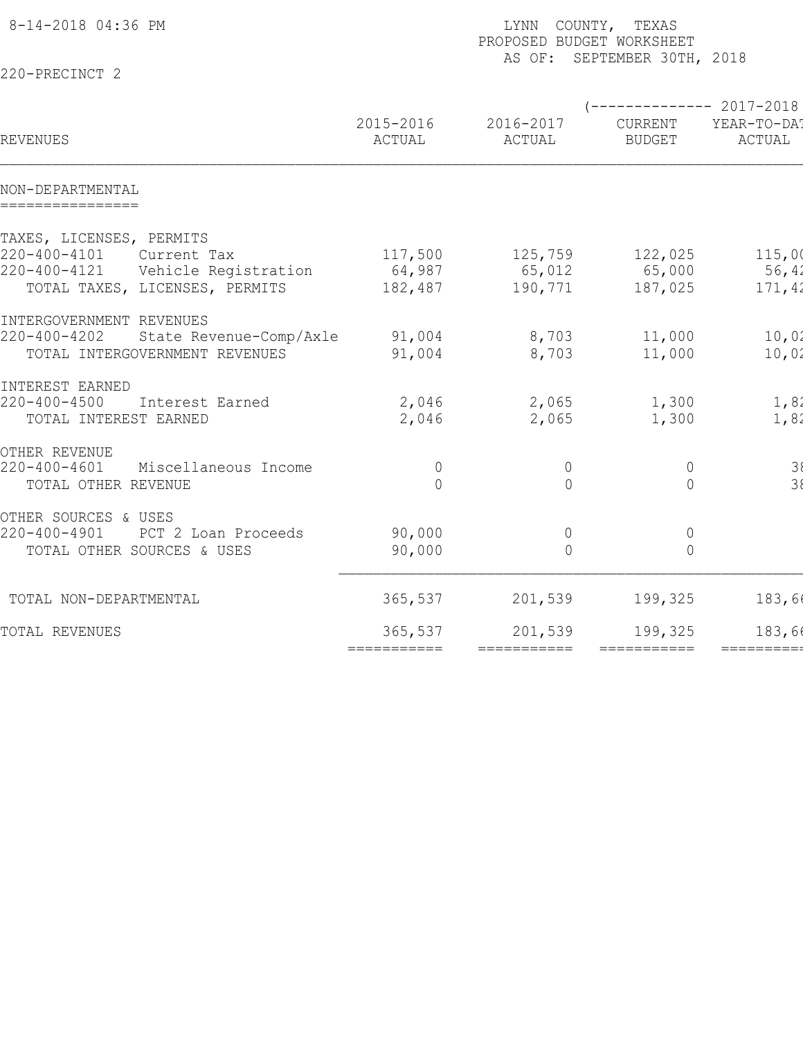8-14-2018 04:36 PM

LYNN COUNTY, TEXAS
PROPOSED BUDGET WORKSHEET
AS OF: SEPTEMBER 30TH, 2018

220-PRECINCT 2

| REVENUES | 2015-2016 ACTUAL | 2016-2017 ACTUAL | (-------------- 2017-2018 CURRENT BUDGET | YEAR-TO-DAT ACTUAL |
|---|---|---|---|---|
| **NON-DEPARTMENTAL** | | | | |
| TAXES, LICENSES, PERMITS | | | | |
| 220-400-4101 Current Tax | 117,500 | 125,759 | 122,025 | 115,00 |
| 220-400-4121 Vehicle Registration | 64,987 | 65,012 | 65,000 | 56,42 |
| TOTAL TAXES, LICENSES, PERMITS | 182,487 | 190,771 | 187,025 | 171,42 |
| INTERGOVERNMENT REVENUES | | | | |
| 220-400-4202 State Revenue-Comp/Axle | 91,004 | 8,703 | 11,000 | 10,02 |
| TOTAL INTERGOVERNMENT REVENUES | 91,004 | 8,703 | 11,000 | 10,02 |
| INTEREST EARNED | | | | |
| 220-400-4500 Interest Earned | 2,046 | 2,065 | 1,300 | 1,82 |
| TOTAL INTEREST EARNED | 2,046 | 2,065 | 1,300 | 1,82 |
| OTHER REVENUE | | | | |
| 220-400-4601 Miscellaneous Income | 0 | 0 | 0 | 38 |
| TOTAL OTHER REVENUE | 0 | 0 | 0 | 38 |
| OTHER SOURCES & USES | | | | |
| 220-400-4901 PCT 2 Loan Proceeds | 90,000 | 0 | 0 | |
| TOTAL OTHER SOURCES & USES | 90,000 | 0 | 0 | |
| TOTAL NON-DEPARTMENTAL | 365,537 | 201,539 | 199,325 | 183,66 |
| TOTAL REVENUES | 365,537 | 201,539 | 199,325 | 183,66 |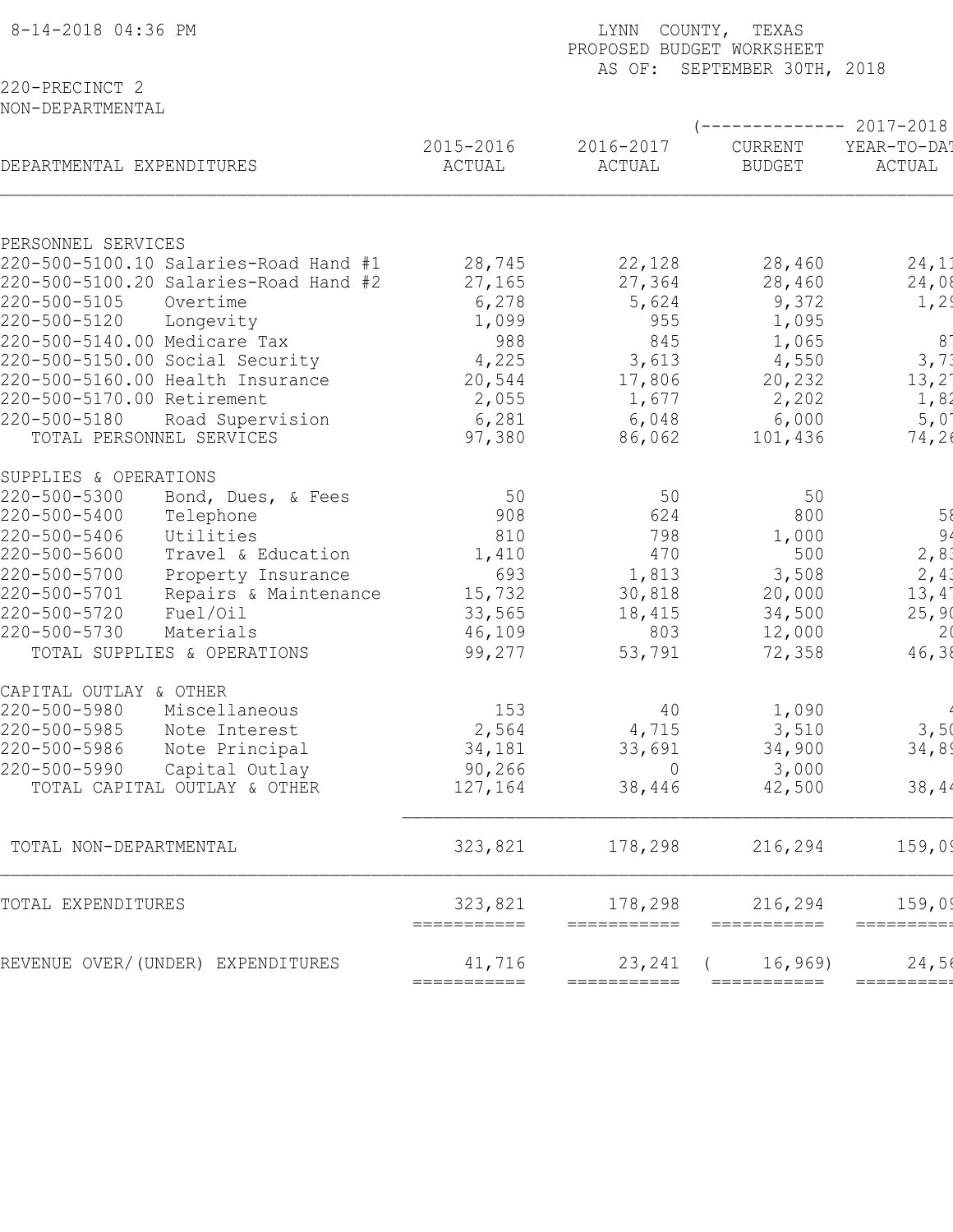8-14-2018 04:36 PM

LYNN COUNTY, TEXAS
PROPOSED BUDGET WORKSHEET
AS OF: SEPTEMBER 30TH, 2018

220-PRECINCT 2
NON-DEPARTMENTAL

| DEPARTMENTAL EXPENDITURES | 2015-2016 ACTUAL | 2016-2017 ACTUAL | (-------------- 2017-2018 CURRENT BUDGET | YEAR-TO-DAT ACTUAL |
|---|---|---|---|---|
| PERSONNEL SERVICES | | | | |
| 220-500-5100.10 Salaries-Road Hand #1 | 28,745 | 22,128 | 28,460 | 24,1 |
| 220-500-5100.20 Salaries-Road Hand #2 | 27,165 | 27,364 | 28,460 | 24,0 |
| 220-500-5105 Overtime | 6,278 | 5,624 | 9,372 | 1,2 |
| 220-500-5120 Longevity | 1,099 | 955 | 1,095 | |
| 220-500-5140.00 Medicare Tax | 988 | 845 | 1,065 | 8 |
| 220-500-5150.00 Social Security | 4,225 | 3,613 | 4,550 | 3,7 |
| 220-500-5160.00 Health Insurance | 20,544 | 17,806 | 20,232 | 13,2 |
| 220-500-5170.00 Retirement | 2,055 | 1,677 | 2,202 | 1,8 |
| 220-500-5180 Road Supervision | 6,281 | 6,048 | 6,000 | 5,0 |
| TOTAL PERSONNEL SERVICES | 97,380 | 86,062 | 101,436 | 74,2 |
| SUPPLIES & OPERATIONS | | | | |
| 220-500-5300 Bond, Dues, & Fees | 50 | 50 | 50 | |
| 220-500-5400 Telephone | 908 | 624 | 800 | 5 |
| 220-500-5406 Utilities | 810 | 798 | 1,000 | 9 |
| 220-500-5600 Travel & Education | 1,410 | 470 | 500 | 2,8 |
| 220-500-5700 Property Insurance | 693 | 1,813 | 3,508 | 2,4 |
| 220-500-5701 Repairs & Maintenance | 15,732 | 30,818 | 20,000 | 13,4 |
| 220-500-5720 Fuel/Oil | 33,565 | 18,415 | 34,500 | 25,9 |
| 220-500-5730 Materials | 46,109 | 803 | 12,000 | 2 |
| TOTAL SUPPLIES & OPERATIONS | 99,277 | 53,791 | 72,358 | 46,3 |
| CAPITAL OUTLAY & OTHER | | | | |
| 220-500-5980 Miscellaneous | 153 | 40 | 1,090 | |
| 220-500-5985 Note Interest | 2,564 | 4,715 | 3,510 | 3,5 |
| 220-500-5986 Note Principal | 34,181 | 33,691 | 34,900 | 34,8 |
| 220-500-5990 Capital Outlay | 90,266 | 0 | 3,000 | |
| TOTAL CAPITAL OUTLAY & OTHER | 127,164 | 38,446 | 42,500 | 38,4 |
| TOTAL NON-DEPARTMENTAL | 323,821 | 178,298 | 216,294 | 159,0 |
| TOTAL EXPENDITURES | 323,821 | 178,298 | 216,294 | 159,0 |
| REVENUE OVER/(UNDER) EXPENDITURES | 41,716 | 23,241 | ( 16,969) | 24,5 |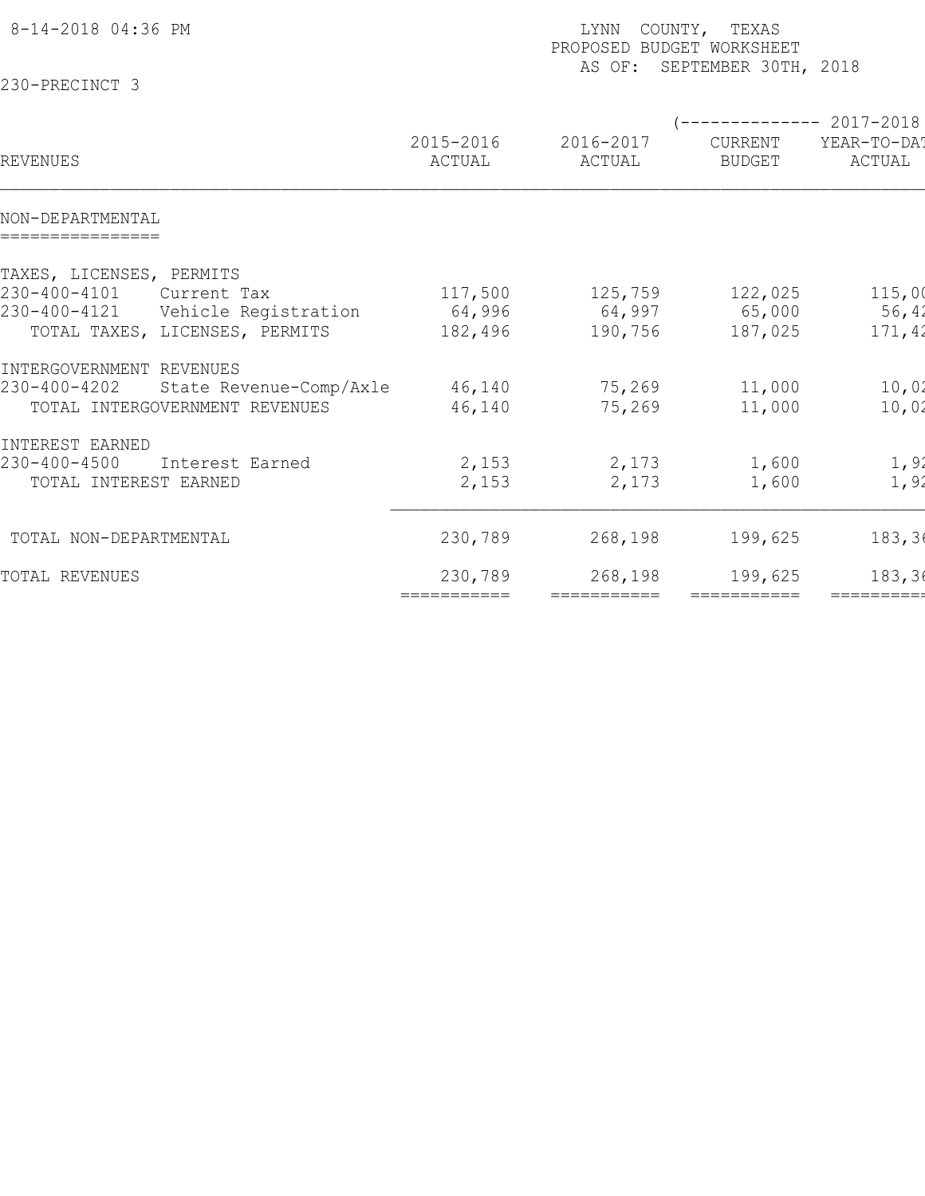8-14-2018 04:36 PM

LYNN COUNTY, TEXAS
PROPOSED BUDGET WORKSHEET
AS OF: SEPTEMBER 30TH, 2018

230-PRECINCT 3

| REVENUES | 2015-2016 ACTUAL | 2016-2017 ACTUAL | (-------------- 2017-2018 CURRENT BUDGET | YEAR-TO-DAT ACTUAL |
|---|---|---|---|---|
| **NON-DEPARTMENTAL** | | | | |
| TAXES, LICENSES, PERMITS | | | | |
| 230-400-4101 Current Tax | 117,500 | 125,759 | 122,025 | 115,0( |
| 230-400-4121 Vehicle Registration | 64,996 | 64,997 | 65,000 | 56,42 |
| TOTAL TAXES, LICENSES, PERMITS | 182,496 | 190,756 | 187,025 | 171,42 |
| INTERGOVERNMENT REVENUES | | | | |
| 230-400-4202 State Revenue-Comp/Axle | 46,140 | 75,269 | 11,000 | 10,02 |
| TOTAL INTERGOVERNMENT REVENUES | 46,140 | 75,269 | 11,000 | 10,02 |
| INTEREST EARNED | | | | |
| 230-400-4500 Interest Earned | 2,153 | 2,173 | 1,600 | 1,92 |
| TOTAL INTEREST EARNED | 2,153 | 2,173 | 1,600 | 1,92 |
| TOTAL NON-DEPARTMENTAL | 230,789 | 268,198 | 199,625 | 183,36 |
| TOTAL REVENUES | 230,789 | 268,198 | 199,625 | 183,36 |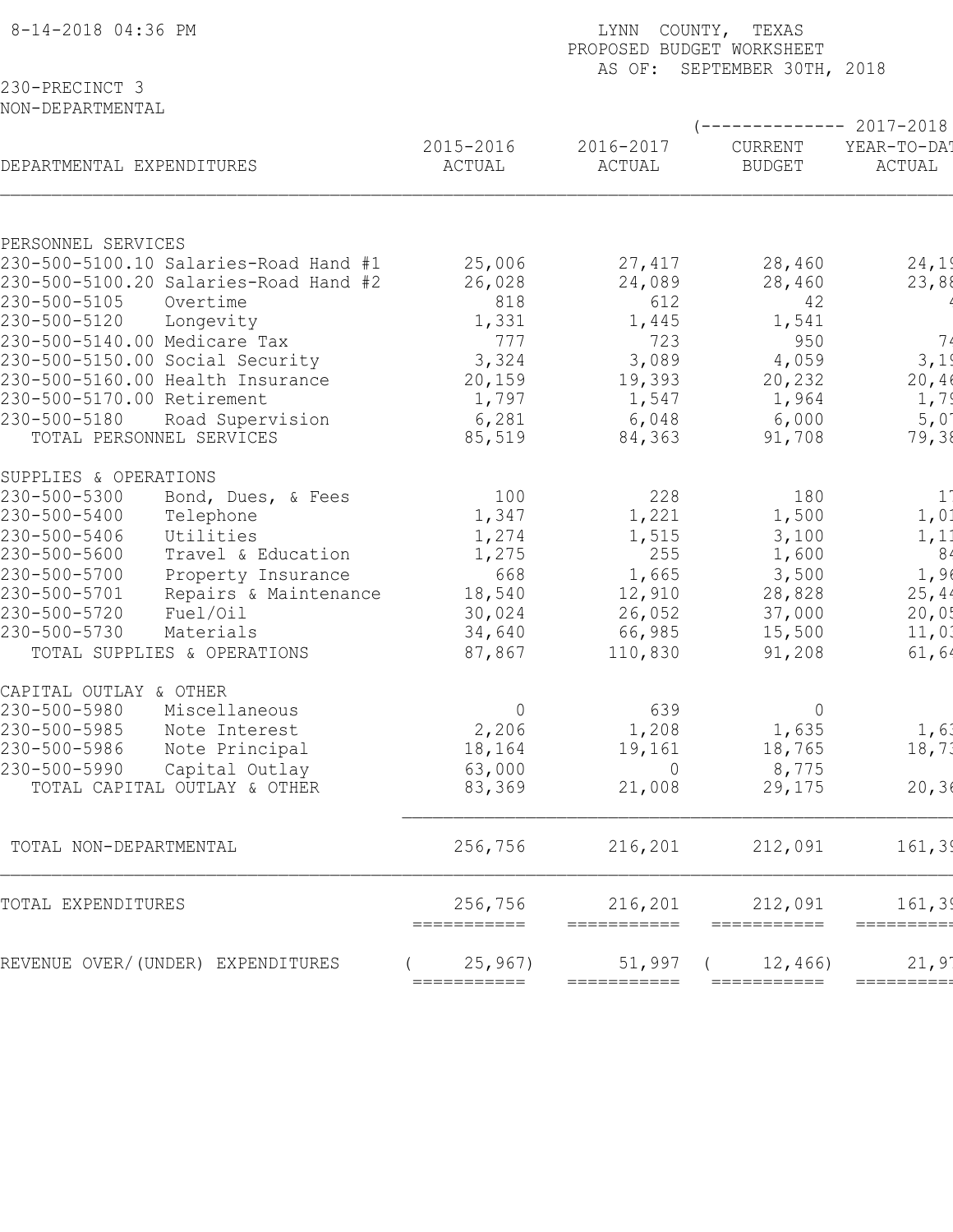8-14-2018 04:36 PM

LYNN COUNTY, TEXAS
PROPOSED BUDGET WORKSHEET
AS OF: SEPTEMBER 30TH, 2018

230-PRECINCT 3
NON-DEPARTMENTAL

| DEPARTMENTAL EXPENDITURES | 2015-2016 ACTUAL | 2016-2017 ACTUAL | (-------------- 2017-2018 CURRENT BUDGET | YEAR-TO-DAT ACTUAL |
|---|---|---|---|---|
| PERSONNEL SERVICES | | | | |
| 230-500-5100.10 Salaries-Road Hand #1 | 25,006 | 27,417 | 28,460 | 24,1 |
| 230-500-5100.20 Salaries-Road Hand #2 | 26,028 | 24,089 | 28,460 | 23,8 |
| 230-500-5105 Overtime | 818 | 612 | 42 | |
| 230-500-5120 Longevity | 1,331 | 1,445 | 1,541 | |
| 230-500-5140.00 Medicare Tax | 777 | 723 | 950 | 7 |
| 230-500-5150.00 Social Security | 3,324 | 3,089 | 4,059 | 3,1 |
| 230-500-5160.00 Health Insurance | 20,159 | 19,393 | 20,232 | 20,4 |
| 230-500-5170.00 Retirement | 1,797 | 1,547 | 1,964 | 1,7 |
| 230-500-5180 Road Supervision | 6,281 | 6,048 | 6,000 | 5,0 |
| TOTAL PERSONNEL SERVICES | 85,519 | 84,363 | 91,708 | 79,3 |
| SUPPLIES & OPERATIONS | | | | |
| 230-500-5300 Bond, Dues, & Fees | 100 | 228 | 180 | 1 |
| 230-500-5400 Telephone | 1,347 | 1,221 | 1,500 | 1,0 |
| 230-500-5406 Utilities | 1,274 | 1,515 | 3,100 | 1,1 |
| 230-500-5600 Travel & Education | 1,275 | 255 | 1,600 | 8 |
| 230-500-5700 Property Insurance | 668 | 1,665 | 3,500 | 1,9 |
| 230-500-5701 Repairs & Maintenance | 18,540 | 12,910 | 28,828 | 25,4 |
| 230-500-5720 Fuel/Oil | 30,024 | 26,052 | 37,000 | 20,0 |
| 230-500-5730 Materials | 34,640 | 66,985 | 15,500 | 11,0 |
| TOTAL SUPPLIES & OPERATIONS | 87,867 | 110,830 | 91,208 | 61,6 |
| CAPITAL OUTLAY & OTHER | | | | |
| 230-500-5980 Miscellaneous | 0 | 639 | 0 | |
| 230-500-5985 Note Interest | 2,206 | 1,208 | 1,635 | 1,6 |
| 230-500-5986 Note Principal | 18,164 | 19,161 | 18,765 | 18,7 |
| 230-500-5990 Capital Outlay | 63,000 | 0 | 8,775 | |
| TOTAL CAPITAL OUTLAY & OTHER | 83,369 | 21,008 | 29,175 | 20,3 |
| TOTAL NON-DEPARTMENTAL | 256,756 | 216,201 | 212,091 | 161,3 |
| TOTAL EXPENDITURES | 256,756 | 216,201 | 212,091 | 161,3 |
| REVENUE OVER/(UNDER) EXPENDITURES | ( 25,967) | 51,997 | ( 12,466) | 21,9 |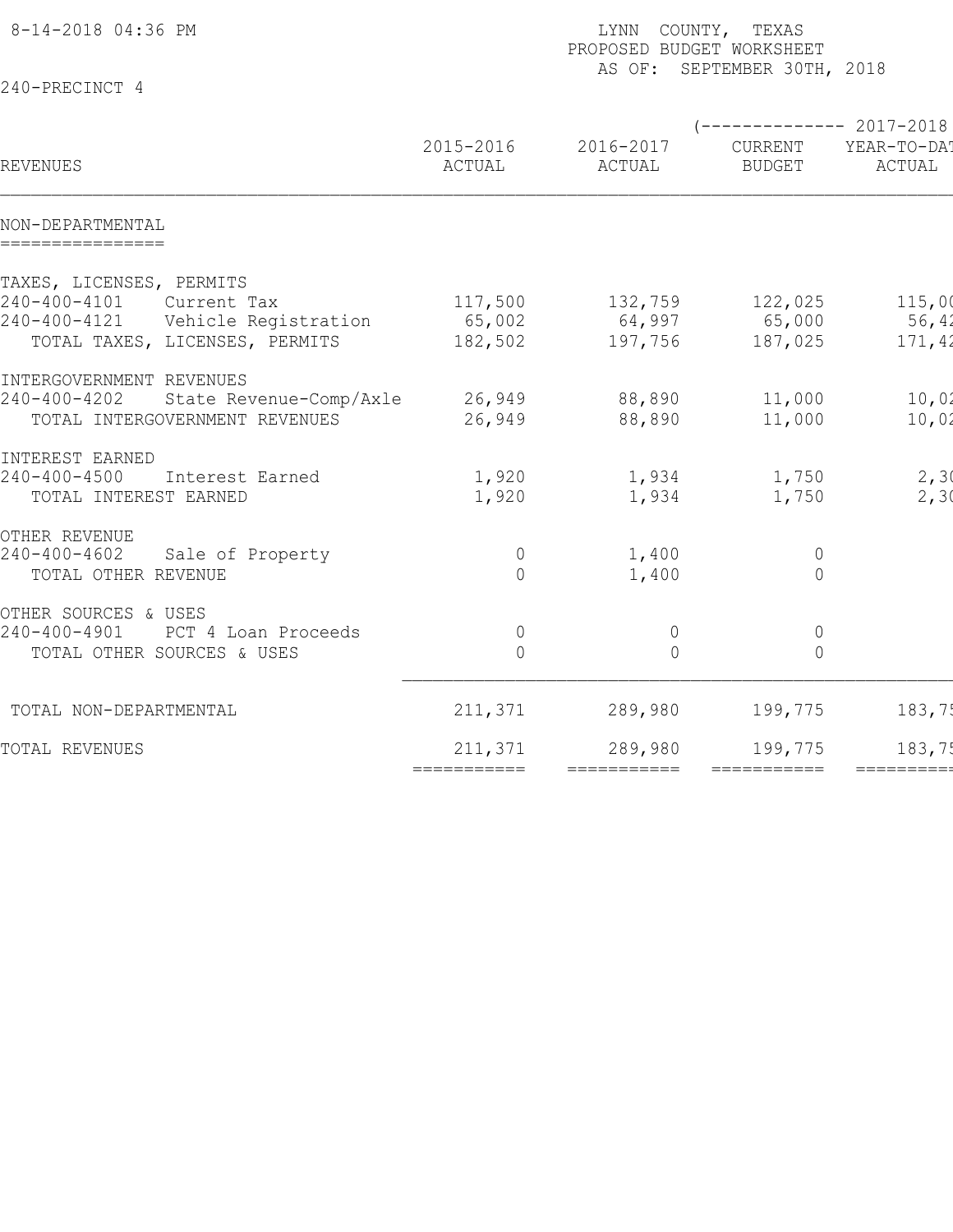8-14-2018 04:36 PM

LYNN COUNTY, TEXAS
PROPOSED BUDGET WORKSHEET
AS OF: SEPTEMBER 30TH, 2018

240-PRECINCT 4

| REVENUES | 2015-2016 ACTUAL | 2016-2017 ACTUAL | 2017-2018 CURRENT BUDGET | 2017-2018 YEAR-TO-DAT ACTUAL |
|---|---|---|---|---|
| **NON-DEPARTMENTAL** | | | | |
| TAXES, LICENSES, PERMITS | | | | |
| 240-400-4101 Current Tax | 117,500 | 132,759 | 122,025 | 115,0( |
| 240-400-4121 Vehicle Registration | 65,002 | 64,997 | 65,000 | 56,4 |
| TOTAL TAXES, LICENSES, PERMITS | 182,502 | 197,756 | 187,025 | 171,4 |
| INTERGOVERNMENT REVENUES | | | | |
| 240-400-4202 State Revenue-Comp/Axle | 26,949 | 88,890 | 11,000 | 10,0 |
| TOTAL INTERGOVERNMENT REVENUES | 26,949 | 88,890 | 11,000 | 10,0 |
| INTEREST EARNED | | | | |
| 240-400-4500 Interest Earned | 1,920 | 1,934 | 1,750 | 2,3( |
| TOTAL INTEREST EARNED | 1,920 | 1,934 | 1,750 | 2,3( |
| OTHER REVENUE | | | | |
| 240-400-4602 Sale of Property | 0 | 1,400 | 0 | |
| TOTAL OTHER REVENUE | 0 | 1,400 | 0 | |
| OTHER SOURCES & USES | | | | |
| 240-400-4901 PCT 4 Loan Proceeds | 0 | 0 | 0 | |
| TOTAL OTHER SOURCES & USES | 0 | 0 | 0 | |
| TOTAL NON-DEPARTMENTAL | 211,371 | 289,980 | 199,775 | 183,7 |
| TOTAL REVENUES | 211,371 | 289,980 | 199,775 | 183,7 |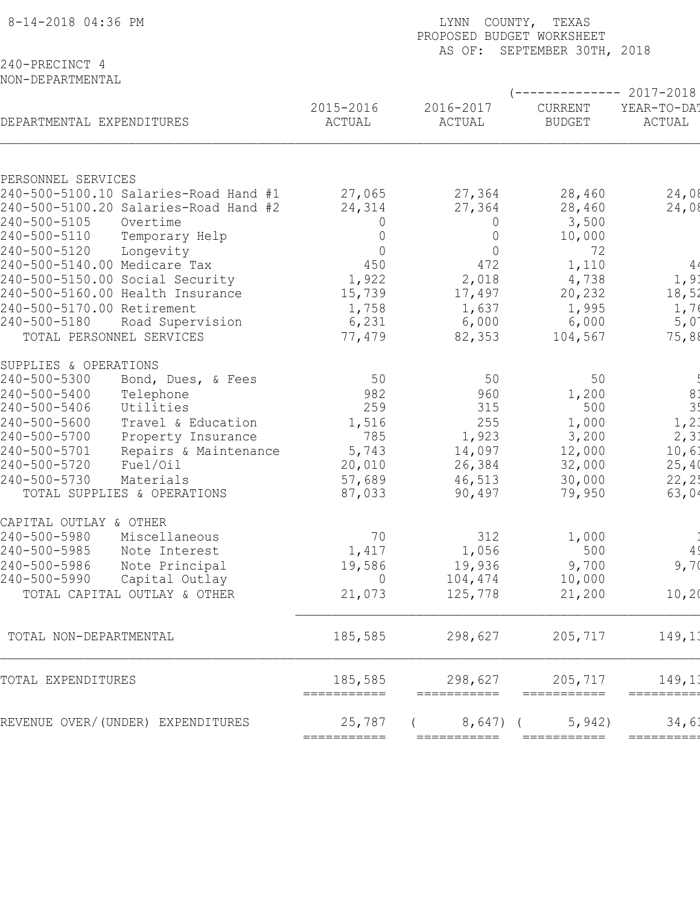8-14-2018 04:36 PM

LYNN COUNTY, TEXAS
PROPOSED BUDGET WORKSHEET
AS OF: SEPTEMBER 30TH, 2018

240-PRECINCT 4
NON-DEPARTMENTAL

| DEPARTMENTAL EXPENDITURES | 2015-2016 ACTUAL | 2016-2017 ACTUAL | (-------------- 2017-2018 CURRENT BUDGET | YEAR-TO-DAT ACTUAL |
|---|---|---|---|---|
| **PERSONNEL SERVICES** | | | | |
| 240-500-5100.10 Salaries-Road Hand #1 | 27,065 | 27,364 | 28,460 | 24,08 |
| 240-500-5100.20 Salaries-Road Hand #2 | 24,314 | 27,364 | 28,460 | 24,08 |
| 240-500-5105 Overtime | 0 | 0 | 3,500 | |
| 240-500-5110 Temporary Help | 0 | 0 | 10,000 | |
| 240-500-5120 Longevity | 0 | 0 | 72 | |
| 240-500-5140.00 Medicare Tax | 450 | 472 | 1,110 | 44 |
| 240-500-5150.00 Social Security | 1,922 | 2,018 | 4,738 | 1,91 |
| 240-500-5160.00 Health Insurance | 15,739 | 17,497 | 20,232 | 18,52 |
| 240-500-5170.00 Retirement | 1,758 | 1,637 | 1,995 | 1,76 |
| 240-500-5180 Road Supervision | 6,231 | 6,000 | 6,000 | 5,07 |
| TOTAL PERSONNEL SERVICES | 77,479 | 82,353 | 104,567 | 75,88 |
| **SUPPLIES & OPERATIONS** | | | | |
| 240-500-5300 Bond, Dues, & Fees | 50 | 50 | 50 | 5 |
| 240-500-5400 Telephone | 982 | 960 | 1,200 | 81 |
| 240-500-5406 Utilities | 259 | 315 | 500 | 35 |
| 240-500-5600 Travel & Education | 1,516 | 255 | 1,000 | 1,23 |
| 240-500-5700 Property Insurance | 785 | 1,923 | 3,200 | 2,31 |
| 240-500-5701 Repairs & Maintenance | 5,743 | 14,097 | 12,000 | 10,61 |
| 240-500-5720 Fuel/Oil | 20,010 | 26,384 | 32,000 | 25,40 |
| 240-500-5730 Materials | 57,689 | 46,513 | 30,000 | 22,25 |
| TOTAL SUPPLIES & OPERATIONS | 87,033 | 90,497 | 79,950 | 63,04 |
| **CAPITAL OUTLAY & OTHER** | | | | |
| 240-500-5980 Miscellaneous | 70 | 312 | 1,000 | 1 |
| 240-500-5985 Note Interest | 1,417 | 1,056 | 500 | 49 |
| 240-500-5986 Note Principal | 19,586 | 19,936 | 9,700 | 9,70 |
| 240-500-5990 Capital Outlay | 0 | 104,474 | 10,000 | |
| TOTAL CAPITAL OUTLAY & OTHER | 21,073 | 125,778 | 21,200 | 10,20 |
| TOTAL NON-DEPARTMENTAL | 185,585 | 298,627 | 205,717 | 149,13 |
| TOTAL EXPENDITURES | 185,585 | 298,627 | 205,717 | 149,13 |
| REVENUE OVER/(UNDER) EXPENDITURES | 25,787 | ( 8,647) | ( 5,942) | 34,61 |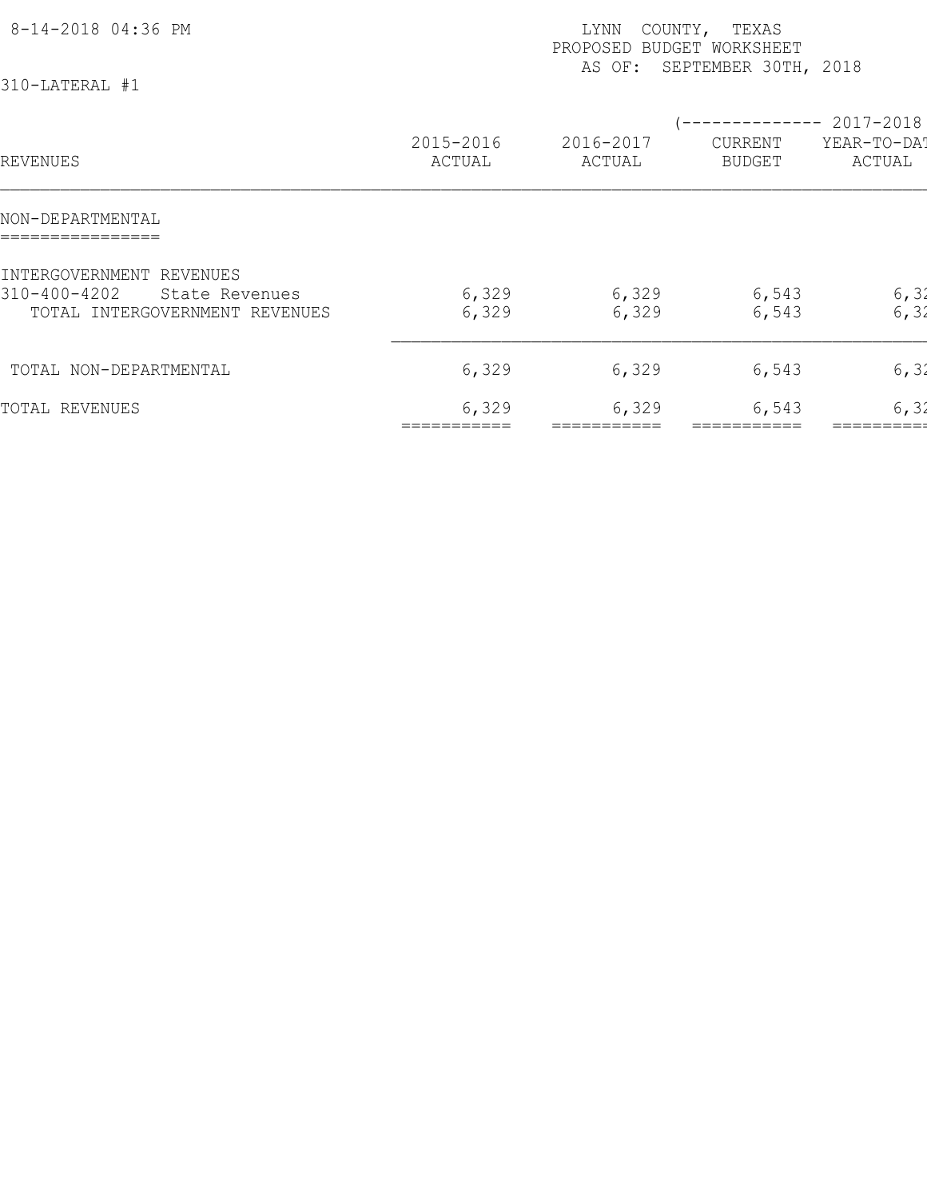LYNN COUNTY, TEXAS
PROPOSED BUDGET WORKSHEET
AS OF: SEPTEMBER 30TH, 2018

8-14-2018 04:36 PM

310-LATERAL #1

| REVENUES | 2015-2016 ACTUAL | 2016-2017 ACTUAL | (-------------- 2017-2018 CURRENT BUDGET | YEAR-TO-DAT ACTUAL |
|---|---|---|---|---|
| **NON-DEPARTMENTAL** | | | | |
| INTERGOVERNMENT REVENUES | | | | |
| 310-400-4202 State Revenues | 6,329 | 6,329 | 6,543 | 6,32 |
| TOTAL INTERGOVERNMENT REVENUES | 6,329 | 6,329 | 6,543 | 6,32 |
| TOTAL NON-DEPARTMENTAL | 6,329 | 6,329 | 6,543 | 6,32 |
| TOTAL REVENUES | 6,329 | 6,329 | 6,543 | 6,32 |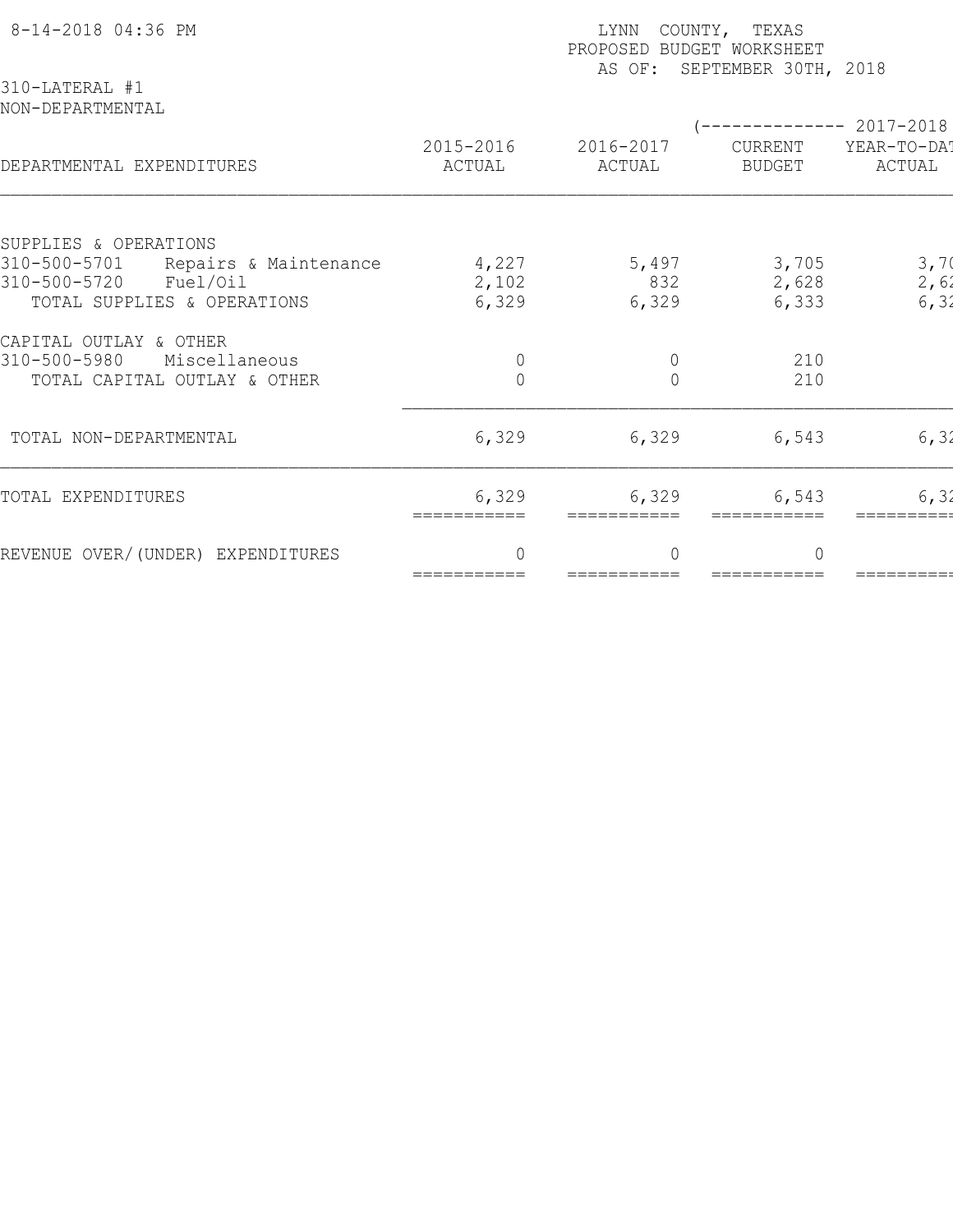8-14-2018 04:36 PM

LYNN COUNTY, TEXAS
PROPOSED BUDGET WORKSHEET
AS OF: SEPTEMBER 30TH, 2018

310-LATERAL #1
NON-DEPARTMENTAL

| DEPARTMENTAL EXPENDITURES | 2015-2016 ACTUAL | 2016-2017 ACTUAL | 2017-2018 CURRENT BUDGET | 2017-2018 YEAR-TO-DAT ACTUAL |
|---|---|---|---|---|
| SUPPLIES & OPERATIONS | | | | |
| 310-500-5701 Repairs & Maintenance | 4,227 | 5,497 | 3,705 | 3,70 |
| 310-500-5720 Fuel/Oil | 2,102 | 832 | 2,628 | 2,62 |
| TOTAL SUPPLIES & OPERATIONS | 6,329 | 6,329 | 6,333 | 6,32 |
| CAPITAL OUTLAY & OTHER | | | | |
| 310-500-5980 Miscellaneous | 0 | 0 | 210 | |
| TOTAL CAPITAL OUTLAY & OTHER | 0 | 0 | 210 | |
| TOTAL NON-DEPARTMENTAL | 6,329 | 6,329 | 6,543 | 6,32 |
| TOTAL EXPENDITURES | 6,329 | 6,329 | 6,543 | 6,32 |
| REVENUE OVER/(UNDER) EXPENDITURES | 0 | 0 | 0 | |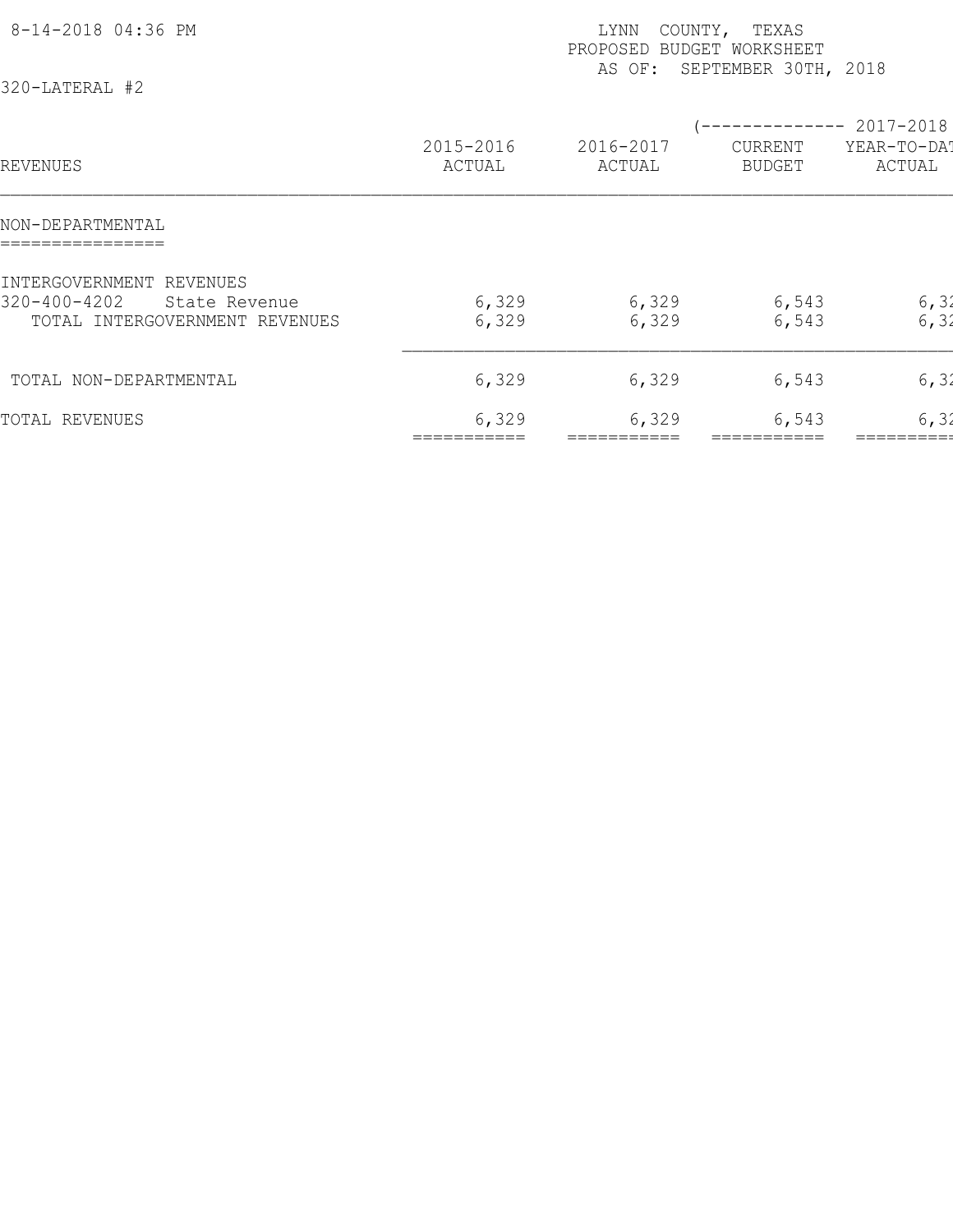8-14-2018 04:36 PM

LYNN COUNTY, TEXAS
PROPOSED BUDGET WORKSHEET
AS OF: SEPTEMBER 30TH, 2018

320-LATERAL #2

| REVENUES | 2015-2016 ACTUAL | 2016-2017 ACTUAL | (-------------- 2017-2018 CURRENT BUDGET | YEAR-TO-DAT ACTUAL |
|---|---|---|---|---|
| **NON-DEPARTMENTAL** | | | | |
| INTERGOVERNMENT REVENUES | | | | |
| 320-400-4202 State Revenue | 6,329 | 6,329 | 6,543 | 6,32 |
| TOTAL INTERGOVERNMENT REVENUES | 6,329 | 6,329 | 6,543 | 6,32 |
| TOTAL NON-DEPARTMENTAL | 6,329 | 6,329 | 6,543 | 6,32 |
| TOTAL REVENUES | 6,329 | 6,329 | 6,543 | 6,32 |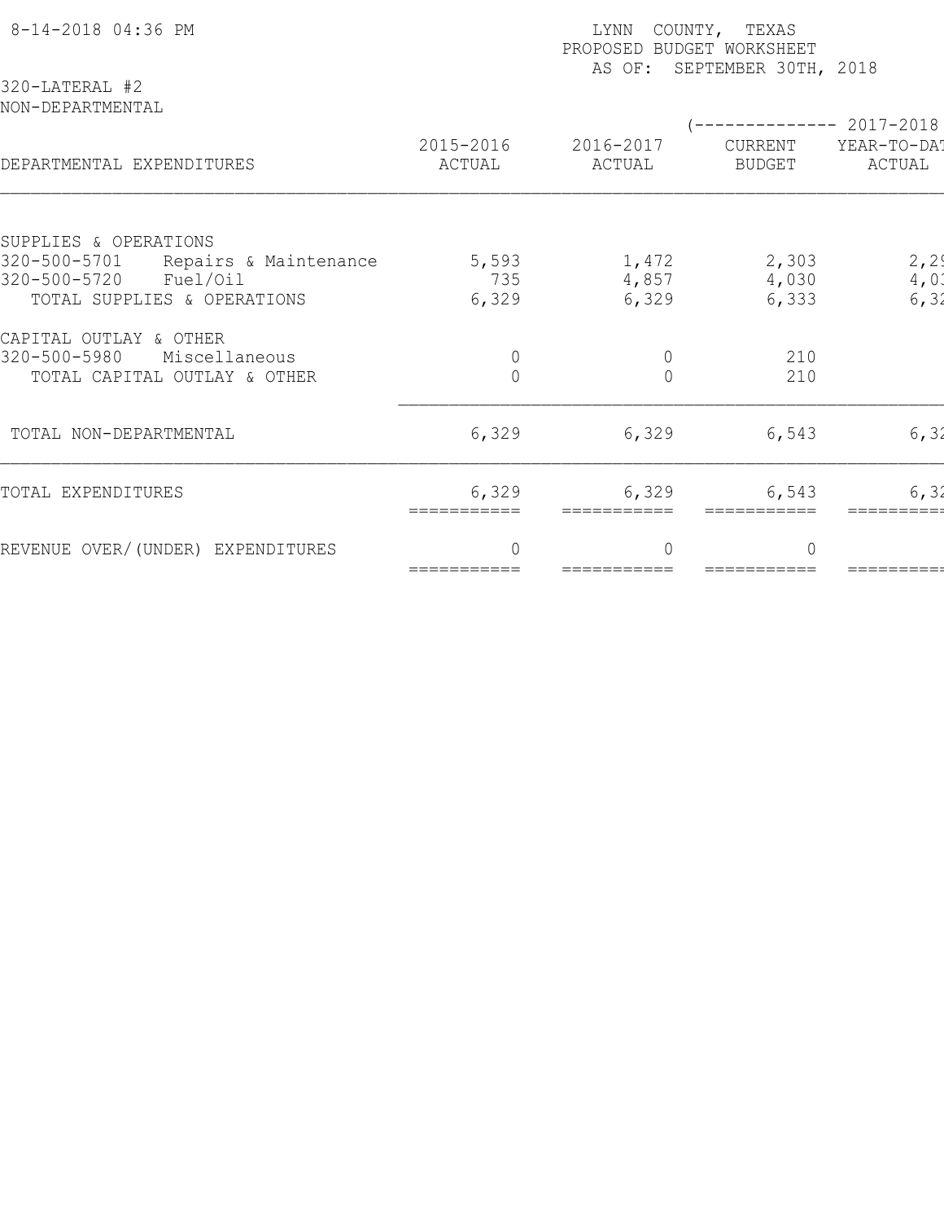LYNN COUNTY, TEXAS
PROPOSED BUDGET WORKSHEET
AS OF: SEPTEMBER 30TH, 2018

8-14-2018 04:36 PM

320-LATERAL #2
NON-DEPARTMENTAL

| DEPARTMENTAL EXPENDITURES | 2015-2016 ACTUAL | 2016-2017 ACTUAL | (-------------- 2017-2018 CURRENT BUDGET | YEAR-TO-DAT ACTUAL |
|---|---|---|---|---|
| SUPPLIES & OPERATIONS | | | | |
| 320-500-5701 Repairs & Maintenance | 5,593 | 1,472 | 2,303 | 2,29 |
| 320-500-5720 Fuel/Oil | 735 | 4,857 | 4,030 | 4,03 |
| TOTAL SUPPLIES & OPERATIONS | 6,329 | 6,329 | 6,333 | 6,32 |
| CAPITAL OUTLAY & OTHER | | | | |
| 320-500-5980 Miscellaneous | 0 | 0 | 210 | |
| TOTAL CAPITAL OUTLAY & OTHER | 0 | 0 | 210 | |
| TOTAL NON-DEPARTMENTAL | 6,329 | 6,329 | 6,543 | 6,32 |
| TOTAL EXPENDITURES | 6,329 | 6,329 | 6,543 | 6,32 |
| REVENUE OVER/(UNDER) EXPENDITURES | 0 | 0 | 0 | |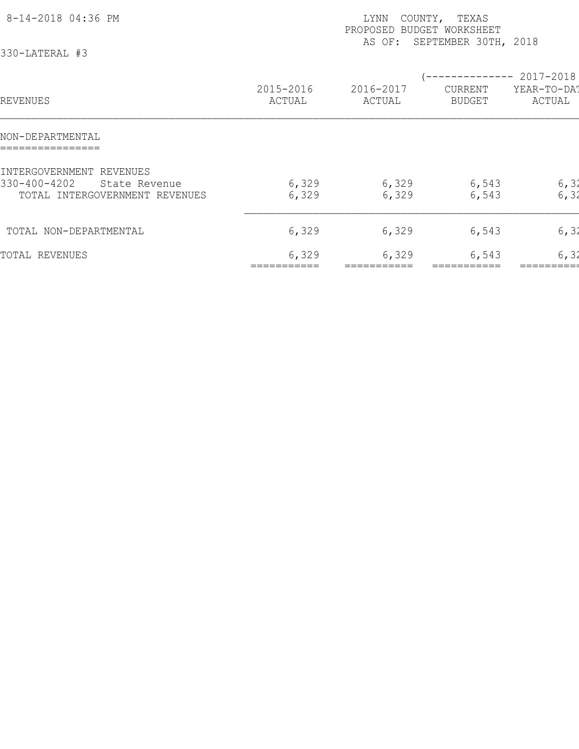8-14-2018 04:36 PM

LYNN COUNTY, TEXAS
PROPOSED BUDGET WORKSHEET
AS OF: SEPTEMBER 30TH, 2018

330-LATERAL #3

| REVENUES | 2015-2016 ACTUAL | 2016-2017 ACTUAL | (-------------- 2017-2018 CURRENT BUDGET | YEAR-TO-DAT ACTUAL |
|---|---|---|---|---|
| **NON-DEPARTMENTAL** | | | | |
| INTERGOVERNMENT REVENUES | | | | |
| 330-400-4202 State Revenue | 6,329 | 6,329 | 6,543 | 6,32 |
| TOTAL INTERGOVERNMENT REVENUES | 6,329 | 6,329 | 6,543 | 6,32 |
| TOTAL NON-DEPARTMENTAL | 6,329 | 6,329 | 6,543 | 6,32 |
| TOTAL REVENUES | 6,329 | 6,329 | 6,543 | 6,32 |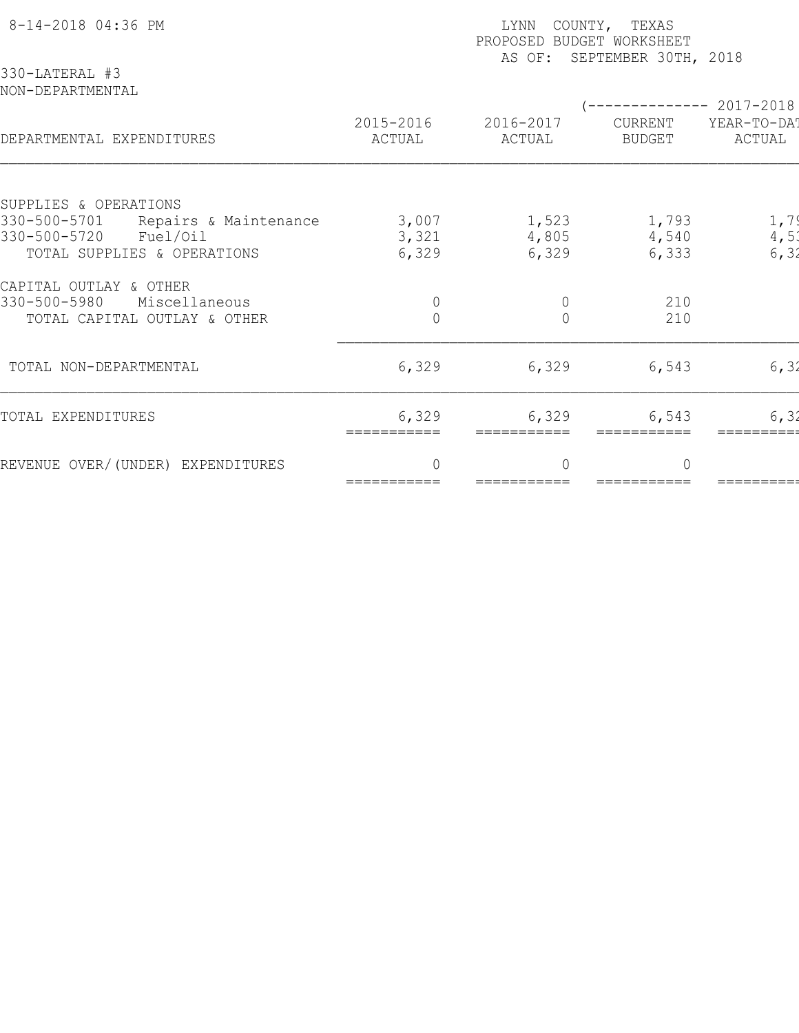8-14-2018 04:36 PM

LYNN COUNTY, TEXAS
PROPOSED BUDGET WORKSHEET
AS OF: SEPTEMBER 30TH, 2018

330-LATERAL #3
NON-DEPARTMENTAL

| DEPARTMENTAL EXPENDITURES | 2015-2016 ACTUAL | 2016-2017 ACTUAL | (-------------- 2017-2018 CURRENT BUDGET | YEAR-TO-DAT ACTUAL |
|---|---|---|---|---|
| SUPPLIES & OPERATIONS | | | | |
| 330-500-5701 Repairs & Maintenance | 3,007 | 1,523 | 1,793 | 1,79 |
| 330-500-5720 Fuel/Oil | 3,321 | 4,805 | 4,540 | 4,53 |
| TOTAL SUPPLIES & OPERATIONS | 6,329 | 6,329 | 6,333 | 6,32 |
| CAPITAL OUTLAY & OTHER | | | | |
| 330-500-5980 Miscellaneous | 0 | 0 | 210 | |
| TOTAL CAPITAL OUTLAY & OTHER | 0 | 0 | 210 | |
| TOTAL NON-DEPARTMENTAL | 6,329 | 6,329 | 6,543 | 6,32 |
| TOTAL EXPENDITURES | 6,329 | 6,329 | 6,543 | 6,32 |
| REVENUE OVER/(UNDER) EXPENDITURES | 0 | 0 | 0 | |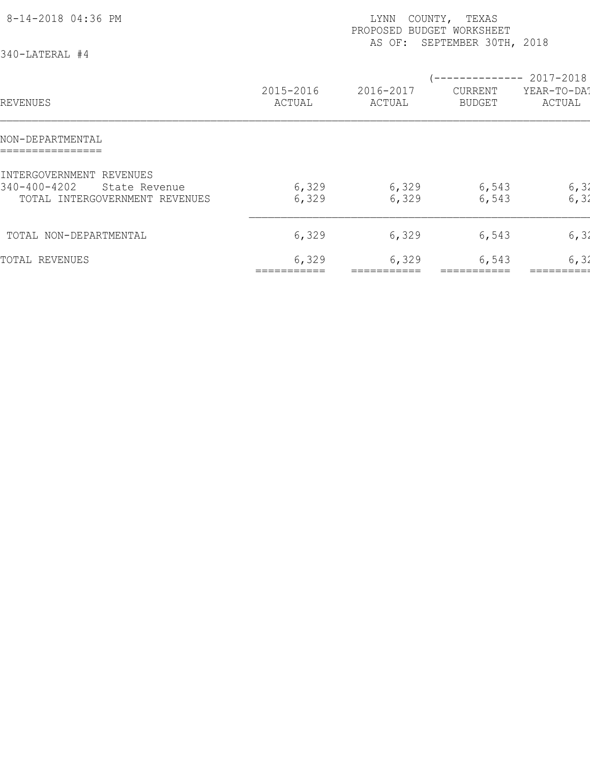8-14-2018 04:36 PM

LYNN COUNTY, TEXAS
PROPOSED BUDGET WORKSHEET
AS OF: SEPTEMBER 30TH, 2018

340-LATERAL #4

| REVENUES | 2015-2016 ACTUAL | 2016-2017 ACTUAL | (-------------- 2017-2018 CURRENT BUDGET | YEAR-TO-DAT ACTUAL |
|---|---|---|---|---|
| **NON-DEPARTMENTAL** | | | | |
| INTERGOVERNMENT REVENUES | | | | |
| 340-400-4202 State Revenue | 6,329 | 6,329 | 6,543 | 6,32 |
| TOTAL INTERGOVERNMENT REVENUES | 6,329 | 6,329 | 6,543 | 6,32 |
| TOTAL NON-DEPARTMENTAL | 6,329 | 6,329 | 6,543 | 6,32 |
| TOTAL REVENUES | 6,329 | 6,329 | 6,543 | 6,32 |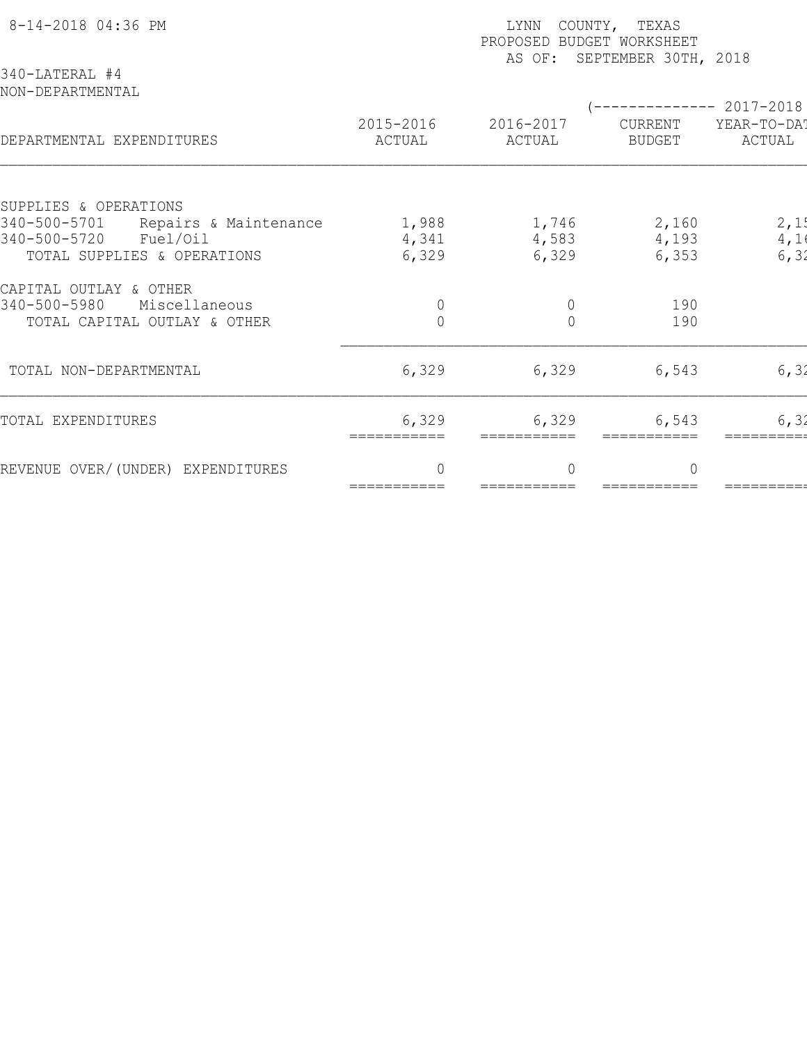8-14-2018 04:36 PM

LYNN COUNTY, TEXAS
PROPOSED BUDGET WORKSHEET
AS OF: SEPTEMBER 30TH, 2018

340-LATERAL #4
NON-DEPARTMENTAL

| DEPARTMENTAL EXPENDITURES | 2015-2016 ACTUAL | 2016-2017 ACTUAL | (-------------- 2017-2018 CURRENT BUDGET | YEAR-TO-DAT ACTUAL |
|---|---|---|---|---|
| SUPPLIES & OPERATIONS | | | | |
| 340-500-5701 Repairs & Maintenance | 1,988 | 1,746 | 2,160 | 2,15 |
| 340-500-5720 Fuel/Oil | 4,341 | 4,583 | 4,193 | 4,16 |
| TOTAL SUPPLIES & OPERATIONS | 6,329 | 6,329 | 6,353 | 6,32 |
| CAPITAL OUTLAY & OTHER | | | | |
| 340-500-5980 Miscellaneous | 0 | 0 | 190 | |
| TOTAL CAPITAL OUTLAY & OTHER | 0 | 0 | 190 | |
| TOTAL NON-DEPARTMENTAL | 6,329 | 6,329 | 6,543 | 6,32 |
| TOTAL EXPENDITURES | 6,329 | 6,329 | 6,543 | 6,32 |
| REVENUE OVER/(UNDER) EXPENDITURES | 0 | 0 | 0 | |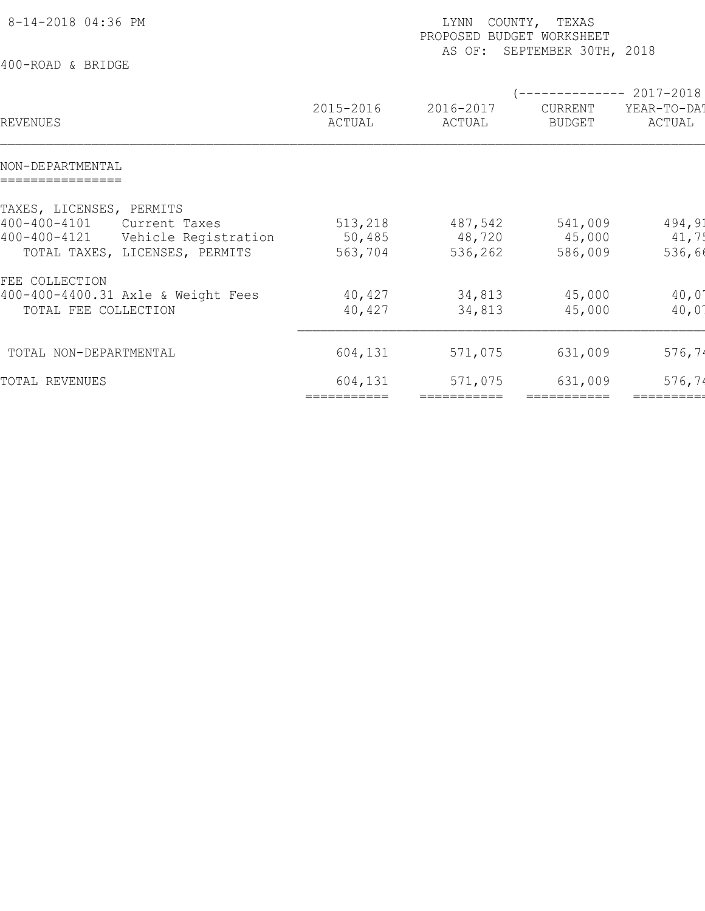8-14-2018 04:36 PM

LYNN COUNTY, TEXAS
PROPOSED BUDGET WORKSHEET
AS OF: SEPTEMBER 30TH, 2018

400-ROAD & BRIDGE

| REVENUES | 2015-2016 ACTUAL | 2016-2017 ACTUAL | (-------------- 2017-2018 CURRENT BUDGET | YEAR-TO-DAT ACTUAL |
|---|---|---|---|---|
| **NON-DEPARTMENTAL** | | | | |
| TAXES, LICENSES, PERMITS | | | | |
| 400-400-4101 Current Taxes | 513,218 | 487,542 | 541,009 | 494,91 |
| 400-400-4121 Vehicle Registration | 50,485 | 48,720 | 45,000 | 41,75 |
| TOTAL TAXES, LICENSES, PERMITS | 563,704 | 536,262 | 586,009 | 536,66 |
| FEE COLLECTION | | | | |
| 400-400-4400.31 Axle & Weight Fees | 40,427 | 34,813 | 45,000 | 40,07 |
| TOTAL FEE COLLECTION | 40,427 | 34,813 | 45,000 | 40,07 |
| TOTAL NON-DEPARTMENTAL | 604,131 | 571,075 | 631,009 | 576,74 |
| TOTAL REVENUES | 604,131 | 571,075 | 631,009 | 576,74 |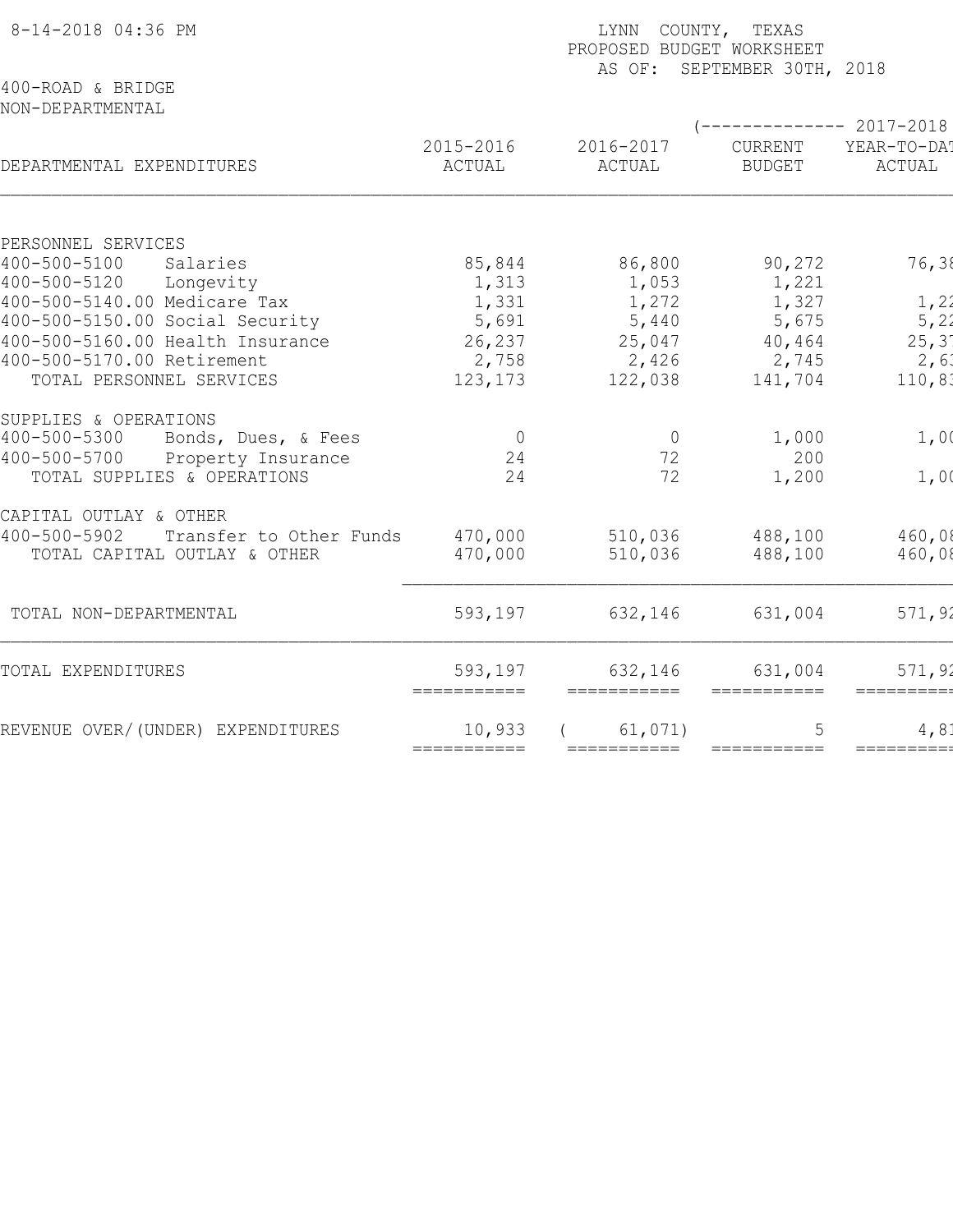8-14-2018 04:36 PM

LYNN COUNTY, TEXAS
PROPOSED BUDGET WORKSHEET
AS OF: SEPTEMBER 30TH, 2018

400-ROAD & BRIDGE
NON-DEPARTMENTAL

| DEPARTMENTAL EXPENDITURES | 2015-2016 ACTUAL | 2016-2017 ACTUAL | (-------------- 2017-2018 CURRENT BUDGET | YEAR-TO-DAT ACTUAL |
|---|---|---|---|---|
| PERSONNEL SERVICES | | | | |
| 400-500-5100 Salaries | 85,844 | 86,800 | 90,272 | 76,38 |
| 400-500-5120 Longevity | 1,313 | 1,053 | 1,221 | |
| 400-500-5140.00 Medicare Tax | 1,331 | 1,272 | 1,327 | 1,22 |
| 400-500-5150.00 Social Security | 5,691 | 5,440 | 5,675 | 5,22 |
| 400-500-5160.00 Health Insurance | 26,237 | 25,047 | 40,464 | 25,37 |
| 400-500-5170.00 Retirement | 2,758 | 2,426 | 2,745 | 2,63 |
| TOTAL PERSONNEL SERVICES | 123,173 | 122,038 | 141,704 | 110,83 |
| SUPPLIES & OPERATIONS | | | | |
| 400-500-5300 Bonds, Dues, & Fees | 0 | 0 | 1,000 | 1,00 |
| 400-500-5700 Property Insurance | 24 | 72 | 200 | |
| TOTAL SUPPLIES & OPERATIONS | 24 | 72 | 1,200 | 1,00 |
| CAPITAL OUTLAY & OTHER | | | | |
| 400-500-5902 Transfer to Other Funds | 470,000 | 510,036 | 488,100 | 460,08 |
| TOTAL CAPITAL OUTLAY & OTHER | 470,000 | 510,036 | 488,100 | 460,08 |
| TOTAL NON-DEPARTMENTAL | 593,197 | 632,146 | 631,004 | 571,92 |
| TOTAL EXPENDITURES | 593,197 | 632,146 | 631,004 | 571,92 |
| REVENUE OVER/(UNDER) EXPENDITURES | 10,933 | ( 61,071) | 5 | 4,81 |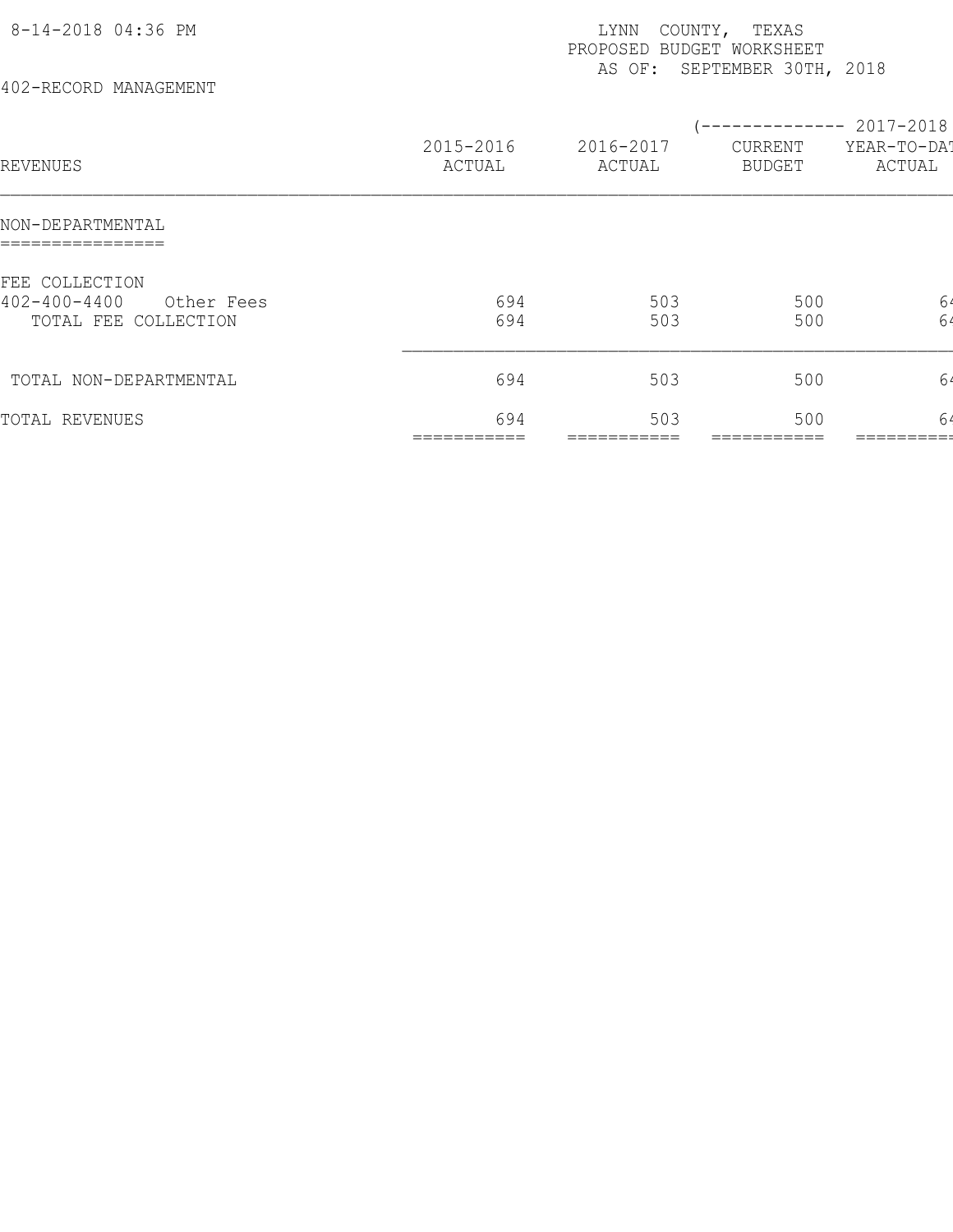8-14-2018 04:36 PM

LYNN COUNTY, TEXAS
PROPOSED BUDGET WORKSHEET
AS OF: SEPTEMBER 30TH, 2018

402-RECORD MANAGEMENT

| REVENUES | 2015-2016 ACTUAL | 2016-2017 ACTUAL | (-------------- 2017-2018 CURRENT BUDGET | YEAR-TO-DAT ACTUAL |
|---|---|---|---|---|
| **NON-DEPARTMENTAL** | | | | |
| FEE COLLECTION | | | | |
| 402-400-4400 Other Fees | 694 | 503 | 500 | 6 |
| TOTAL FEE COLLECTION | 694 | 503 | 500 | 6 |
| TOTAL NON-DEPARTMENTAL | 694 | 503 | 500 | 6 |
| TOTAL REVENUES | 694 | 503 | 500 | 6 |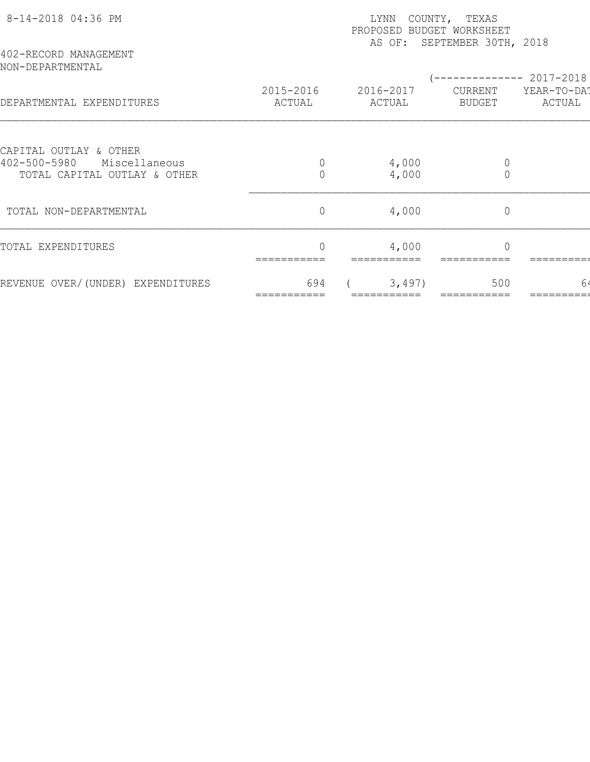8-14-2018 04:36 PM

LYNN COUNTY, TEXAS
PROPOSED BUDGET WORKSHEET
AS OF: SEPTEMBER 30TH, 2018

402-RECORD MANAGEMENT
NON-DEPARTMENTAL

| DEPARTMENTAL EXPENDITURES | 2015-2016 ACTUAL | 2016-2017 ACTUAL | (-------------- 2017-2018 CURRENT BUDGET | YEAR-TO-DAT ACTUAL |
|---|---|---|---|---|
| CAPITAL OUTLAY & OTHER | | | | |
| 402-500-5980 Miscellaneous | 0 | 4,000 | 0 | |
| TOTAL CAPITAL OUTLAY & OTHER | 0 | 4,000 | 0 | |
| TOTAL NON-DEPARTMENTAL | 0 | 4,000 | 0 | |
| TOTAL EXPENDITURES | 0 | 4,000 | 0 | |
| REVENUE OVER/(UNDER) EXPENDITURES | 694 | ( 3,497) | 500 | 64 |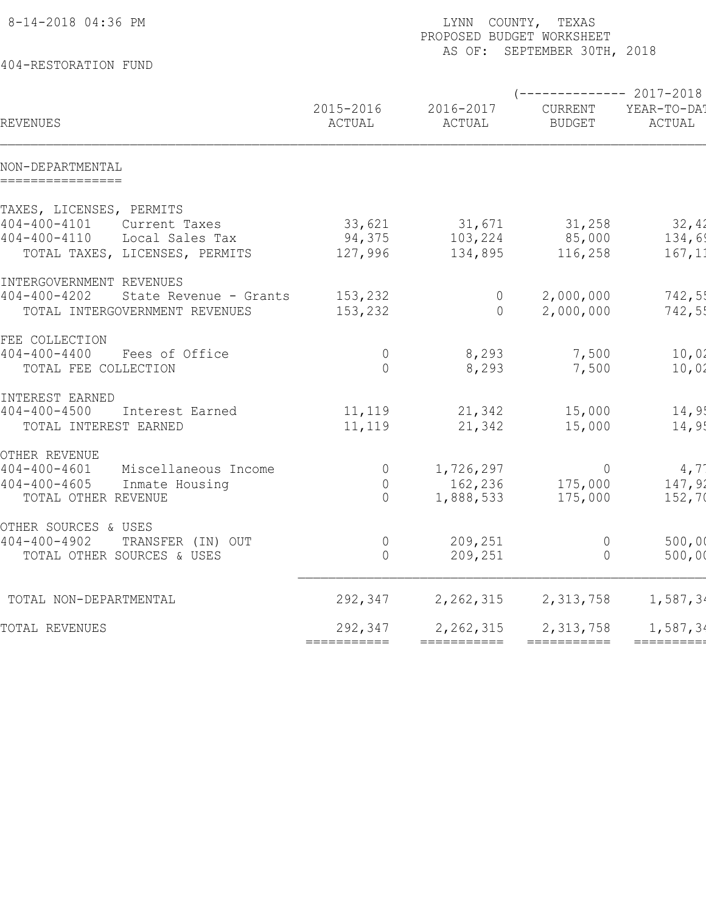8-14-2018 04:36 PM

LYNN COUNTY, TEXAS
PROPOSED BUDGET WORKSHEET
AS OF: SEPTEMBER 30TH, 2018

404-RESTORATION FUND

| REVENUES | 2015-2016 ACTUAL | 2016-2017 ACTUAL | (-------------- 2017-2018 CURRENT BUDGET | YEAR-TO-DAT ACTUAL |
|---|---|---|---|---|
| **NON-DEPARTMENTAL** | | | | |
| TAXES, LICENSES, PERMITS | | | | |
| 404-400-4101 Current Taxes | 33,621 | 31,671 | 31,258 | 32,42 |
| 404-400-4110 Local Sales Tax | 94,375 | 103,224 | 85,000 | 134,69 |
| TOTAL TAXES, LICENSES, PERMITS | 127,996 | 134,895 | 116,258 | 167,11 |
| INTERGOVERNMENT REVENUES | | | | |
| 404-400-4202 State Revenue - Grants | 153,232 | 0 | 2,000,000 | 742,55 |
| TOTAL INTERGOVERNMENT REVENUES | 153,232 | 0 | 2,000,000 | 742,55 |
| FEE COLLECTION | | | | |
| 404-400-4400 Fees of Office | 0 | 8,293 | 7,500 | 10,02 |
| TOTAL FEE COLLECTION | 0 | 8,293 | 7,500 | 10,02 |
| INTEREST EARNED | | | | |
| 404-400-4500 Interest Earned | 11,119 | 21,342 | 15,000 | 14,95 |
| TOTAL INTEREST EARNED | 11,119 | 21,342 | 15,000 | 14,95 |
| OTHER REVENUE | | | | |
| 404-400-4601 Miscellaneous Income | 0 | 1,726,297 | 0 | 4,77 |
| 404-400-4605 Inmate Housing | 0 | 162,236 | 175,000 | 147,92 |
| TOTAL OTHER REVENUE | 0 | 1,888,533 | 175,000 | 152,70 |
| OTHER SOURCES & USES | | | | |
| 404-400-4902 TRANSFER (IN) OUT | 0 | 209,251 | 0 | 500,00 |
| TOTAL OTHER SOURCES & USES | 0 | 209,251 | 0 | 500,00 |
| TOTAL NON-DEPARTMENTAL | 292,347 | 2,262,315 | 2,313,758 | 1,587,34 |
| TOTAL REVENUES | 292,347 | 2,262,315 | 2,313,758 | 1,587,34 |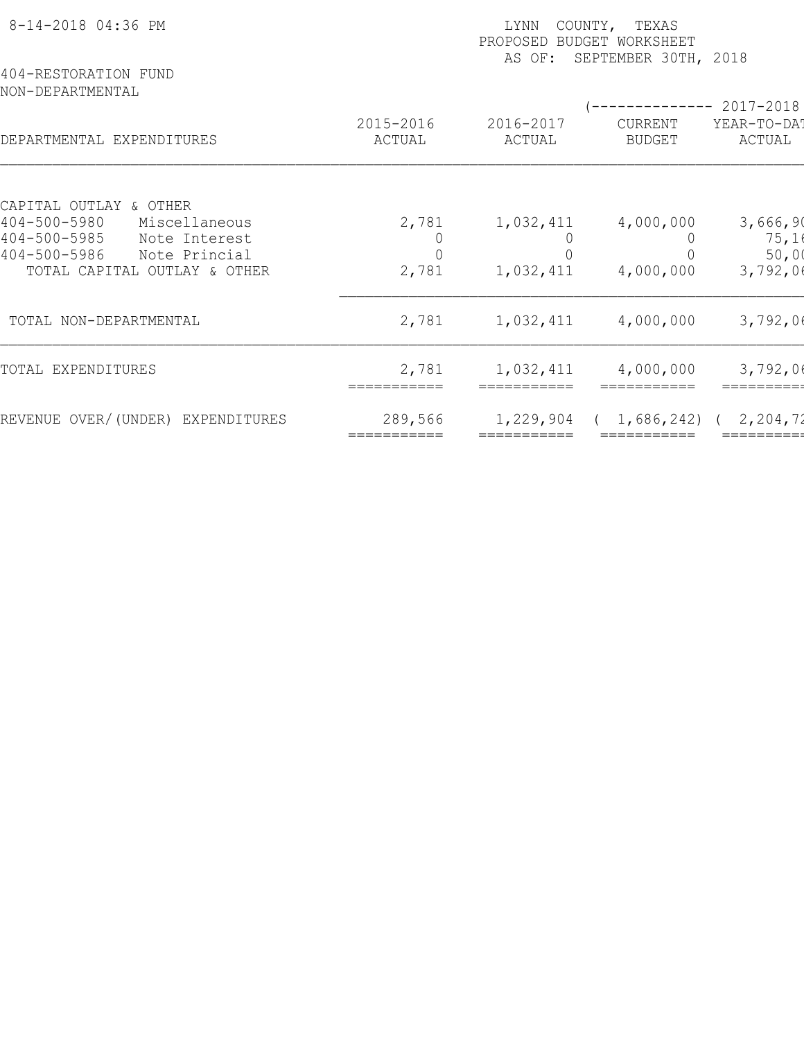8-14-2018 04:36 PM

LYNN COUNTY, TEXAS
PROPOSED BUDGET WORKSHEET
AS OF: SEPTEMBER 30TH, 2018

404-RESTORATION FUND
NON-DEPARTMENTAL

| DEPARTMENTAL EXPENDITURES | 2015-2016 ACTUAL | 2016-2017 ACTUAL | (-------------- 2017-2018 CURRENT BUDGET | YEAR-TO-DAT ACTUAL |
|---|---|---|---|---|
| CAPITAL OUTLAY & OTHER | | | | |
| 404-500-5980 Miscellaneous | 2,781 | 1,032,411 | 4,000,000 | 3,666,90 |
| 404-500-5985 Note Interest | 0 | 0 | 0 | 75,16 |
| 404-500-5986 Note Princial | 0 | 0 | 0 | 50,00 |
| TOTAL CAPITAL OUTLAY & OTHER | 2,781 | 1,032,411 | 4,000,000 | 3,792,06 |
| TOTAL NON-DEPARTMENTAL | 2,781 | 1,032,411 | 4,000,000 | 3,792,06 |
| TOTAL EXPENDITURES | 2,781 | 1,032,411 | 4,000,000 | 3,792,06 |
| REVENUE OVER/(UNDER) EXPENDITURES | 289,566 | 1,229,904 | ( 1,686,242) | ( 2,204,72 |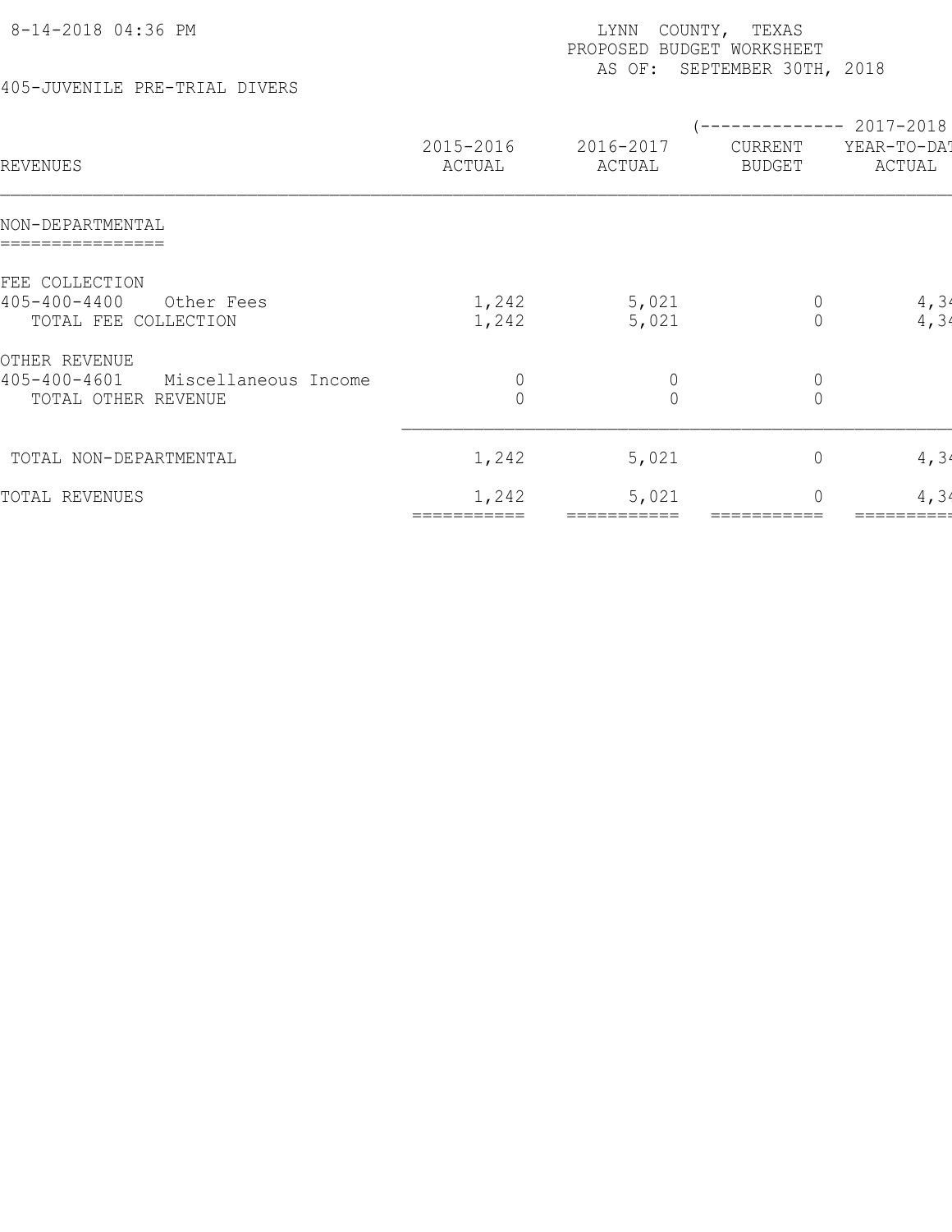8-14-2018 04:36 PM

LYNN COUNTY, TEXAS
PROPOSED BUDGET WORKSHEET
AS OF: SEPTEMBER 30TH, 2018

405-JUVENILE PRE-TRIAL DIVERS

| REVENUES | 2015-2016 ACTUAL | 2016-2017 ACTUAL | (-------------- 2017-2018 CURRENT BUDGET | YEAR-TO-DAT ACTUAL |
|---|---|---|---|---|
| **NON-DEPARTMENTAL** | | | | |
| FEE COLLECTION | | | | |
| 405-400-4400 Other Fees | 1,242 | 5,021 | 0 | 4,34 |
| TOTAL FEE COLLECTION | 1,242 | 5,021 | 0 | 4,34 |
| OTHER REVENUE | | | | |
| 405-400-4601 Miscellaneous Income | 0 | 0 | 0 | |
| TOTAL OTHER REVENUE | 0 | 0 | 0 | |
| TOTAL NON-DEPARTMENTAL | 1,242 | 5,021 | 0 | 4,34 |
| TOTAL REVENUES | 1,242 | 5,021 | 0 | 4,34 |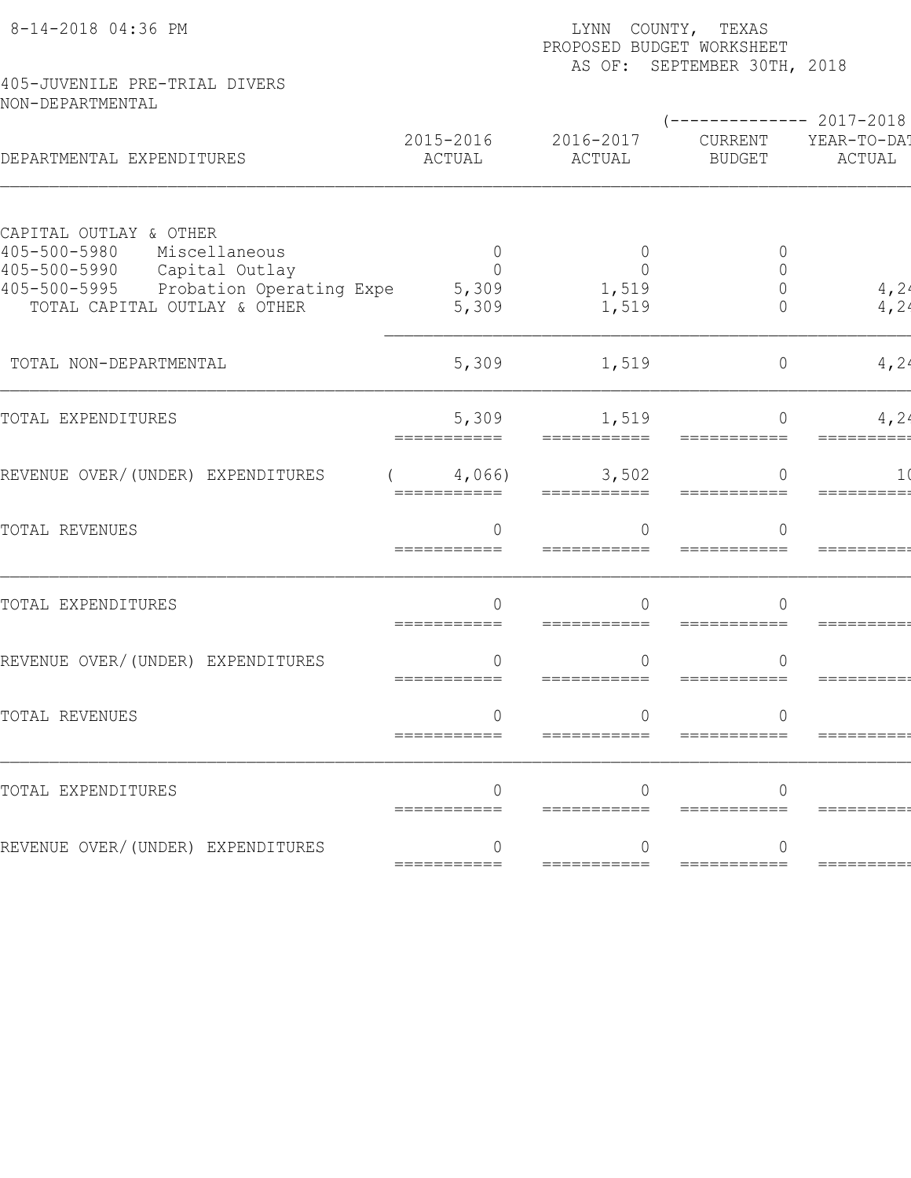8-14-2018 04:36 PM

LYNN COUNTY, TEXAS
PROPOSED BUDGET WORKSHEET
AS OF: SEPTEMBER 30TH, 2018

405-JUVENILE PRE-TRIAL DIVERS
NON-DEPARTMENTAL

| DEPARTMENTAL EXPENDITURES | 2015-2016 ACTUAL | 2016-2017 ACTUAL | 2017-2018 CURRENT BUDGET | 2017-2018 YEAR-TO-DAT ACTUAL |
|---|---|---|---|---|
| CAPITAL OUTLAY & OTHER | | | | |
| 405-500-5980 Miscellaneous | 0 | 0 | 0 | |
| 405-500-5990 Capital Outlay | 0 | 0 | 0 | |
| 405-500-5995 Probation Operating Expe | 5,309 | 1,519 | 0 | 4,24 |
| TOTAL CAPITAL OUTLAY & OTHER | 5,309 | 1,519 | 0 | 4,24 |
| TOTAL NON-DEPARTMENTAL | 5,309 | 1,519 | 0 | 4,24 |
| TOTAL EXPENDITURES | 5,309 | 1,519 | 0 | 4,24 |
| REVENUE OVER/(UNDER) EXPENDITURES | ( 4,066) | 3,502 | 0 | 1( |
| TOTAL REVENUES | 0 | 0 | 0 | |
| TOTAL EXPENDITURES | 0 | 0 | 0 | |
| REVENUE OVER/(UNDER) EXPENDITURES | 0 | 0 | 0 | |
| TOTAL REVENUES | 0 | 0 | 0 | |
| TOTAL EXPENDITURES | 0 | 0 | 0 | |
| REVENUE OVER/(UNDER) EXPENDITURES | 0 | 0 | 0 | |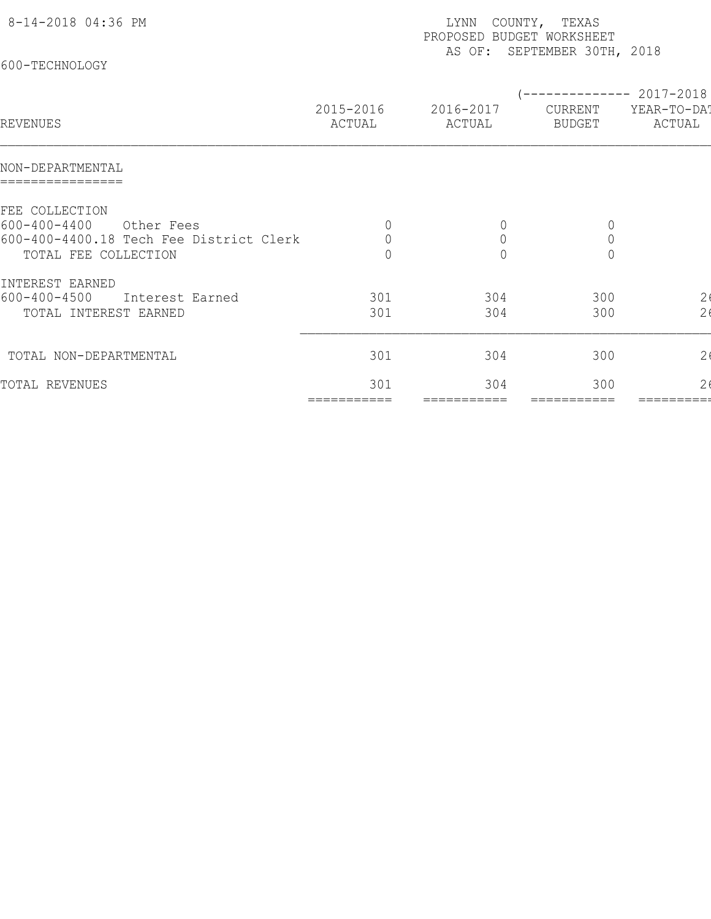8-14-2018 04:36 PM

LYNN COUNTY, TEXAS
PROPOSED BUDGET WORKSHEET
AS OF: SEPTEMBER 30TH, 2018

600-TECHNOLOGY

| REVENUES | 2015-2016 ACTUAL | 2016-2017 ACTUAL | (-------------- 2017-2018 CURRENT BUDGET | YEAR-TO-DAT ACTUAL |
|---|---|---|---|---|
| **NON-DEPARTMENTAL** | | | | |
| FEE COLLECTION | | | | |
| 600-400-4400 Other Fees | 0 | 0 | 0 | |
| 600-400-4400.18 Tech Fee District Clerk | 0 | 0 | 0 | |
| TOTAL FEE COLLECTION | 0 | 0 | 0 | |
| INTEREST EARNED | | | | |
| 600-400-4500 Interest Earned | 301 | 304 | 300 | 2 |
| TOTAL INTEREST EARNED | 301 | 304 | 300 | 2 |
| TOTAL NON-DEPARTMENTAL | 301 | 304 | 300 | 2 |
| TOTAL REVENUES | 301 | 304 | 300 | 2 |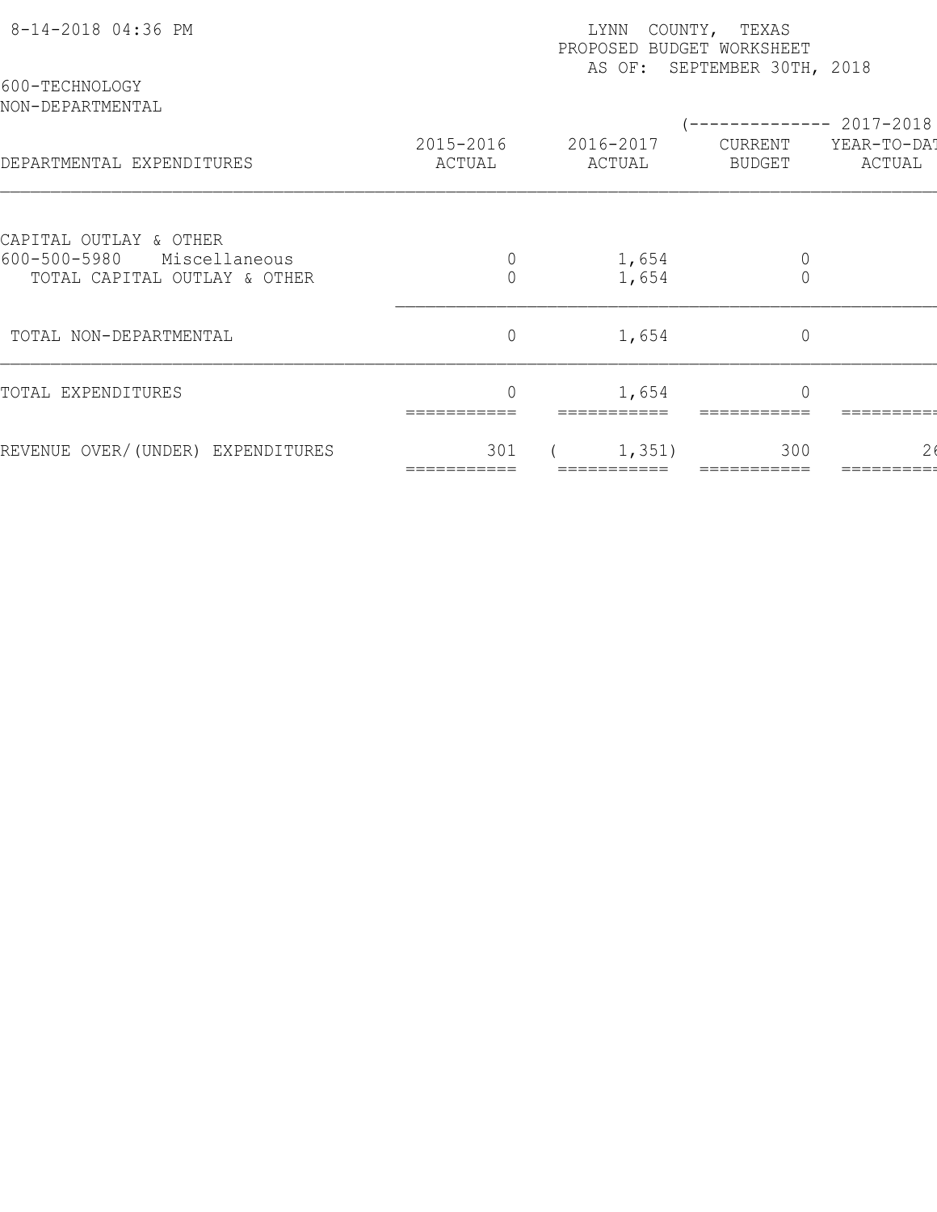8-14-2018 04:36 PM

LYNN COUNTY, TEXAS
PROPOSED BUDGET WORKSHEET
AS OF: SEPTEMBER 30TH, 2018

600-TECHNOLOGY
NON-DEPARTMENTAL

| DEPARTMENTAL EXPENDITURES | 2015-2016 ACTUAL | 2016-2017 ACTUAL | (-------------- 2017-2018 CURRENT BUDGET | YEAR-TO-DAT ACTUAL |
|---|---|---|---|---|
| CAPITAL OUTLAY & OTHER | | | | |
| 600-500-5980 Miscellaneous | 0 | 1,654 | 0 | |
| TOTAL CAPITAL OUTLAY & OTHER | 0 | 1,654 | 0 | |
| TOTAL NON-DEPARTMENTAL | 0 | 1,654 | 0 | |
| TOTAL EXPENDITURES | 0 | 1,654 | 0 | |
| REVENUE OVER/(UNDER) EXPENDITURES | 301 | ( 1,351) | 300 | 26 |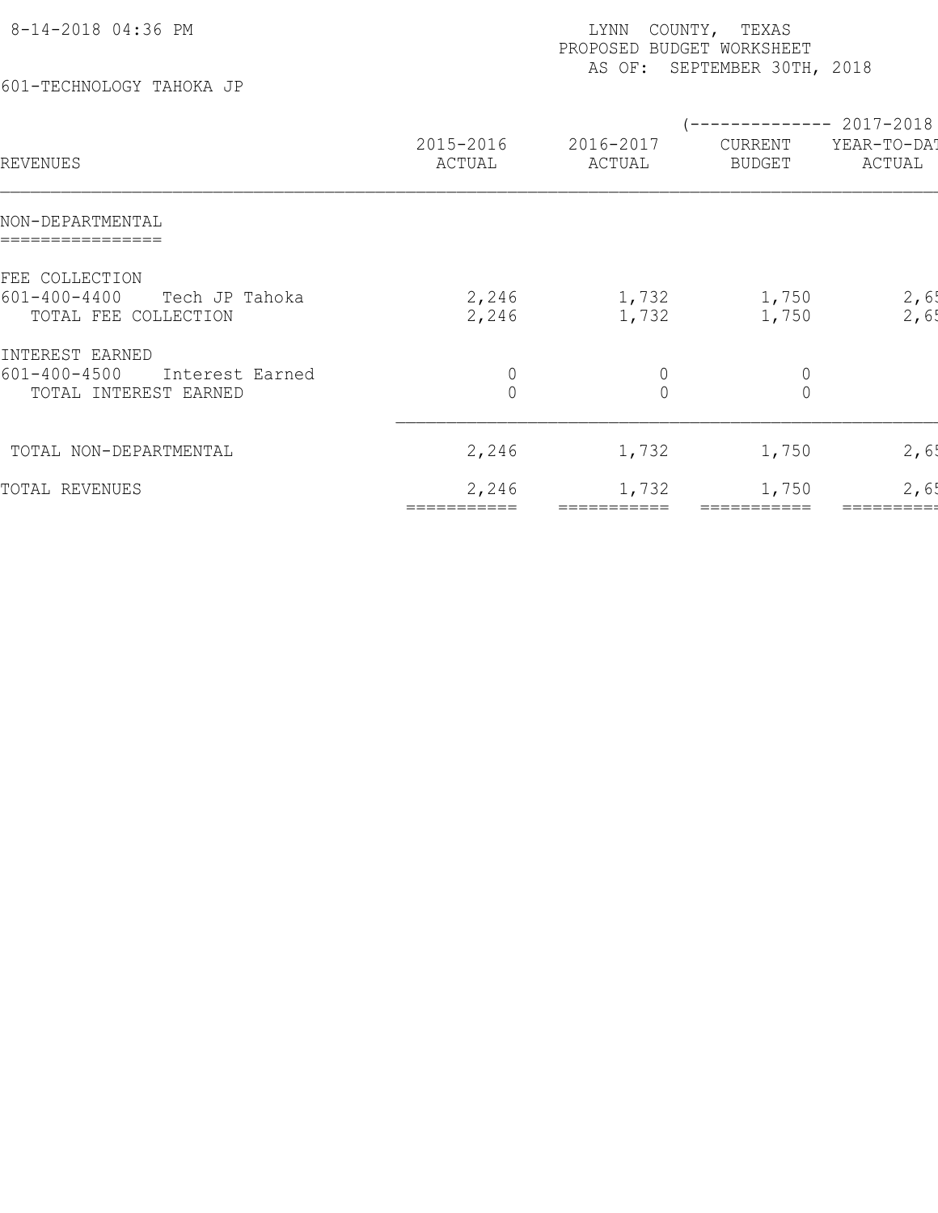8-14-2018 04:36 PM

LYNN COUNTY, TEXAS
PROPOSED BUDGET WORKSHEET
AS OF: SEPTEMBER 30TH, 2018

601-TECHNOLOGY TAHOKA JP

| REVENUES | 2015-2016 ACTUAL | 2016-2017 ACTUAL | (-------------- 2017-2018 CURRENT BUDGET | YEAR-TO-DAT ACTUAL |
|---|---|---|---|---|
| **NON-DEPARTMENTAL** | | | | |
| FEE COLLECTION | | | | |
| 601-400-4400 Tech JP Tahoka | 2,246 | 1,732 | 1,750 | 2,65 |
| TOTAL FEE COLLECTION | 2,246 | 1,732 | 1,750 | 2,65 |
| INTEREST EARNED | | | | |
| 601-400-4500 Interest Earned | 0 | 0 | 0 | |
| TOTAL INTEREST EARNED | 0 | 0 | 0 | |
| TOTAL NON-DEPARTMENTAL | 2,246 | 1,732 | 1,750 | 2,65 |
| TOTAL REVENUES | 2,246 | 1,732 | 1,750 | 2,65 |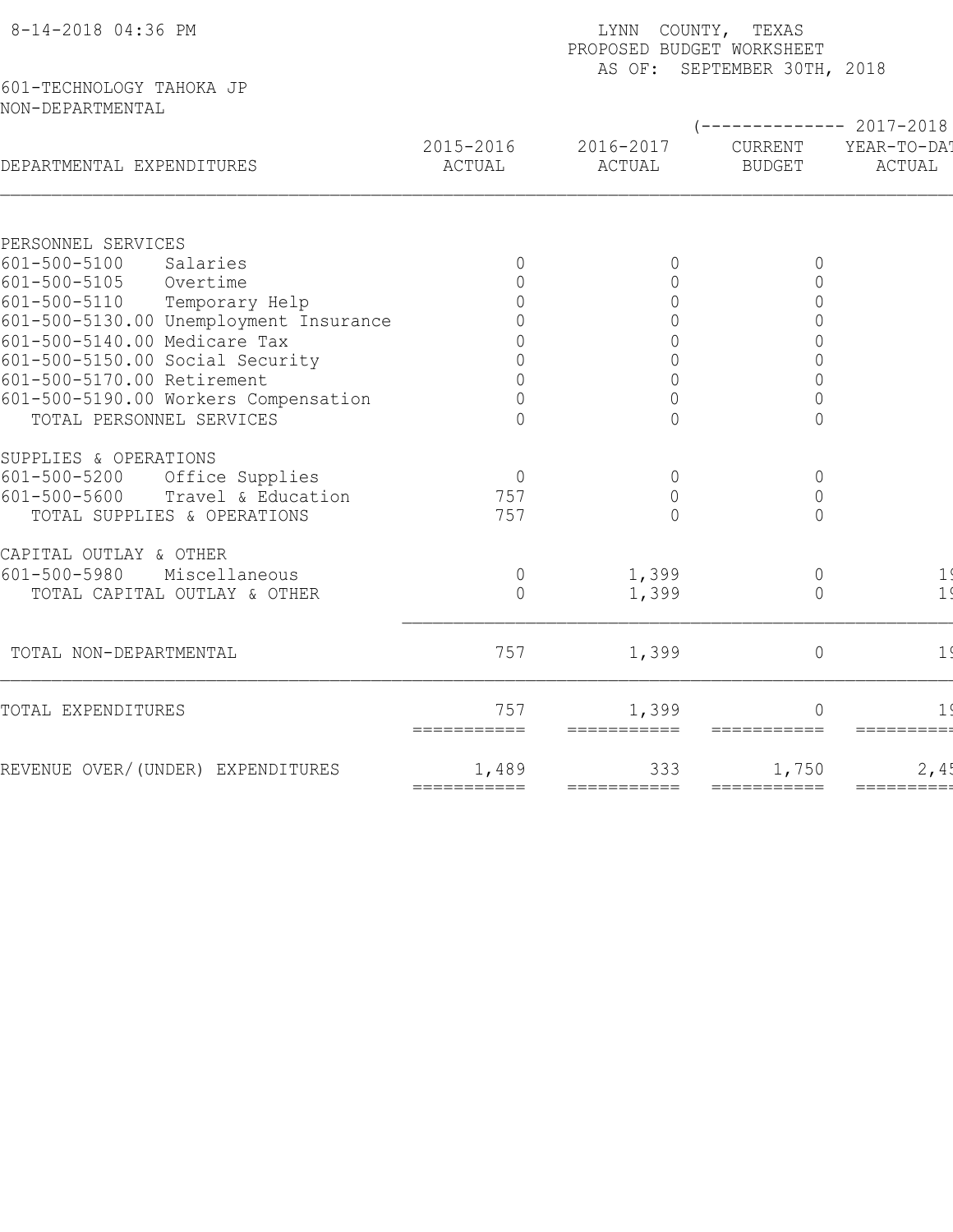8-14-2018 04:36 PM

LYNN COUNTY, TEXAS
PROPOSED BUDGET WORKSHEET
AS OF: SEPTEMBER 30TH, 2018

601-TECHNOLOGY TAHOKA JP
NON-DEPARTMENTAL

| DEPARTMENTAL EXPENDITURES | 2015-2016 ACTUAL | 2016-2017 ACTUAL | (-------------- 2017-2018 CURRENT BUDGET | YEAR-TO-DAT ACTUAL |
|---|---|---|---|---|
| PERSONNEL SERVICES | | | | |
| 601-500-5100 Salaries | 0 | 0 | 0 | |
| 601-500-5105 Overtime | 0 | 0 | 0 | |
| 601-500-5110 Temporary Help | 0 | 0 | 0 | |
| 601-500-5130.00 Unemployment Insurance | 0 | 0 | 0 | |
| 601-500-5140.00 Medicare Tax | 0 | 0 | 0 | |
| 601-500-5150.00 Social Security | 0 | 0 | 0 | |
| 601-500-5170.00 Retirement | 0 | 0 | 0 | |
| 601-500-5190.00 Workers Compensation | 0 | 0 | 0 | |
| TOTAL PERSONNEL SERVICES | 0 | 0 | 0 | |
| SUPPLIES & OPERATIONS | | | | |
| 601-500-5200 Office Supplies | 0 | 0 | 0 | |
| 601-500-5600 Travel & Education | 757 | 0 | 0 | |
| TOTAL SUPPLIES & OPERATIONS | 757 | 0 | 0 | |
| CAPITAL OUTLAY & OTHER | | | | |
| 601-500-5980 Miscellaneous | 0 | 1,399 | 0 | 1 |
| TOTAL CAPITAL OUTLAY & OTHER | 0 | 1,399 | 0 | 1 |
| TOTAL NON-DEPARTMENTAL | 757 | 1,399 | 0 | 1 |
| TOTAL EXPENDITURES | 757 | 1,399 | 0 | 1 |
| REVENUE OVER/(UNDER) EXPENDITURES | 1,489 | 333 | 1,750 | 2,4 |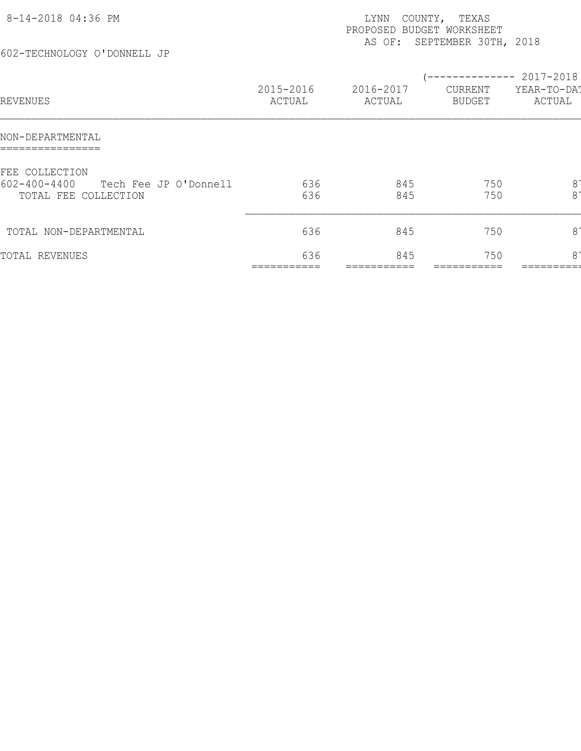8-14-2018 04:36 PM

LYNN COUNTY, TEXAS
PROPOSED BUDGET WORKSHEET
AS OF: SEPTEMBER 30TH, 2018

602-TECHNOLOGY O'DONNELL JP

| REVENUES | 2015-2016 ACTUAL | 2016-2017 ACTUAL | (-------------- 2017-2018 CURRENT BUDGET | YEAR-TO-DAT ACTUAL |
|---|---|---|---|---|
| **NON-DEPARTMENTAL** | | | | |
| FEE COLLECTION | | | | |
| 602-400-4400 Tech Fee JP O'Donnell | 636 | 845 | 750 | 8 |
| TOTAL FEE COLLECTION | 636 | 845 | 750 | 8 |
| TOTAL NON-DEPARTMENTAL | 636 | 845 | 750 | 8 |
| TOTAL REVENUES | 636 | 845 | 750 | 8 |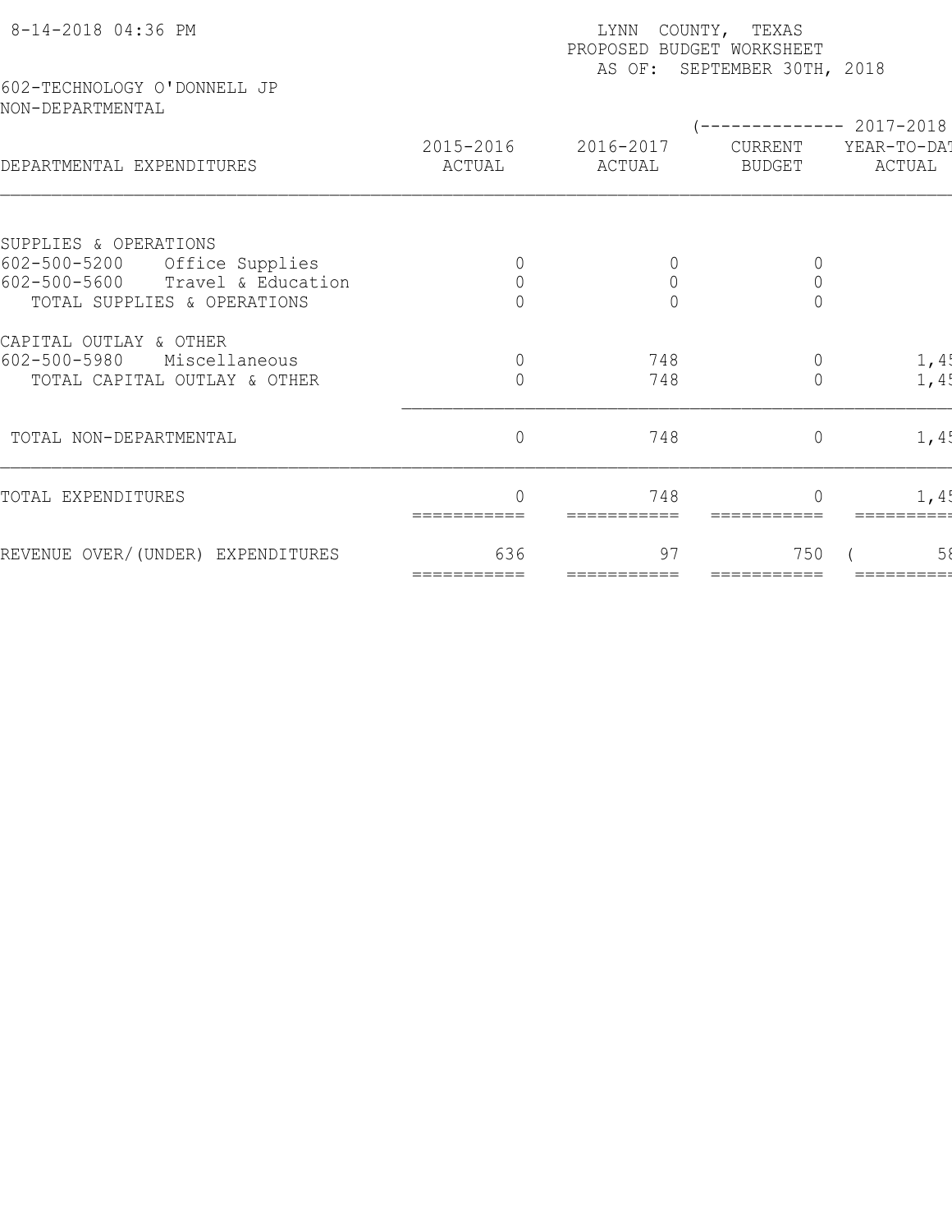8-14-2018 04:36 PM

LYNN COUNTY, TEXAS
PROPOSED BUDGET WORKSHEET
AS OF: SEPTEMBER 30TH, 2018

602-TECHNOLOGY O'DONNELL JP
NON-DEPARTMENTAL

| DEPARTMENTAL EXPENDITURES | 2015-2016 ACTUAL | 2016-2017 ACTUAL | (-------------- 2017-2018 CURRENT BUDGET | YEAR-TO-DAT ACTUAL |
|---|---|---|---|---|
| SUPPLIES & OPERATIONS | | | | |
| 602-500-5200 Office Supplies | 0 | 0 | 0 | |
| 602-500-5600 Travel & Education | 0 | 0 | 0 | |
| TOTAL SUPPLIES & OPERATIONS | 0 | 0 | 0 | |
| CAPITAL OUTLAY & OTHER | | | | |
| 602-500-5980 Miscellaneous | 0 | 748 | 0 | 1,45 |
| TOTAL CAPITAL OUTLAY & OTHER | 0 | 748 | 0 | 1,45 |
| TOTAL NON-DEPARTMENTAL | 0 | 748 | 0 | 1,45 |
| TOTAL EXPENDITURES | 0 | 748 | 0 | 1,45 |
| REVENUE OVER/(UNDER) EXPENDITURES | 636 | 97 | 750 | ( 58 |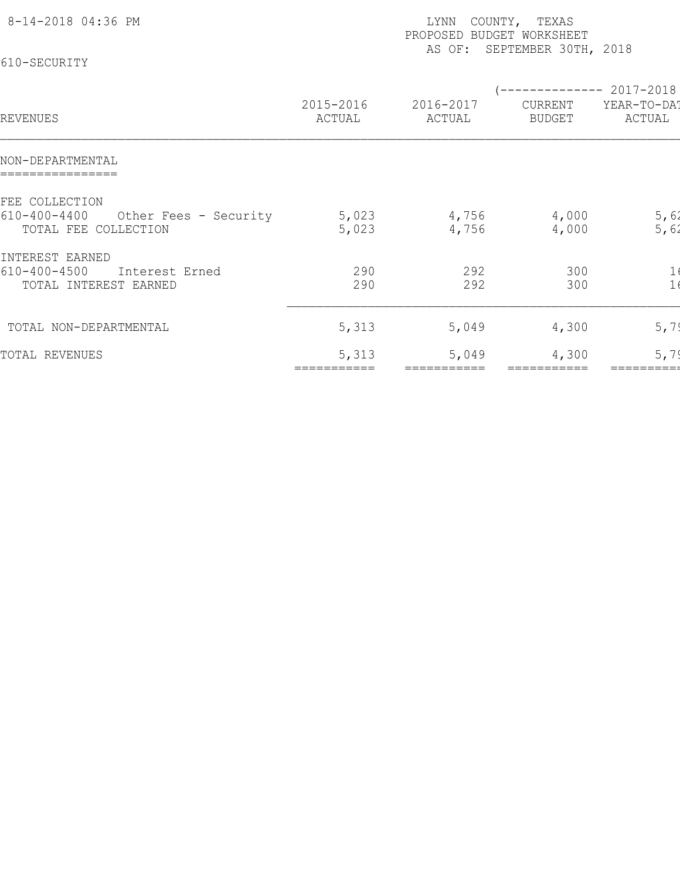8-14-2018 04:36 PM

LYNN COUNTY, TEXAS
PROPOSED BUDGET WORKSHEET
AS OF: SEPTEMBER 30TH, 2018

610-SECURITY

| REVENUES | 2015-2016 ACTUAL | 2016-2017 ACTUAL | (-------------- 2017-2018 CURRENT BUDGET | YEAR-TO-DAT ACTUAL |
|---|---|---|---|---|
| **NON-DEPARTMENTAL** | | | | |
| FEE COLLECTION | | | | |
| 610-400-4400 Other Fees - Security | 5,023 | 4,756 | 4,000 | 5,62 |
| TOTAL FEE COLLECTION | 5,023 | 4,756 | 4,000 | 5,62 |
| INTEREST EARNED | | | | |
| 610-400-4500 Interest Erned | 290 | 292 | 300 | 16 |
| TOTAL INTEREST EARNED | 290 | 292 | 300 | 16 |
| TOTAL NON-DEPARTMENTAL | 5,313 | 5,049 | 4,300 | 5,79 |
| TOTAL REVENUES | 5,313 | 5,049 | 4,300 | 5,79 |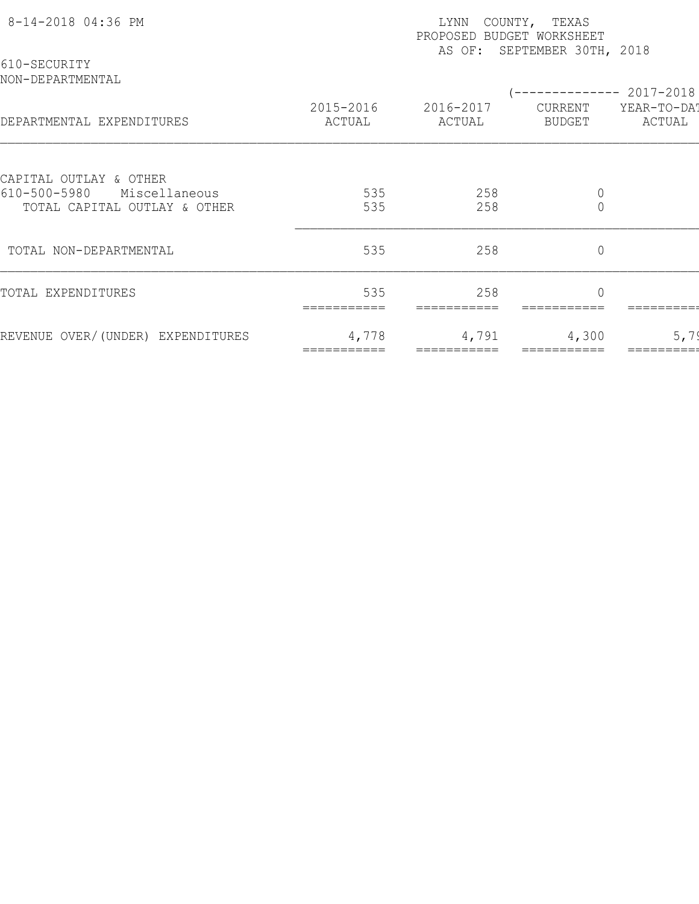8-14-2018 04:36 PM

LYNN COUNTY, TEXAS
PROPOSED BUDGET WORKSHEET
AS OF: SEPTEMBER 30TH, 2018

610-SECURITY
NON-DEPARTMENTAL

| DEPARTMENTAL EXPENDITURES | 2015-2016 ACTUAL | 2016-2017 ACTUAL | (-------------- 2017-2018 CURRENT BUDGET | YEAR-TO-DAT ACTUAL |
|---|---|---|---|---|
| CAPITAL OUTLAY & OTHER | | | | |
| 610-500-5980 Miscellaneous | 535 | 258 | 0 | |
| TOTAL CAPITAL OUTLAY & OTHER | 535 | 258 | 0 | |
| TOTAL NON-DEPARTMENTAL | 535 | 258 | 0 | |
| TOTAL EXPENDITURES | 535 | 258 | 0 | |
| REVENUE OVER/(UNDER) EXPENDITURES | 4,778 | 4,791 | 4,300 | 5,7 |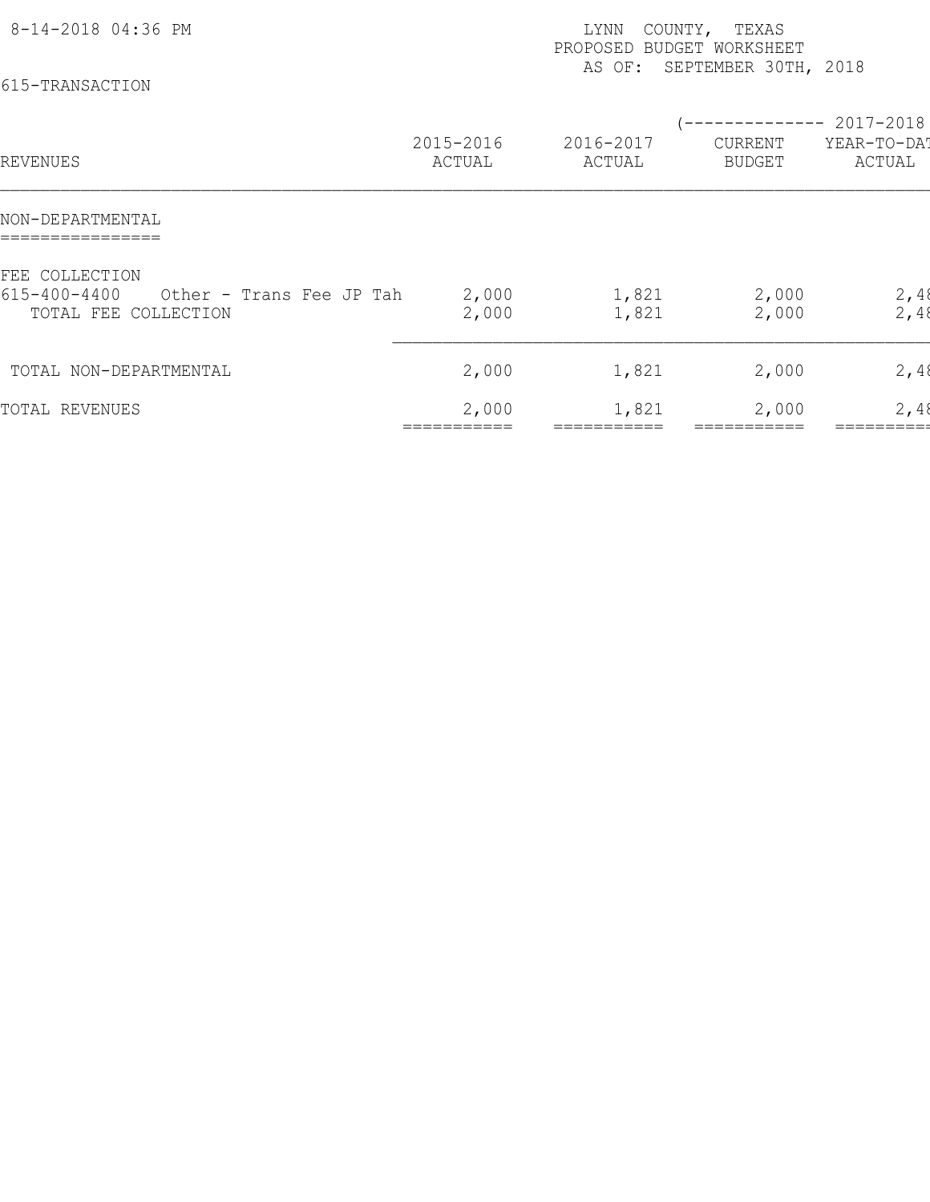8-14-2018 04:36 PM

LYNN COUNTY, TEXAS
PROPOSED BUDGET WORKSHEET
AS OF: SEPTEMBER 30TH, 2018

615-TRANSACTION

| REVENUES | 2015-2016 ACTUAL | 2016-2017 ACTUAL | (-------------- 2017-2018 CURRENT BUDGET | YEAR-TO-DAT ACTUAL |
|---|---|---|---|---|
| **NON-DEPARTMENTAL** | | | | |
| FEE COLLECTION | | | | |
| 615-400-4400 Other - Trans Fee JP Tah | 2,000 | 1,821 | 2,000 | 2,48 |
| TOTAL FEE COLLECTION | 2,000 | 1,821 | 2,000 | 2,48 |
| TOTAL NON-DEPARTMENTAL | 2,000 | 1,821 | 2,000 | 2,48 |
| TOTAL REVENUES | 2,000 | 1,821 | 2,000 | 2,48 |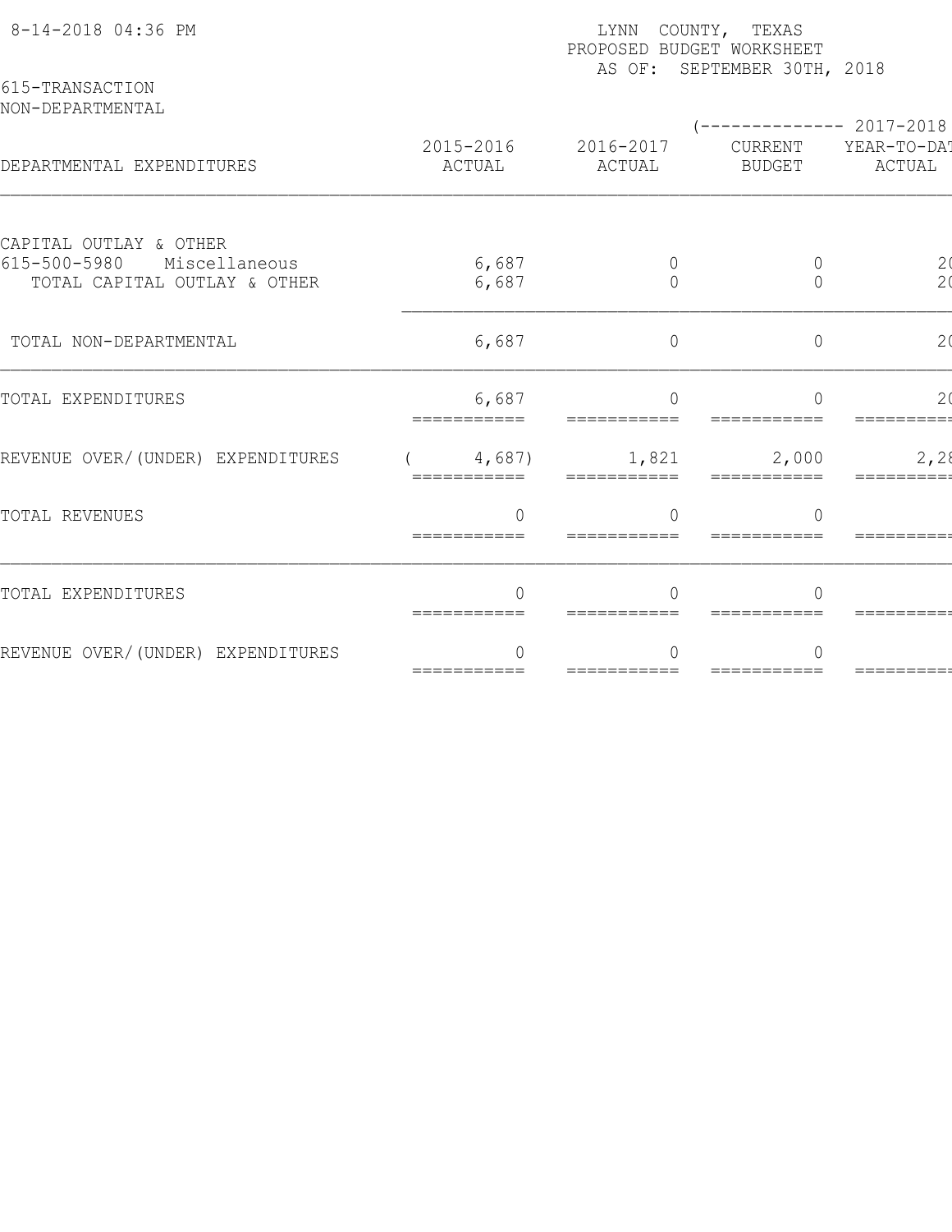8-14-2018 04:36 PM

LYNN COUNTY, TEXAS
PROPOSED BUDGET WORKSHEET
AS OF: SEPTEMBER 30TH, 2018

615-TRANSACTION
NON-DEPARTMENTAL

| DEPARTMENTAL EXPENDITURES | 2015-2016 ACTUAL | 2016-2017 ACTUAL | (-------------- 2017-2018 CURRENT BUDGET | YEAR-TO-DAT ACTUAL |
|---|---|---|---|---|
| CAPITAL OUTLAY & OTHER | | | | |
| 615-500-5980 Miscellaneous | 6,687 | 0 | 0 | 2( |
| TOTAL CAPITAL OUTLAY & OTHER | 6,687 | 0 | 0 | 2( |
| TOTAL NON-DEPARTMENTAL | 6,687 | 0 | 0 | 2( |
| TOTAL EXPENDITURES | 6,687 | 0 | 0 | 2( |
| REVENUE OVER/(UNDER) EXPENDITURES | ( 4,687) | 1,821 | 2,000 | 2,2 |
| TOTAL REVENUES | 0 | 0 | 0 | |
| TOTAL EXPENDITURES | 0 | 0 | 0 | |
| REVENUE OVER/(UNDER) EXPENDITURES | 0 | 0 | 0 | |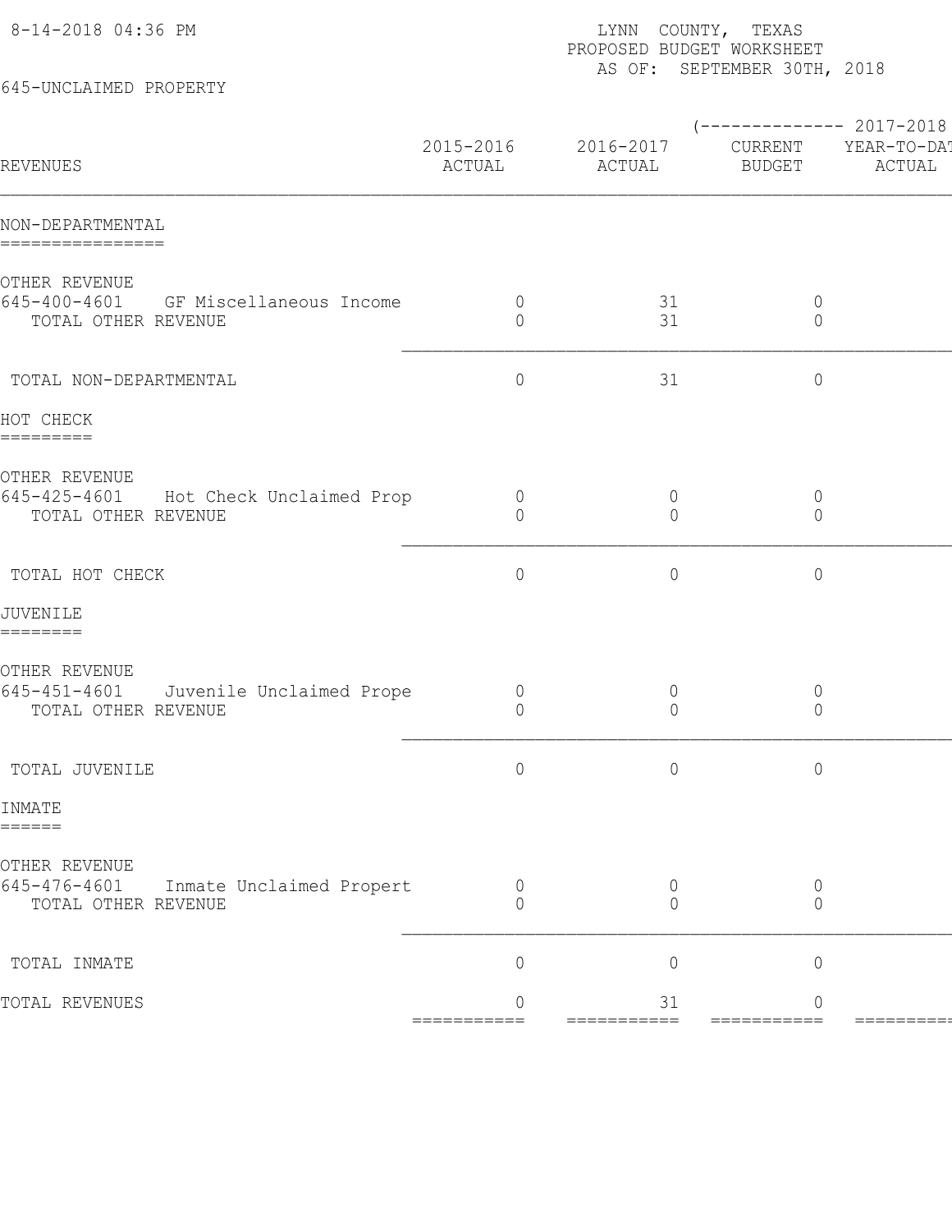LYNN COUNTY, TEXAS
PROPOSED BUDGET WORKSHEET
AS OF: SEPTEMBER 30TH, 2018

8-14-2018 04:36 PM

645-UNCLAIMED PROPERTY

| REVENUES | 2015-2016 ACTUAL | 2016-2017 ACTUAL | (-------------- 2017-2018 CURRENT BUDGET | YEAR-TO-DAT ACTUAL |
|---|---|---|---|---|
| **NON-DEPARTMENTAL** | | | | |
| OTHER REVENUE | | | | |
| 645-400-4601 GF Miscellaneous Income | 0 | 31 | 0 | |
| TOTAL OTHER REVENUE | 0 | 31 | 0 | |
| TOTAL NON-DEPARTMENTAL | 0 | 31 | 0 | |
| **HOT CHECK** | | | | |
| OTHER REVENUE | | | | |
| 645-425-4601 Hot Check Unclaimed Prop | 0 | 0 | 0 | |
| TOTAL OTHER REVENUE | 0 | 0 | 0 | |
| TOTAL HOT CHECK | 0 | 0 | 0 | |
| **JUVENILE** | | | | |
| OTHER REVENUE | | | | |
| 645-451-4601 Juvenile Unclaimed Prope | 0 | 0 | 0 | |
| TOTAL OTHER REVENUE | 0 | 0 | 0 | |
| TOTAL JUVENILE | 0 | 0 | 0 | |
| **INMATE** | | | | |
| OTHER REVENUE | | | | |
| 645-476-4601 Inmate Unclaimed Propert | 0 | 0 | 0 | |
| TOTAL OTHER REVENUE | 0 | 0 | 0 | |
| TOTAL INMATE | 0 | 0 | 0 | |
| TOTAL REVENUES | 0 | 31 | 0 | |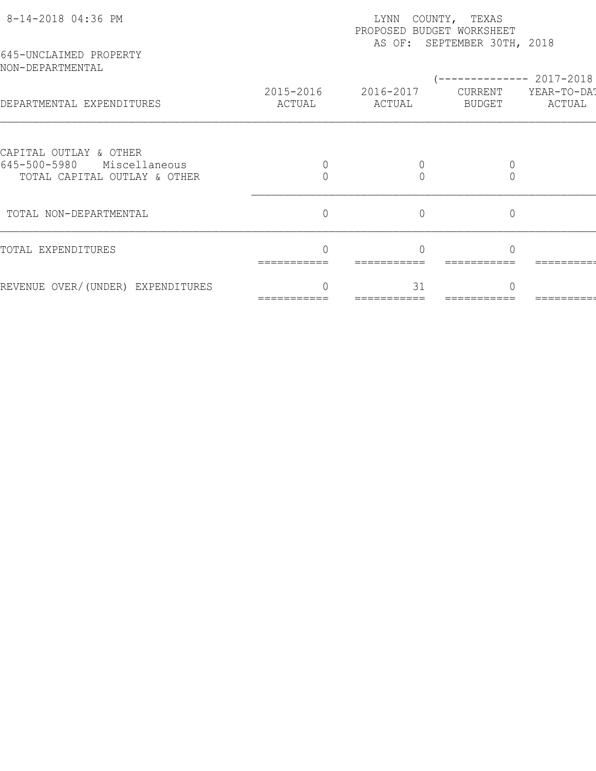8-14-2018 04:36 PM

LYNN COUNTY, TEXAS
PROPOSED BUDGET WORKSHEET
AS OF: SEPTEMBER 30TH, 2018

645-UNCLAIMED PROPERTY
NON-DEPARTMENTAL

| DEPARTMENTAL EXPENDITURES | 2015-2016 ACTUAL | 2016-2017 ACTUAL | (-------------- 2017-2018 CURRENT BUDGET | YEAR-TO-DAT ACTUAL |
|---|---|---|---|---|
| CAPITAL OUTLAY & OTHER | | | | |
| 645-500-5980 Miscellaneous | 0 | 0 | 0 | |
| TOTAL CAPITAL OUTLAY & OTHER | 0 | 0 | 0 | |
| TOTAL NON-DEPARTMENTAL | 0 | 0 | 0 | |
| TOTAL EXPENDITURES | 0 | 0 | 0 | |
| REVENUE OVER/(UNDER) EXPENDITURES | 0 | 31 | 0 | |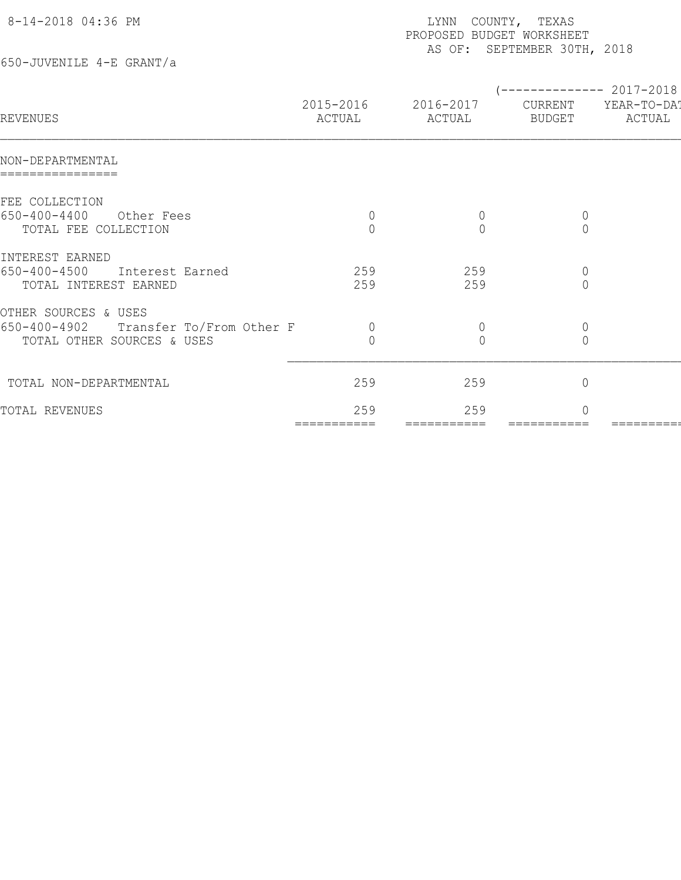8-14-2018 04:36 PM

LYNN COUNTY, TEXAS
PROPOSED BUDGET WORKSHEET
AS OF: SEPTEMBER 30TH, 2018

650-JUVENILE 4-E GRANT/a

| REVENUES | 2015-2016 ACTUAL | 2016-2017 ACTUAL | (-------------- 2017-2018 CURRENT BUDGET | YEAR-TO-DAT ACTUAL |
|---|---|---|---|---|
| **NON-DEPARTMENTAL** | | | | |
| FEE COLLECTION | | | | |
| 650-400-4400 Other Fees | 0 | 0 | 0 | |
| TOTAL FEE COLLECTION | 0 | 0 | 0 | |
| INTEREST EARNED | | | | |
| 650-400-4500 Interest Earned | 259 | 259 | 0 | |
| TOTAL INTEREST EARNED | 259 | 259 | 0 | |
| OTHER SOURCES & USES | | | | |
| 650-400-4902 Transfer To/From Other F | 0 | 0 | 0 | |
| TOTAL OTHER SOURCES & USES | 0 | 0 | 0 | |
| TOTAL NON-DEPARTMENTAL | 259 | 259 | 0 | |
| TOTAL REVENUES | 259 | 259 | 0 | |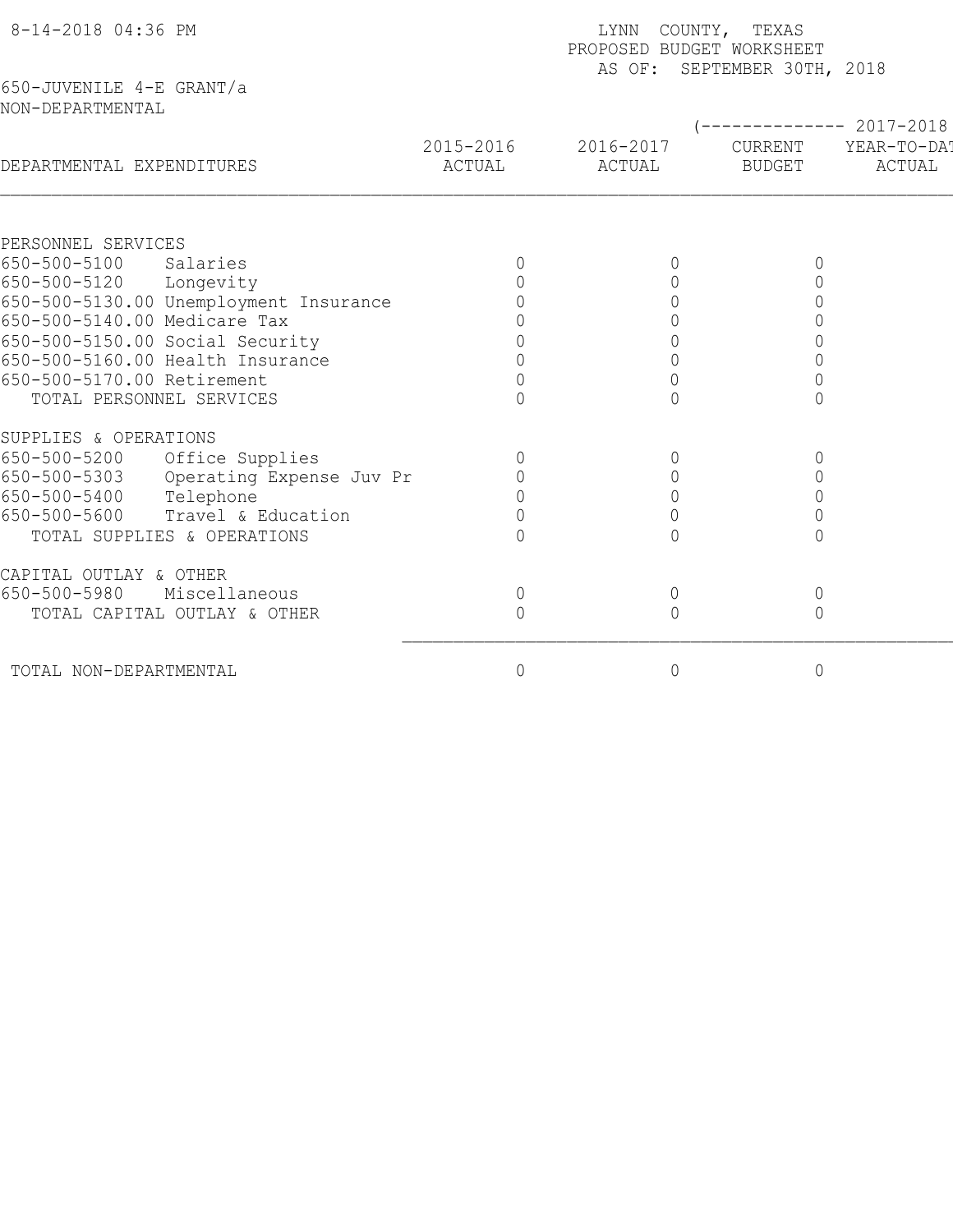8-14-2018 04:36 PM

LYNN COUNTY, TEXAS
PROPOSED BUDGET WORKSHEET
AS OF: SEPTEMBER 30TH, 2018

650-JUVENILE 4-E GRANT/a
NON-DEPARTMENTAL

| DEPARTMENTAL EXPENDITURES | 2015-2016 ACTUAL | 2016-2017 ACTUAL | (-------------- 2017-2018 CURRENT BUDGET | YEAR-TO-DAT ACTUAL |
|---|---|---|---|---|
| PERSONNEL SERVICES | | | | |
| 650-500-5100 Salaries | 0 | 0 | 0 | |
| 650-500-5120 Longevity | 0 | 0 | 0 | |
| 650-500-5130.00 Unemployment Insurance | 0 | 0 | 0 | |
| 650-500-5140.00 Medicare Tax | 0 | 0 | 0 | |
| 650-500-5150.00 Social Security | 0 | 0 | 0 | |
| 650-500-5160.00 Health Insurance | 0 | 0 | 0 | |
| 650-500-5170.00 Retirement | 0 | 0 | 0 | |
| TOTAL PERSONNEL SERVICES | 0 | 0 | 0 | |
| SUPPLIES & OPERATIONS | | | | |
| 650-500-5200 Office Supplies | 0 | 0 | 0 | |
| 650-500-5303 Operating Expense Juv Pr | 0 | 0 | 0 | |
| 650-500-5400 Telephone | 0 | 0 | 0 | |
| 650-500-5600 Travel & Education | 0 | 0 | 0 | |
| TOTAL SUPPLIES & OPERATIONS | 0 | 0 | 0 | |
| CAPITAL OUTLAY & OTHER | | | | |
| 650-500-5980 Miscellaneous | 0 | 0 | 0 | |
| TOTAL CAPITAL OUTLAY & OTHER | 0 | 0 | 0 | |
| TOTAL NON-DEPARTMENTAL | 0 | 0 | 0 | |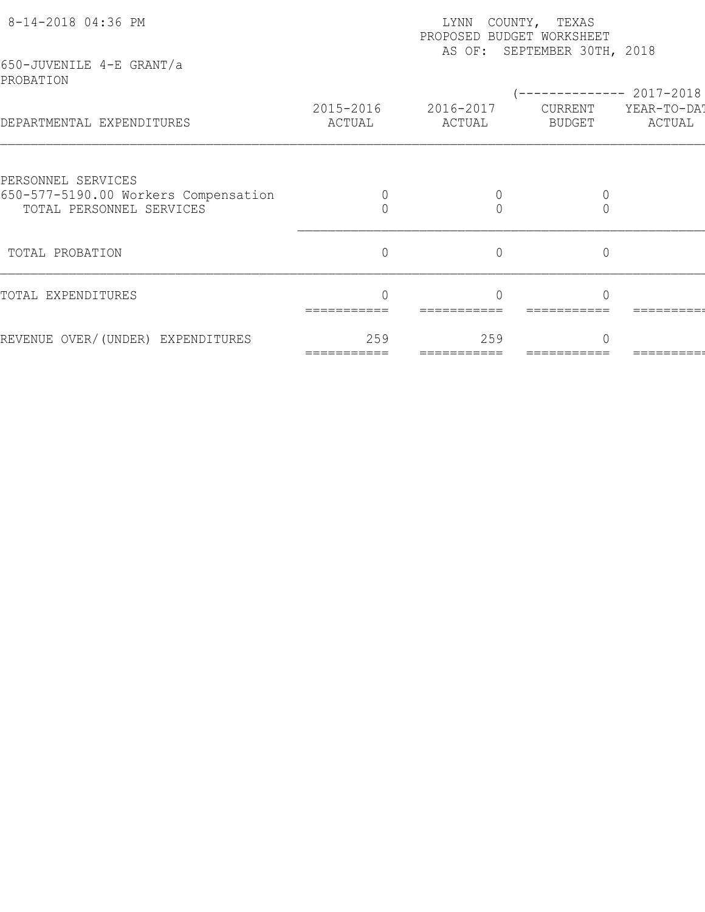8-14-2018 04:36 PM

LYNN COUNTY, TEXAS
PROPOSED BUDGET WORKSHEET
AS OF: SEPTEMBER 30TH, 2018

650-JUVENILE 4-E GRANT/a
PROBATION

| DEPARTMENTAL EXPENDITURES | 2015-2016 ACTUAL | 2016-2017 ACTUAL | (-------------- 2017-2018 CURRENT BUDGET | YEAR-TO-DAT ACTUAL |
|---|---|---|---|---|
| PERSONNEL SERVICES | | | | |
| 650-577-5190.00 Workers Compensation | 0 | 0 | 0 | |
| TOTAL PERSONNEL SERVICES | 0 | 0 | 0 | |
| TOTAL PROBATION | 0 | 0 | 0 | |
| TOTAL EXPENDITURES | 0 | 0 | 0 | |
| REVENUE OVER/(UNDER) EXPENDITURES | 259 | 259 | 0 | |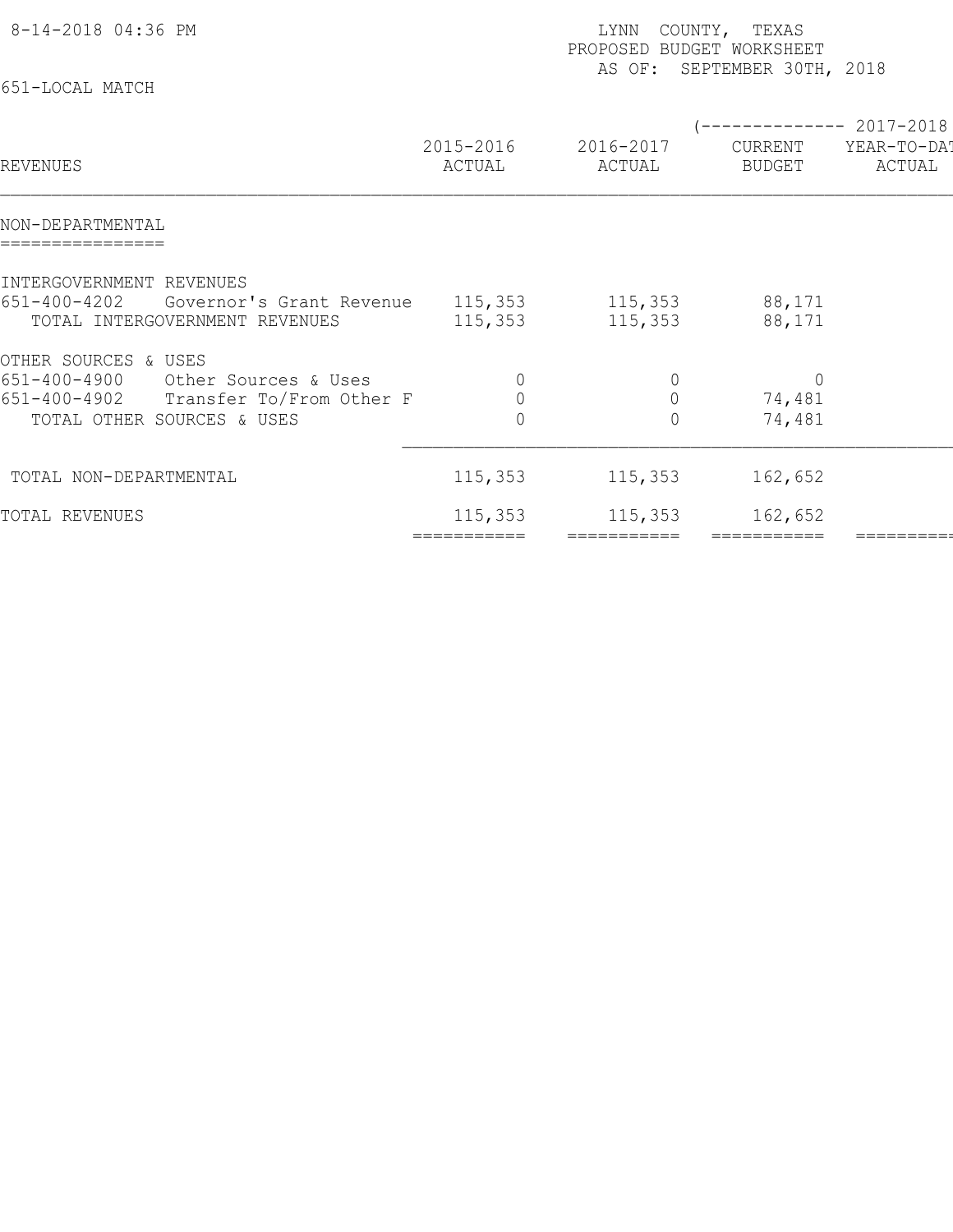8-14-2018 04:36 PM

LYNN COUNTY, TEXAS
PROPOSED BUDGET WORKSHEET
AS OF: SEPTEMBER 30TH, 2018

651-LOCAL MATCH

| REVENUES | 2015-2016 ACTUAL | 2016-2017 ACTUAL | (-------------- 2017-2018 CURRENT BUDGET | YEAR-TO-DAT ACTUAL |
|---|---|---|---|---|
| **NON-DEPARTMENTAL** | | | | |
| INTERGOVERNMENT REVENUES | | | | |
| 651-400-4202 Governor's Grant Revenue | 115,353 | 115,353 | 88,171 | |
| TOTAL INTERGOVERNMENT REVENUES | 115,353 | 115,353 | 88,171 | |
| OTHER SOURCES & USES | | | | |
| 651-400-4900 Other Sources & Uses | 0 | 0 | 0 | |
| 651-400-4902 Transfer To/From Other F | 0 | 0 | 74,481 | |
| TOTAL OTHER SOURCES & USES | 0 | 0 | 74,481 | |
| TOTAL NON-DEPARTMENTAL | 115,353 | 115,353 | 162,652 | |
| TOTAL REVENUES | 115,353 | 115,353 | 162,652 | |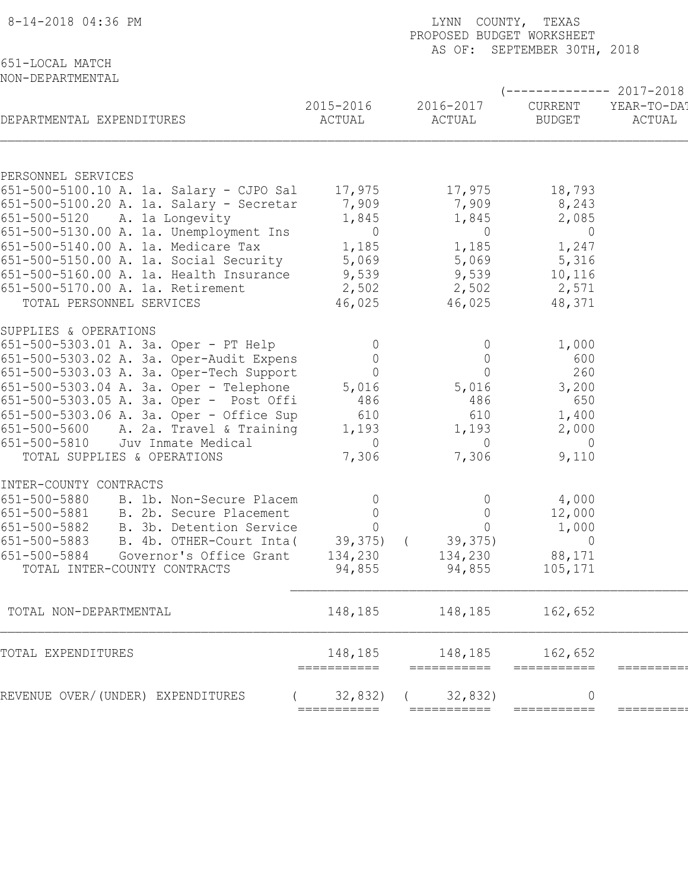8-14-2018 04:36 PM

LYNN COUNTY, TEXAS
PROPOSED BUDGET WORKSHEET
AS OF: SEPTEMBER 30TH, 2018

651-LOCAL MATCH
NON-DEPARTMENTAL

| DEPARTMENTAL EXPENDITURES | 2015-2016 ACTUAL | 2016-2017 ACTUAL | 2017-2018 CURRENT BUDGET | 2017-2018 YEAR-TO-DATE ACTUAL |
|---|---|---|---|---|
| PERSONNEL SERVICES | | | | |
| 651-500-5100.10 A. 1a. Salary - CJPO Sal | 17,975 | 17,975 | 18,793 | |
| 651-500-5100.20 A. 1a. Salary - Secretar | 7,909 | 7,909 | 8,243 | |
| 651-500-5120 A. 1a Longevity | 1,845 | 1,845 | 2,085 | |
| 651-500-5130.00 A. 1a. Unemployment Ins | 0 | 0 | 0 | |
| 651-500-5140.00 A. 1a. Medicare Tax | 1,185 | 1,185 | 1,247 | |
| 651-500-5150.00 A. 1a. Social Security | 5,069 | 5,069 | 5,316 | |
| 651-500-5160.00 A. 1a. Health Insurance | 9,539 | 9,539 | 10,116 | |
| 651-500-5170.00 A. 1a. Retirement | 2,502 | 2,502 | 2,571 | |
| TOTAL PERSONNEL SERVICES | 46,025 | 46,025 | 48,371 | |
| SUPPLIES & OPERATIONS | | | | |
| 651-500-5303.01 A. 3a. Oper - PT Help | 0 | 0 | 1,000 | |
| 651-500-5303.02 A. 3a. Oper-Audit Expens | 0 | 0 | 600 | |
| 651-500-5303.03 A. 3a. Oper-Tech Support | 0 | 0 | 260 | |
| 651-500-5303.04 A. 3a. Oper - Telephone | 5,016 | 5,016 | 3,200 | |
| 651-500-5303.05 A. 3a. Oper - Post Offi | 486 | 486 | 650 | |
| 651-500-5303.06 A. 3a. Oper - Office Sup | 610 | 610 | 1,400 | |
| 651-500-5600 A. 2a. Travel & Training | 1,193 | 1,193 | 2,000 | |
| 651-500-5810 Juv Inmate Medical | 0 | 0 | 0 | |
| TOTAL SUPPLIES & OPERATIONS | 7,306 | 7,306 | 9,110 | |
| INTER-COUNTY CONTRACTS | | | | |
| 651-500-5880 B. 1b. Non-Secure Placem | 0 | 0 | 4,000 | |
| 651-500-5881 B. 2b. Secure Placement | 0 | 0 | 12,000 | |
| 651-500-5882 B. 3b. Detention Service | 0 | 0 | 1,000 | |
| 651-500-5883 B. 4b. OTHER-Court Inta | ( 39,375) | ( 39,375) | 0 | |
| 651-500-5884 Governor's Office Grant | 134,230 | 134,230 | 88,171 | |
| TOTAL INTER-COUNTY CONTRACTS | 94,855 | 94,855 | 105,171 | |
| TOTAL NON-DEPARTMENTAL | 148,185 | 148,185 | 162,652 | |
| TOTAL EXPENDITURES | 148,185 | 148,185 | 162,652 | |
| REVENUE OVER/(UNDER) EXPENDITURES | ( 32,832) | ( 32,832) | 0 | |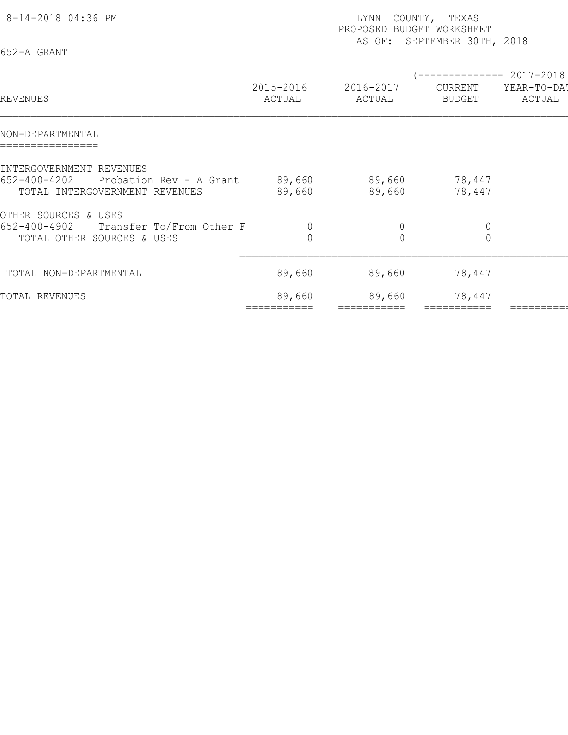8-14-2018 04:36 PM

LYNN COUNTY, TEXAS
PROPOSED BUDGET WORKSHEET
AS OF: SEPTEMBER 30TH, 2018

652-A GRANT

| REVENUES | 2015-2016 ACTUAL | 2016-2017 ACTUAL | 2017-2018 CURRENT BUDGET | 2017-2018 YEAR-TO-DAT ACTUAL |
|---|---|---|---|---|
| **NON-DEPARTMENTAL** | | | | |
| INTERGOVERNMENT REVENUES | | | | |
| 652-400-4202 Probation Rev - A Grant | 89,660 | 89,660 | 78,447 | |
| TOTAL INTERGOVERNMENT REVENUES | 89,660 | 89,660 | 78,447 | |
| OTHER SOURCES & USES | | | | |
| 652-400-4902 Transfer To/From Other F | 0 | 0 | 0 | |
| TOTAL OTHER SOURCES & USES | 0 | 0 | 0 | |
| TOTAL NON-DEPARTMENTAL | 89,660 | 89,660 | 78,447 | |
| TOTAL REVENUES | 89,660 | 89,660 | 78,447 | |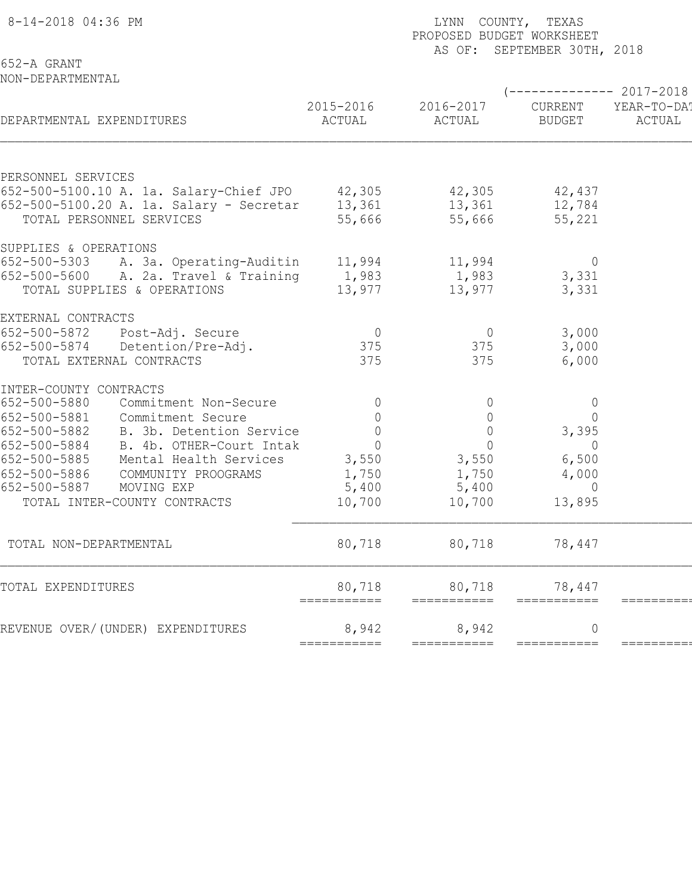8-14-2018 04:36 PM

LYNN COUNTY, TEXAS
PROPOSED BUDGET WORKSHEET
AS OF: SEPTEMBER 30TH, 2018

652-A GRANT
NON-DEPARTMENTAL

| DEPARTMENTAL EXPENDITURES | 2015-2016 ACTUAL | 2016-2017 ACTUAL | 2017-2018 CURRENT BUDGET | 2017-2018 YEAR-TO-DAT ACTUAL |
|---|---|---|---|---|
| **PERSONNEL SERVICES** | | | | |
| 652-500-5100.10 A. 1a. Salary-Chief JPO | 42,305 | 42,305 | 42,437 | |
| 652-500-5100.20 A. 1a. Salary - Secretar | 13,361 | 13,361 | 12,784 | |
| TOTAL PERSONNEL SERVICES | 55,666 | 55,666 | 55,221 | |
| **SUPPLIES & OPERATIONS** | | | | |
| 652-500-5303 A. 3a. Operating-Auditin | 11,994 | 11,994 | 0 | |
| 652-500-5600 A. 2a. Travel & Training | 1,983 | 1,983 | 3,331 | |
| TOTAL SUPPLIES & OPERATIONS | 13,977 | 13,977 | 3,331 | |
| **EXTERNAL CONTRACTS** | | | | |
| 652-500-5872 Post-Adj. Secure | 0 | 0 | 3,000 | |
| 652-500-5874 Detention/Pre-Adj. | 375 | 375 | 3,000 | |
| TOTAL EXTERNAL CONTRACTS | 375 | 375 | 6,000 | |
| **INTER-COUNTY CONTRACTS** | | | | |
| 652-500-5880 Commitment Non-Secure | 0 | 0 | 0 | |
| 652-500-5881 Commitment Secure | 0 | 0 | 0 | |
| 652-500-5882 B. 3b. Detention Service | 0 | 0 | 3,395 | |
| 652-500-5884 B. 4b. OTHER-Court Intak | 0 | 0 | 0 | |
| 652-500-5885 Mental Health Services | 3,550 | 3,550 | 6,500 | |
| 652-500-5886 COMMUNITY PROOGRAMS | 1,750 | 1,750 | 4,000 | |
| 652-500-5887 MOVING EXP | 5,400 | 5,400 | 0 | |
| TOTAL INTER-COUNTY CONTRACTS | 10,700 | 10,700 | 13,895 | |
| TOTAL NON-DEPARTMENTAL | 80,718 | 80,718 | 78,447 | |
| TOTAL EXPENDITURES | 80,718 | 80,718 | 78,447 | |
| REVENUE OVER/(UNDER) EXPENDITURES | 8,942 | 8,942 | 0 | |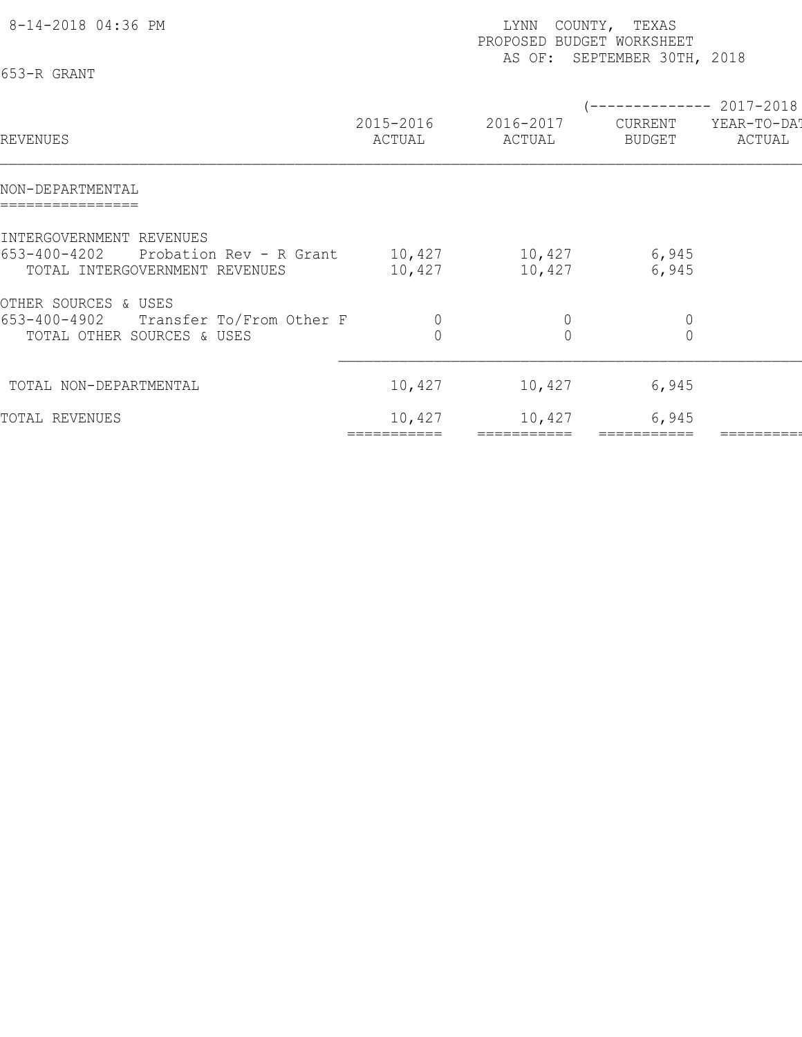8-14-2018 04:36 PM

LYNN COUNTY, TEXAS
PROPOSED BUDGET WORKSHEET
AS OF: SEPTEMBER 30TH, 2018

653-R GRANT

| REVENUES | 2015-2016 ACTUAL | 2016-2017 ACTUAL | 2017-2018 CURRENT BUDGET | 2017-2018 YEAR-TO-DAT ACTUAL |
|---|---|---|---|---|
| **NON-DEPARTMENTAL** | | | | |
| INTERGOVERNMENT REVENUES | | | | |
| 653-400-4202 Probation Rev - R Grant | 10,427 | 10,427 | 6,945 | |
| TOTAL INTERGOVERNMENT REVENUES | 10,427 | 10,427 | 6,945 | |
| OTHER SOURCES & USES | | | | |
| 653-400-4902 Transfer To/From Other F | 0 | 0 | 0 | |
| TOTAL OTHER SOURCES & USES | 0 | 0 | 0 | |
| TOTAL NON-DEPARTMENTAL | 10,427 | 10,427 | 6,945 | |
| TOTAL REVENUES | 10,427 | 10,427 | 6,945 | |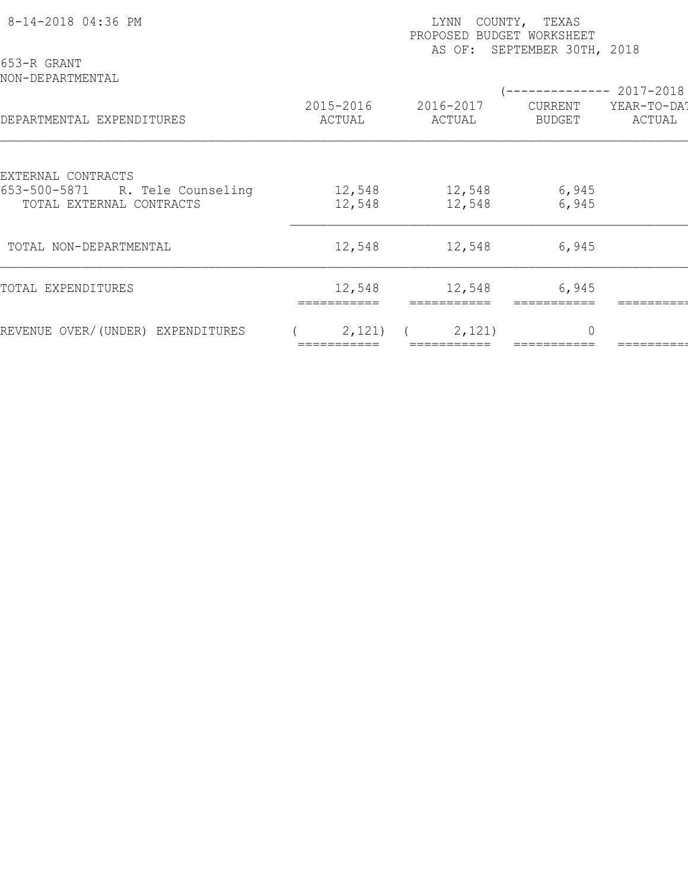8-14-2018 04:36 PM

LYNN COUNTY, TEXAS
PROPOSED BUDGET WORKSHEET
AS OF: SEPTEMBER 30TH, 2018

653-R GRANT
NON-DEPARTMENTAL

| DEPARTMENTAL EXPENDITURES | 2015-2016 ACTUAL | 2016-2017 ACTUAL | (-------------- 2017-2018 CURRENT BUDGET | YEAR-TO-DAT ACTUAL |
|---|---|---|---|---|
| EXTERNAL CONTRACTS | | | | |
| 653-500-5871 R. Tele Counseling | 12,548 | 12,548 | 6,945 | |
| TOTAL EXTERNAL CONTRACTS | 12,548 | 12,548 | 6,945 | |
| TOTAL NON-DEPARTMENTAL | 12,548 | 12,548 | 6,945 | |
| TOTAL EXPENDITURES | 12,548 | 12,548 | 6,945 | |
| REVENUE OVER/(UNDER) EXPENDITURES | ( 2,121) | ( 2,121) | 0 | |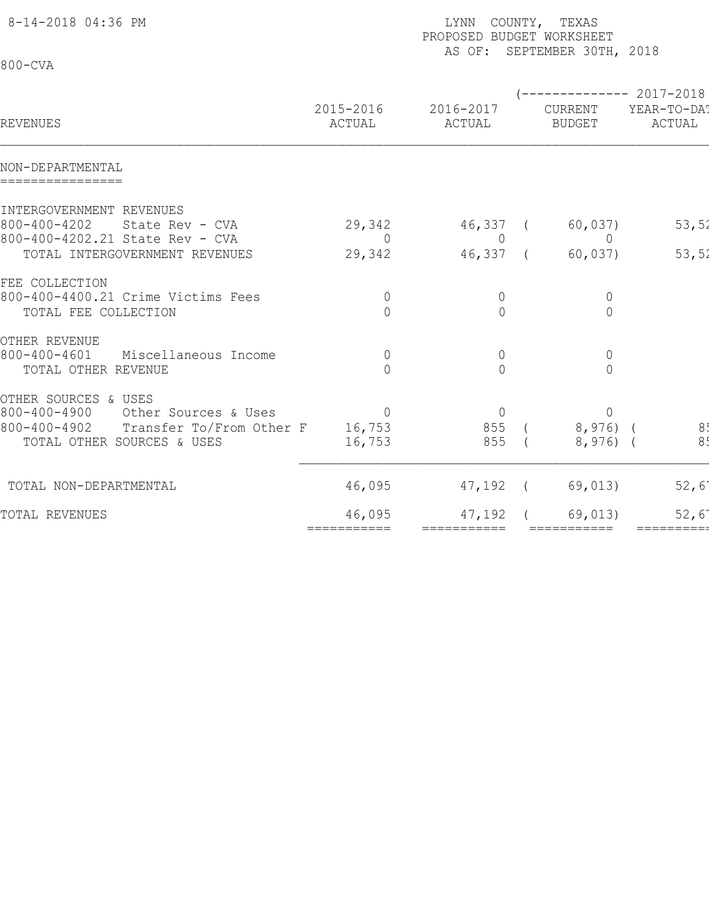8-14-2018 04:36 PM

LYNN COUNTY, TEXAS
PROPOSED BUDGET WORKSHEET
AS OF: SEPTEMBER 30TH, 2018

800-CVA

| REVENUES | 2015-2016 ACTUAL | 2016-2017 ACTUAL | 2017-2018 CURRENT BUDGET | 2017-2018 YEAR-TO-DAT ACTUAL |
|---|---|---|---|---|
| **NON-DEPARTMENTAL** | | | | |
| INTERGOVERNMENT REVENUES | | | | |
| 800-400-4202 State Rev - CVA | 29,342 | 46,337 | ( 60,037) | 53,52 |
| 800-400-4202.21 State Rev - CVA | 0 | 0 | 0 | |
| TOTAL INTERGOVERNMENT REVENUES | 29,342 | 46,337 | ( 60,037) | 53,52 |
| FEE COLLECTION | | | | |
| 800-400-4400.21 Crime Victims Fees | 0 | 0 | 0 | |
| TOTAL FEE COLLECTION | 0 | 0 | 0 | |
| OTHER REVENUE | | | | |
| 800-400-4601 Miscellaneous Income | 0 | 0 | 0 | |
| TOTAL OTHER REVENUE | 0 | 0 | 0 | |
| OTHER SOURCES & USES | | | | |
| 800-400-4900 Other Sources & Uses | 0 | 0 | 0 | |
| 800-400-4902 Transfer To/From Other F | 16,753 | 855 | ( 8,976) | ( 85 |
| TOTAL OTHER SOURCES & USES | 16,753 | 855 | ( 8,976) | ( 85 |
| TOTAL NON-DEPARTMENTAL | 46,095 | 47,192 | ( 69,013) | 52,67 |
| TOTAL REVENUES | 46,095 | 47,192 | ( 69,013) | 52,67 |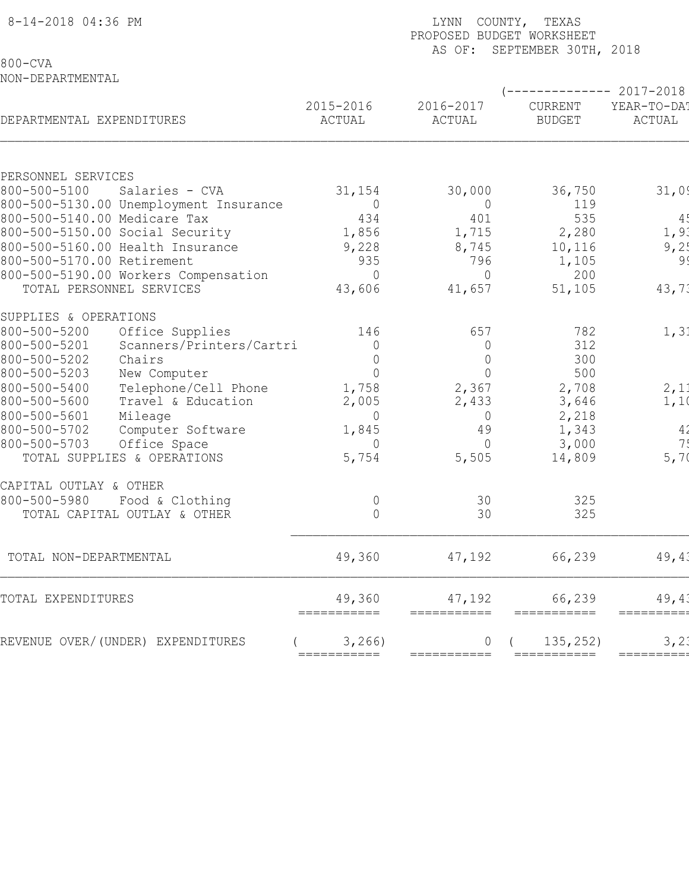8-14-2018 04:36 PM

LYNN COUNTY, TEXAS
PROPOSED BUDGET WORKSHEET
AS OF: SEPTEMBER 30TH, 2018

800-CVA
NON-DEPARTMENTAL

| DEPARTMENTAL EXPENDITURES | 2015-2016 ACTUAL | 2016-2017 ACTUAL | 2017-2018 CURRENT BUDGET | 2017-2018 YEAR-TO-DAT ACTUAL |
|---|---|---|---|---|
| PERSONNEL SERVICES | | | | |
| 800-500-5100 Salaries - CVA | 31,154 | 30,000 | 36,750 | 31,09 |
| 800-500-5130.00 Unemployment Insurance | 0 | 0 | 119 | |
| 800-500-5140.00 Medicare Tax | 434 | 401 | 535 | 45 |
| 800-500-5150.00 Social Security | 1,856 | 1,715 | 2,280 | 1,93 |
| 800-500-5160.00 Health Insurance | 9,228 | 8,745 | 10,116 | 9,25 |
| 800-500-5170.00 Retirement | 935 | 796 | 1,105 | 99 |
| 800-500-5190.00 Workers Compensation | 0 | 0 | 200 | |
| TOTAL PERSONNEL SERVICES | 43,606 | 41,657 | 51,105 | 43,73 |
| SUPPLIES & OPERATIONS | | | | |
| 800-500-5200 Office Supplies | 146 | 657 | 782 | 1,31 |
| 800-500-5201 Scanners/Printers/Cartri | 0 | 0 | 312 | |
| 800-500-5202 Chairs | 0 | 0 | 300 | |
| 800-500-5203 New Computer | 0 | 0 | 500 | |
| 800-500-5400 Telephone/Cell Phone | 1,758 | 2,367 | 2,708 | 2,11 |
| 800-500-5600 Travel & Education | 2,005 | 2,433 | 3,646 | 1,10 |
| 800-500-5601 Mileage | 0 | 0 | 2,218 | |
| 800-500-5702 Computer Software | 1,845 | 49 | 1,343 | 42 |
| 800-500-5703 Office Space | 0 | 0 | 3,000 | 75 |
| TOTAL SUPPLIES & OPERATIONS | 5,754 | 5,505 | 14,809 | 5,70 |
| CAPITAL OUTLAY & OTHER | | | | |
| 800-500-5980 Food & Clothing | 0 | 30 | 325 | |
| TOTAL CAPITAL OUTLAY & OTHER | 0 | 30 | 325 | |
| TOTAL NON-DEPARTMENTAL | 49,360 | 47,192 | 66,239 | 49,43 |
| TOTAL EXPENDITURES | 49,360 | 47,192 | 66,239 | 49,43 |
| REVENUE OVER/(UNDER) EXPENDITURES | ( 3,266) | 0 | ( 135,252) | 3,23 |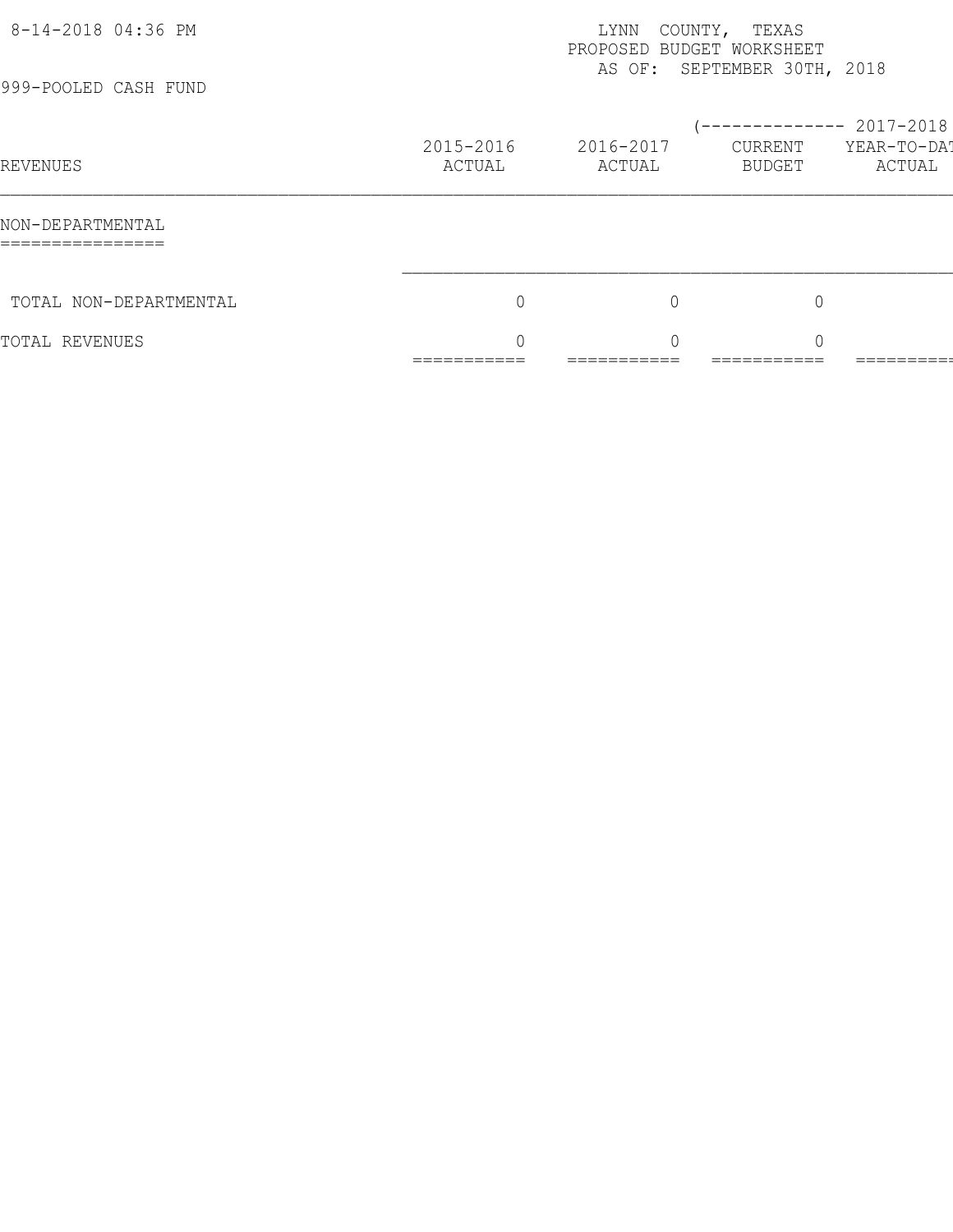LYNN COUNTY, TEXAS
PROPOSED BUDGET WORKSHEET
AS OF: SEPTEMBER 30TH, 2018

999-POOLED CASH FUND

| REVENUES | 2015-2016 ACTUAL | 2016-2017 ACTUAL | (-------------- 2017-2018 CURRENT BUDGET | YEAR-TO-DAT ACTUAL |
|---|---|---|---|---|
| **NON-DEPARTMENTAL** | | | | |
| TOTAL NON-DEPARTMENTAL | 0 | 0 | 0 | |
| TOTAL REVENUES | 0 | 0 | 0 | |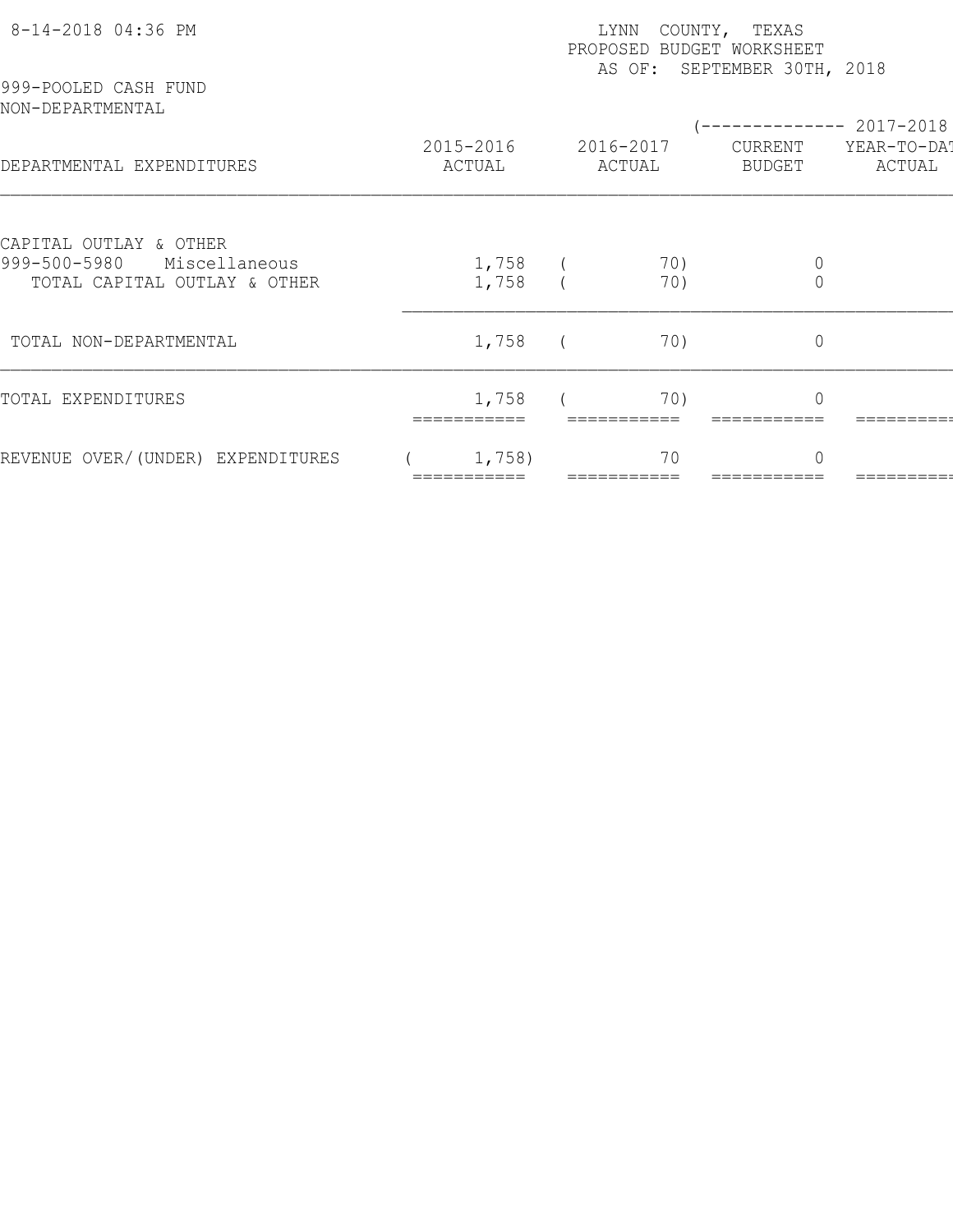8-14-2018 04:36 PM

LYNN COUNTY, TEXAS
PROPOSED BUDGET WORKSHEET
AS OF: SEPTEMBER 30TH, 2018

999-POOLED CASH FUND
NON-DEPARTMENTAL

| DEPARTMENTAL EXPENDITURES | 2015-2016 ACTUAL | 2016-2017 ACTUAL | (-------------- 2017-2018 CURRENT BUDGET | YEAR-TO-DAT ACTUAL |
|---|---|---|---|---|
| CAPITAL OUTLAY & OTHER | | | | |
| 999-500-5980 Miscellaneous | 1,758 | ( 70) | 0 | |
| TOTAL CAPITAL OUTLAY & OTHER | 1,758 | ( 70) | 0 | |
| TOTAL NON-DEPARTMENTAL | 1,758 | ( 70) | 0 | |
| TOTAL EXPENDITURES | 1,758 | ( 70) | 0 | |
| REVENUE OVER/(UNDER) EXPENDITURES | ( 1,758) | 70 | 0 | |